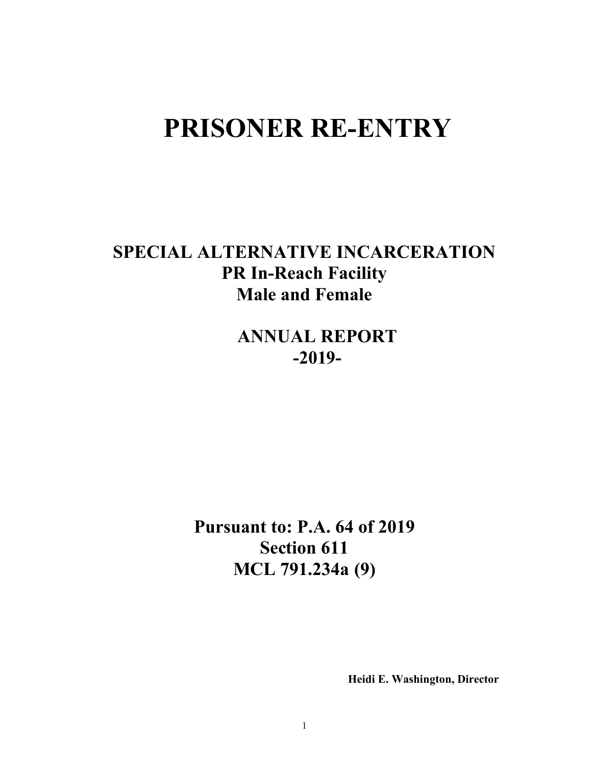# PRISONER RE-ENTRY

## SPECIAL ALTERNATIVE INCARCERATION
## PR In-Reach Facility
## Male and Female

## ANNUAL REPORT
## -2019-

## Pursuant to: P.A. 64 of 2019
## Section 611
## MCL 791.234a (9)

**Heidi E. Washington, Director**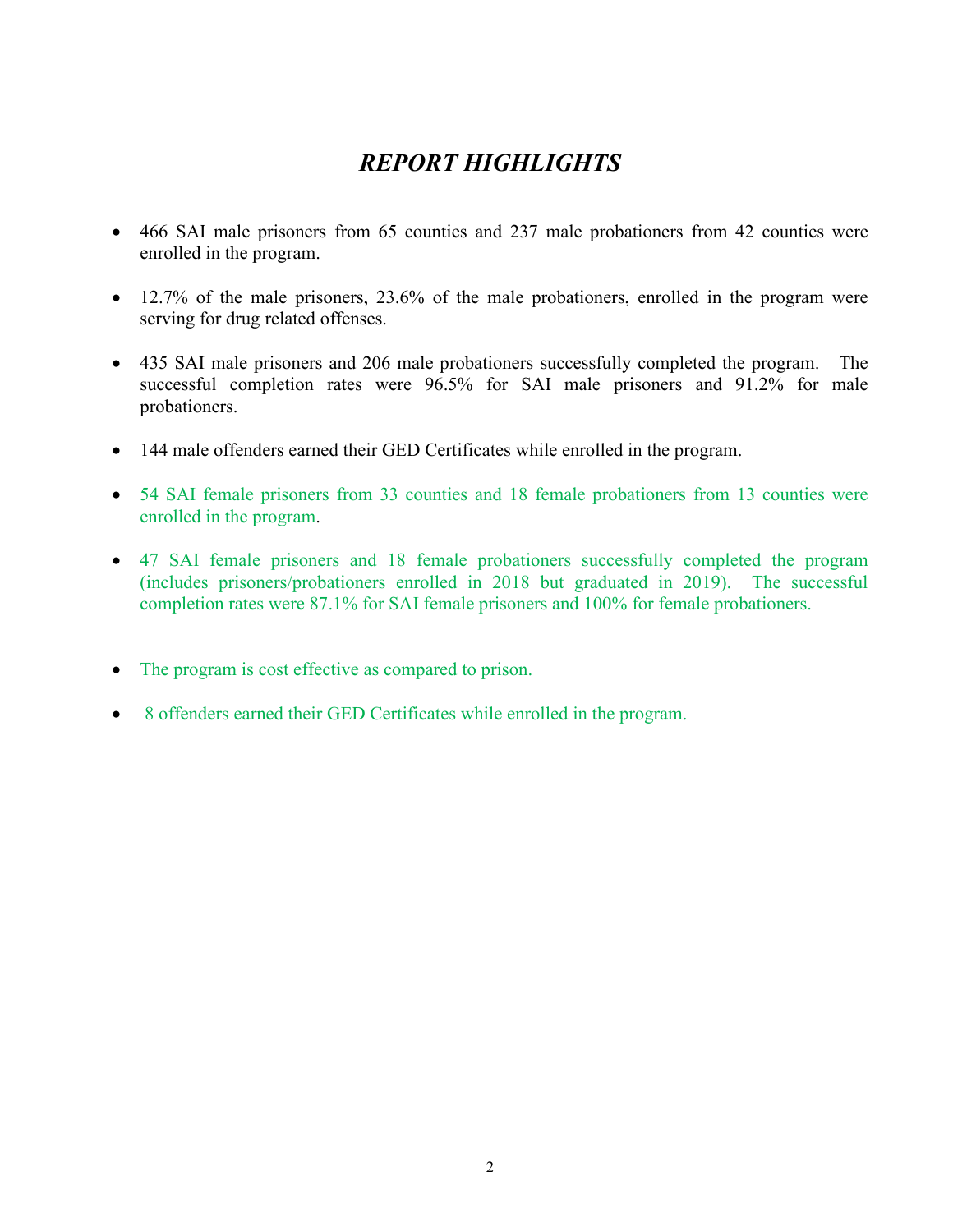# *REPORT HIGHLIGHTS*

- 466 SAI male prisoners from 65 counties and 237 male probationers from 42 counties were enrolled in the program.
- 12.7% of the male prisoners, 23.6% of the male probationers, enrolled in the program were serving for drug related offenses.
- 435 SAI male prisoners and 206 male probationers successfully completed the program. The successful completion rates were 96.5% for SAI male prisoners and 91.2% for male probationers.
- 144 male offenders earned their GED Certificates while enrolled in the program.
- 54 SAI female prisoners from 33 counties and 18 female probationers from 13 counties were enrolled in the program.
- 47 SAI female prisoners and 18 female probationers successfully completed the program (includes prisoners/probationers enrolled in 2018 but graduated in 2019). The successful completion rates were 87.1% for SAI female prisoners and 100% for female probationers.
- The program is cost effective as compared to prison.
- 8 offenders earned their GED Certificates while enrolled in the program.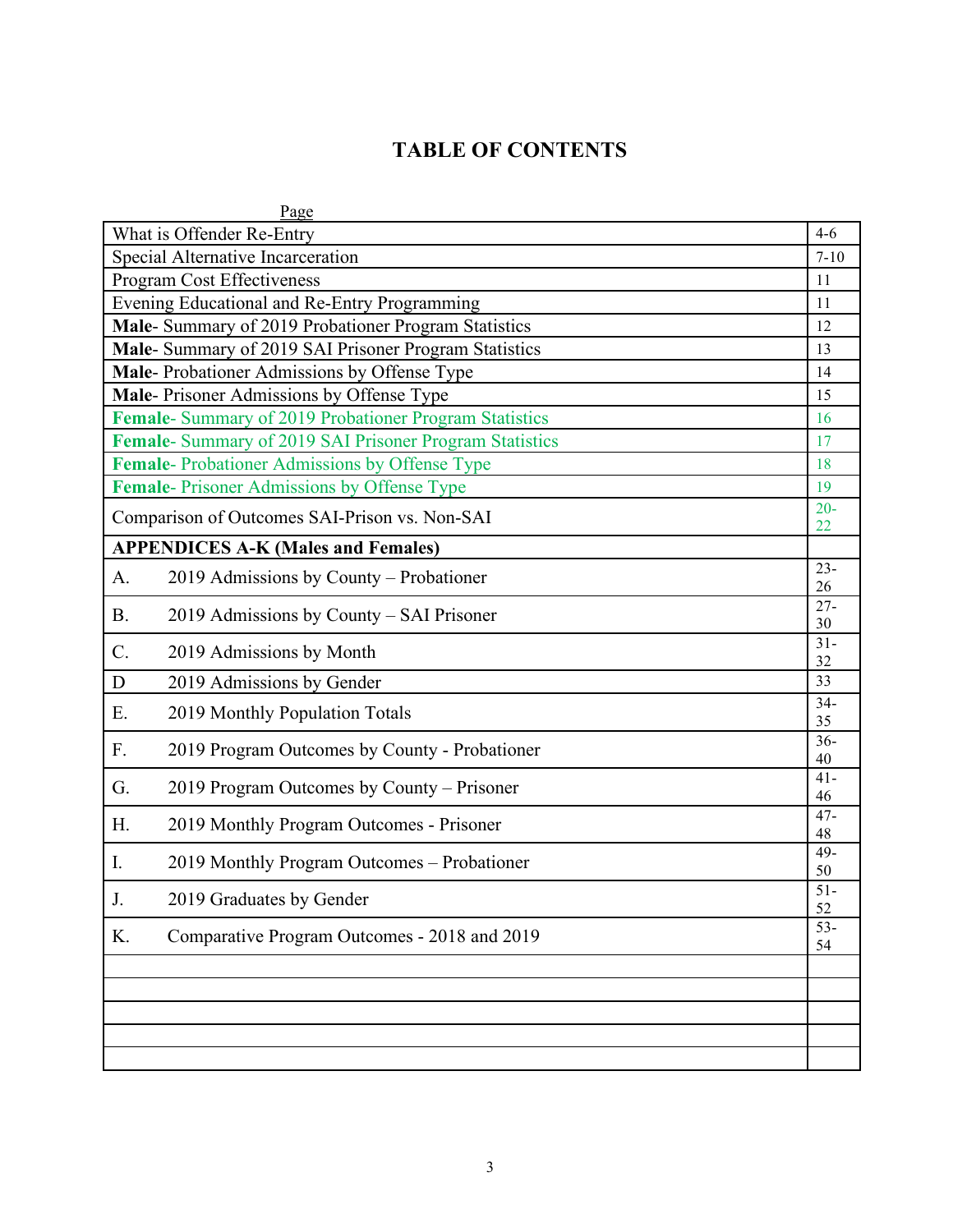# TABLE OF CONTENTS

| | Page |
|---|---|
| What is Offender Re-Entry | 4-6 |
| Special Alternative Incarceration | 7-10 |
| Program Cost Effectiveness | 11 |
| Evening Educational and Re-Entry Programming | 11 |
| **Male**- Summary of 2019 Probationer Program Statistics | 12 |
| **Male**- Summary of 2019 SAI Prisoner Program Statistics | 13 |
| **Male**- Probationer Admissions by Offense Type | 14 |
| **Male**- Prisoner Admissions by Offense Type | 15 |
| **Female**- Summary of 2019 Probationer Program Statistics | 16 |
| **Female**- Summary of 2019 SAI Prisoner Program Statistics | 17 |
| **Female**- Probationer Admissions by Offense Type | 18 |
| **Female**- Prisoner Admissions by Offense Type | 19 |
| Comparison of Outcomes SAI-Prison vs. Non-SAI | 20-22 |
| **APPENDICES A-K (Males and Females)** | |
| A. 2019 Admissions by County – Probationer | 23-26 |
| B. 2019 Admissions by County – SAI Prisoner | 27-30 |
| C. 2019 Admissions by Month | 31-32 |
| D 2019 Admissions by Gender | 33 |
| E. 2019 Monthly Population Totals | 34-35 |
| F. 2019 Program Outcomes by County - Probationer | 36-40 |
| G. 2019 Program Outcomes by County – Prisoner | 41-46 |
| H. 2019 Monthly Program Outcomes - Prisoner | 47-48 |
| I. 2019 Monthly Program Outcomes – Probationer | 49-50 |
| J. 2019 Graduates by Gender | 51-52 |
| K. Comparative Program Outcomes - 2018 and 2019 | 53-54 |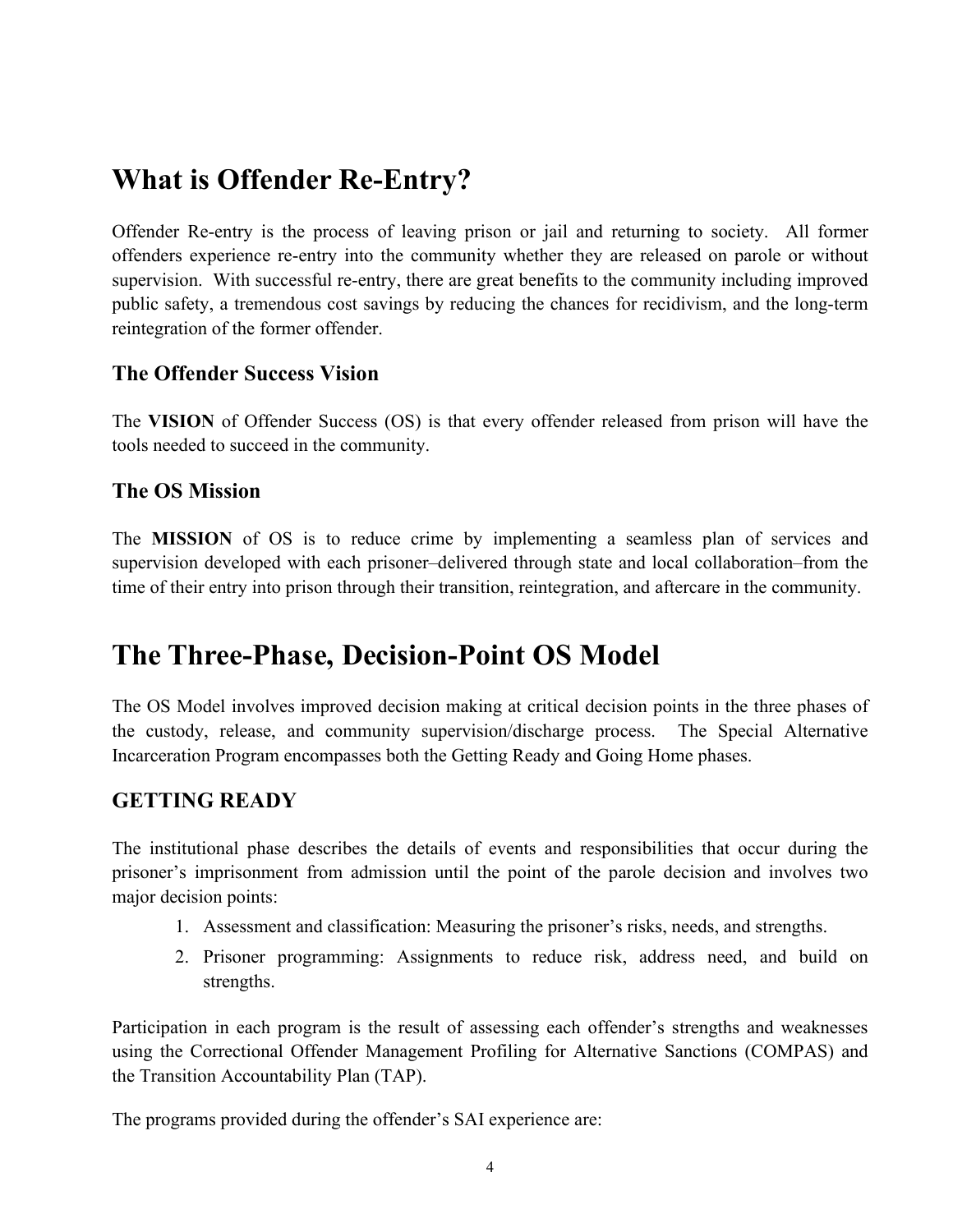# What is Offender Re-Entry?

Offender Re-entry is the process of leaving prison or jail and returning to society. All former offenders experience re-entry into the community whether they are released on parole or without supervision. With successful re-entry, there are great benefits to the community including improved public safety, a tremendous cost savings by reducing the chances for recidivism, and the long-term reintegration of the former offender.

## The Offender Success Vision

The **VISION** of Offender Success (OS) is that every offender released from prison will have the tools needed to succeed in the community.

## The OS Mission

The **MISSION** of OS is to reduce crime by implementing a seamless plan of services and supervision developed with each prisoner–delivered through state and local collaboration–from the time of their entry into prison through their transition, reintegration, and aftercare in the community.

# The Three-Phase, Decision-Point OS Model

The OS Model involves improved decision making at critical decision points in the three phases of the custody, release, and community supervision/discharge process. The Special Alternative Incarceration Program encompasses both the Getting Ready and Going Home phases.

## GETTING READY

The institutional phase describes the details of events and responsibilities that occur during the prisoner's imprisonment from admission until the point of the parole decision and involves two major decision points:

1. Assessment and classification: Measuring the prisoner's risks, needs, and strengths.
2. Prisoner programming: Assignments to reduce risk, address need, and build on strengths.

Participation in each program is the result of assessing each offender's strengths and weaknesses using the Correctional Offender Management Profiling for Alternative Sanctions (COMPAS) and the Transition Accountability Plan (TAP).

The programs provided during the offender's SAI experience are: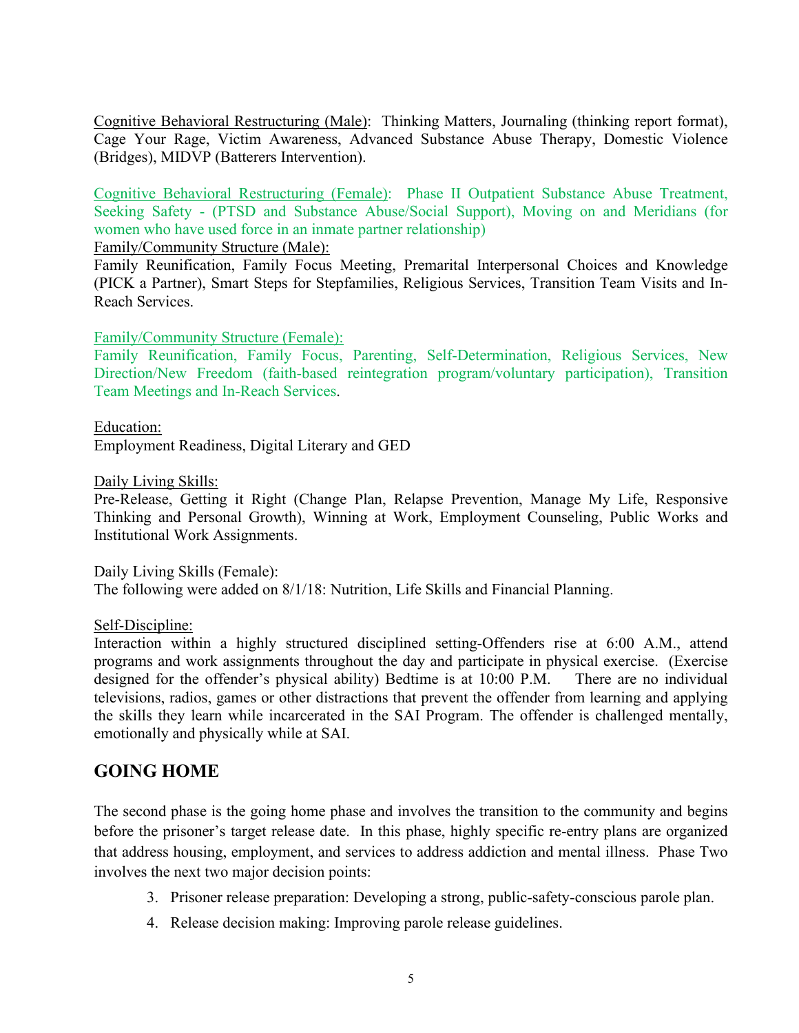Cognitive Behavioral Restructuring (Male): Thinking Matters, Journaling (thinking report format), Cage Your Rage, Victim Awareness, Advanced Substance Abuse Therapy, Domestic Violence (Bridges), MIDVP (Batterers Intervention).

Cognitive Behavioral Restructuring (Female): Phase II Outpatient Substance Abuse Treatment, Seeking Safety - (PTSD and Substance Abuse/Social Support), Moving on and Meridians (for women who have used force in an inmate partner relationship)

Family/Community Structure (Male):
Family Reunification, Family Focus Meeting, Premarital Interpersonal Choices and Knowledge (PICK a Partner), Smart Steps for Stepfamilies, Religious Services, Transition Team Visits and In-Reach Services.

Family/Community Structure (Female):
Family Reunification, Family Focus, Parenting, Self-Determination, Religious Services, New Direction/New Freedom (faith-based reintegration program/voluntary participation), Transition Team Meetings and In-Reach Services.

Education:
Employment Readiness, Digital Literary and GED

Daily Living Skills:
Pre-Release, Getting it Right (Change Plan, Relapse Prevention, Manage My Life, Responsive Thinking and Personal Growth), Winning at Work, Employment Counseling, Public Works and Institutional Work Assignments.

Daily Living Skills (Female):
The following were added on 8/1/18: Nutrition, Life Skills and Financial Planning.

Self-Discipline:
Interaction within a highly structured disciplined setting-Offenders rise at 6:00 A.M., attend programs and work assignments throughout the day and participate in physical exercise. (Exercise designed for the offender's physical ability) Bedtime is at 10:00 P.M. There are no individual televisions, radios, games or other distractions that prevent the offender from learning and applying the skills they learn while incarcerated in the SAI Program. The offender is challenged mentally, emotionally and physically while at SAI.

## GOING HOME

The second phase is the going home phase and involves the transition to the community and begins before the prisoner's target release date. In this phase, highly specific re-entry plans are organized that address housing, employment, and services to address addiction and mental illness. Phase Two involves the next two major decision points:

3. Prisoner release preparation: Developing a strong, public-safety-conscious parole plan.
4. Release decision making: Improving parole release guidelines.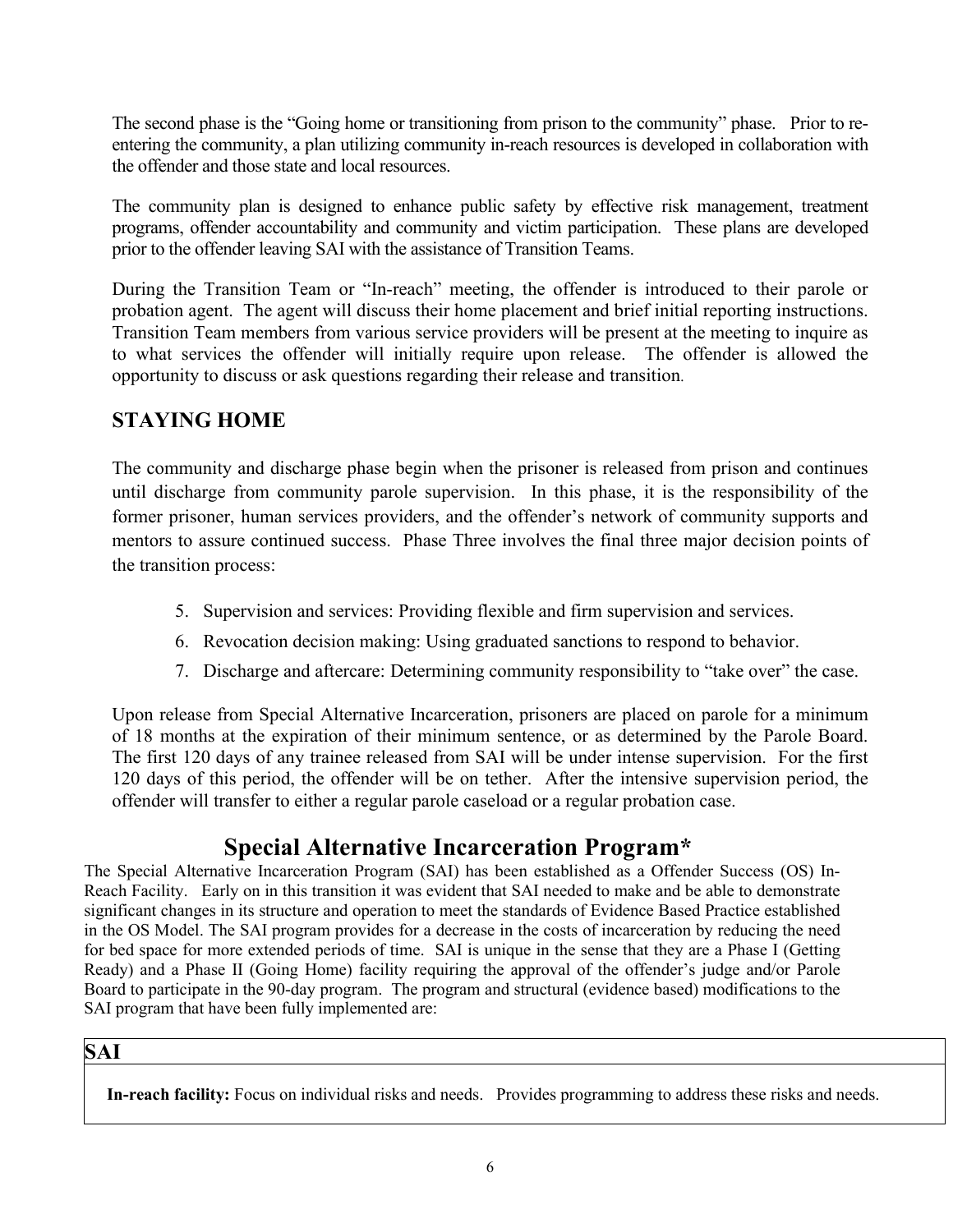The second phase is the "Going home or transitioning from prison to the community" phase. Prior to re-entering the community, a plan utilizing community in-reach resources is developed in collaboration with the offender and those state and local resources.

The community plan is designed to enhance public safety by effective risk management, treatment programs, offender accountability and community and victim participation. These plans are developed prior to the offender leaving SAI with the assistance of Transition Teams.

During the Transition Team or "In-reach" meeting, the offender is introduced to their parole or probation agent. The agent will discuss their home placement and brief initial reporting instructions. Transition Team members from various service providers will be present at the meeting to inquire as to what services the offender will initially require upon release. The offender is allowed the opportunity to discuss or ask questions regarding their release and transition.

## STAYING HOME

The community and discharge phase begin when the prisoner is released from prison and continues until discharge from community parole supervision. In this phase, it is the responsibility of the former prisoner, human services providers, and the offender's network of community supports and mentors to assure continued success. Phase Three involves the final three major decision points of the transition process:

5. Supervision and services: Providing flexible and firm supervision and services.
6. Revocation decision making: Using graduated sanctions to respond to behavior.
7. Discharge and aftercare: Determining community responsibility to "take over" the case.

Upon release from Special Alternative Incarceration, prisoners are placed on parole for a minimum of 18 months at the expiration of their minimum sentence, or as determined by the Parole Board. The first 120 days of any trainee released from SAI will be under intense supervision. For the first 120 days of this period, the offender will be on tether. After the intensive supervision period, the offender will transfer to either a regular parole caseload or a regular probation case.

# Special Alternative Incarceration Program*

The Special Alternative Incarceration Program (SAI) has been established as a Offender Success (OS) In-Reach Facility. Early on in this transition it was evident that SAI needed to make and be able to demonstrate significant changes in its structure and operation to meet the standards of Evidence Based Practice established in the OS Model. The SAI program provides for a decrease in the costs of incarceration by reducing the need for bed space for more extended periods of time. SAI is unique in the sense that they are a Phase I (Getting Ready) and a Phase II (Going Home) facility requiring the approval of the offender's judge and/or Parole Board to participate in the 90-day program. The program and structural (evidence based) modifications to the SAI program that have been fully implemented are:

| SAI |
|---|
| **In-reach facility:** Focus on individual risks and needs. Provides programming to address these risks and needs. |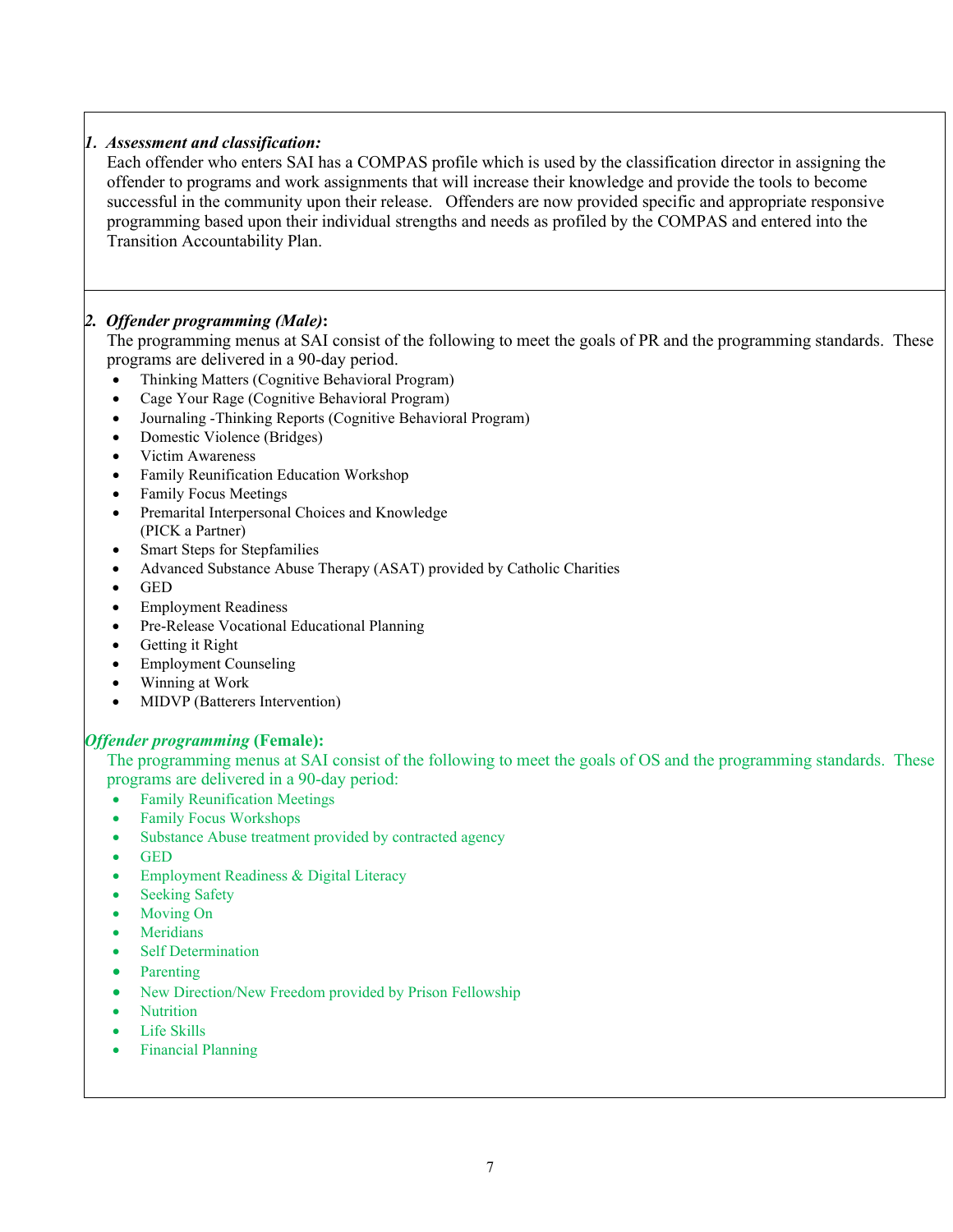***1. Assessment and classification:***

Each offender who enters SAI has a COMPAS profile which is used by the classification director in assigning the offender to programs and work assignments that will increase their knowledge and provide the tools to become successful in the community upon their release. Offenders are now provided specific and appropriate responsive programming based upon their individual strengths and needs as profiled by the COMPAS and entered into the Transition Accountability Plan.

***2. Offender programming (Male)*:**

The programming menus at SAI consist of the following to meet the goals of PR and the programming standards. These programs are delivered in a 90-day period.

- Thinking Matters (Cognitive Behavioral Program)
- Cage Your Rage (Cognitive Behavioral Program)
- Journaling -Thinking Reports (Cognitive Behavioral Program)
- Domestic Violence (Bridges)
- Victim Awareness
- Family Reunification Education Workshop
- Family Focus Meetings
- Premarital Interpersonal Choices and Knowledge (PICK a Partner)
- Smart Steps for Stepfamilies
- Advanced Substance Abuse Therapy (ASAT) provided by Catholic Charities
- GED
- Employment Readiness
- Pre-Release Vocational Educational Planning
- Getting it Right
- Employment Counseling
- Winning at Work
- MIDVP (Batterers Intervention)

***Offender programming* (Female):**

The programming menus at SAI consist of the following to meet the goals of OS and the programming standards. These programs are delivered in a 90-day period:

- Family Reunification Meetings
- Family Focus Workshops
- Substance Abuse treatment provided by contracted agency
- GED
- Employment Readiness & Digital Literacy
- Seeking Safety
- Moving On
- Meridians
- Self Determination
- Parenting
- New Direction/New Freedom provided by Prison Fellowship
- Nutrition
- Life Skills
- Financial Planning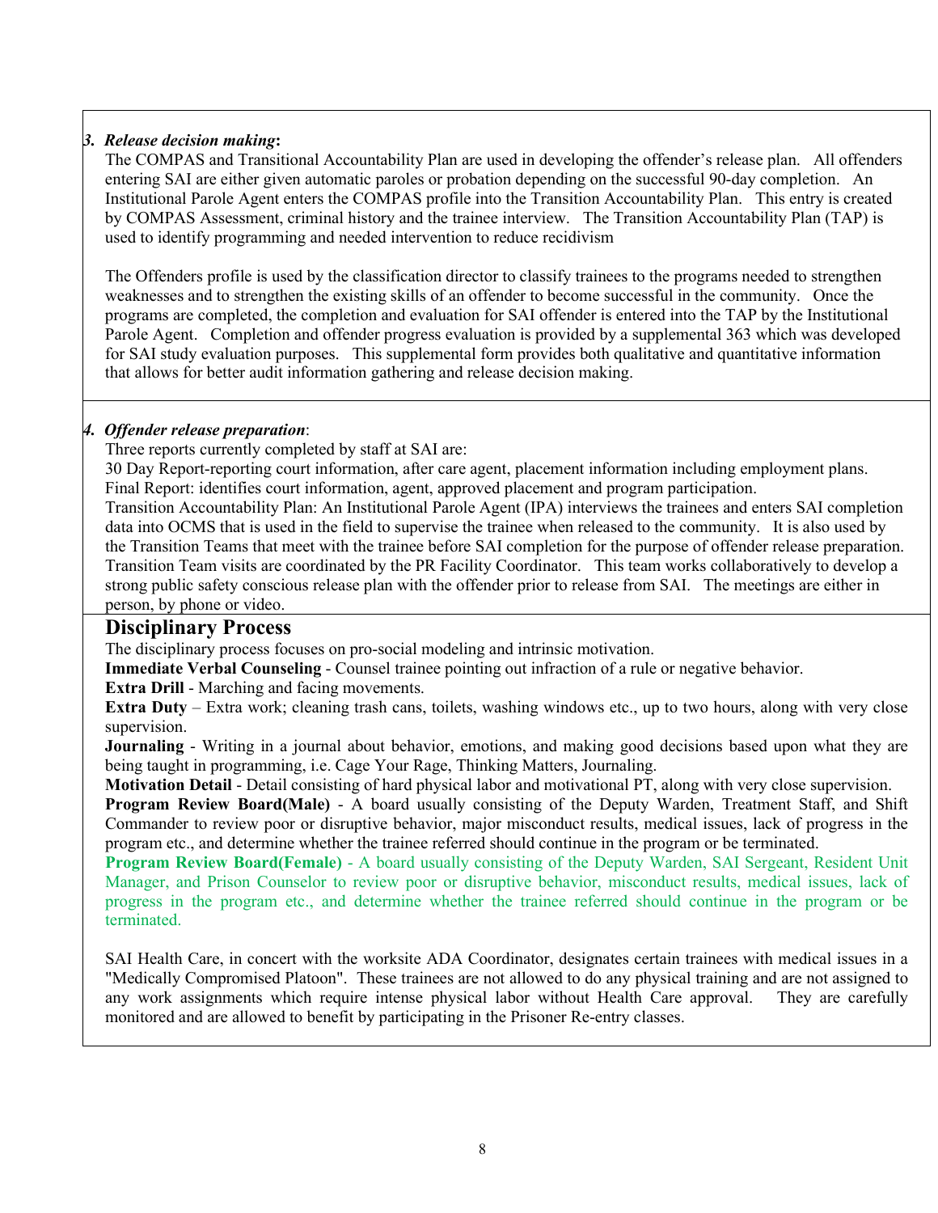***3. Release decision making*:**

The COMPAS and Transitional Accountability Plan are used in developing the offender's release plan. All offenders entering SAI are either given automatic paroles or probation depending on the successful 90-day completion. An Institutional Parole Agent enters the COMPAS profile into the Transition Accountability Plan. This entry is created by COMPAS Assessment, criminal history and the trainee interview. The Transition Accountability Plan (TAP) is used to identify programming and needed intervention to reduce recidivism

The Offenders profile is used by the classification director to classify trainees to the programs needed to strengthen weaknesses and to strengthen the existing skills of an offender to become successful in the community. Once the programs are completed, the completion and evaluation for SAI offender is entered into the TAP by the Institutional Parole Agent. Completion and offender progress evaluation is provided by a supplemental 363 which was developed for SAI study evaluation purposes. This supplemental form provides both qualitative and quantitative information that allows for better audit information gathering and release decision making.

***4. Offender release preparation*:**

Three reports currently completed by staff at SAI are:

30 Day Report-reporting court information, after care agent, placement information including employment plans.

Final Report: identifies court information, agent, approved placement and program participation.

Transition Accountability Plan: An Institutional Parole Agent (IPA) interviews the trainees and enters SAI completion data into OCMS that is used in the field to supervise the trainee when released to the community. It is also used by the Transition Teams that meet with the trainee before SAI completion for the purpose of offender release preparation. Transition Team visits are coordinated by the PR Facility Coordinator. This team works collaboratively to develop a strong public safety conscious release plan with the offender prior to release from SAI. The meetings are either in person, by phone or video.

## Disciplinary Process

The disciplinary process focuses on pro-social modeling and intrinsic motivation.

**Immediate Verbal Counseling** - Counsel trainee pointing out infraction of a rule or negative behavior.

**Extra Drill** - Marching and facing movements.

**Extra Duty** – Extra work; cleaning trash cans, toilets, washing windows etc., up to two hours, along with very close supervision.

**Journaling** - Writing in a journal about behavior, emotions, and making good decisions based upon what they are being taught in programming, i.e. Cage Your Rage, Thinking Matters, Journaling.

**Motivation Detail** - Detail consisting of hard physical labor and motivational PT, along with very close supervision.

**Program Review Board(Male)** - A board usually consisting of the Deputy Warden, Treatment Staff, and Shift Commander to review poor or disruptive behavior, major misconduct results, medical issues, lack of progress in the program etc., and determine whether the trainee referred should continue in the program or be terminated.

**Program Review Board(Female)** - A board usually consisting of the Deputy Warden, SAI Sergeant, Resident Unit Manager, and Prison Counselor to review poor or disruptive behavior, misconduct results, medical issues, lack of progress in the program etc., and determine whether the trainee referred should continue in the program or be terminated.

SAI Health Care, in concert with the worksite ADA Coordinator, designates certain trainees with medical issues in a "Medically Compromised Platoon". These trainees are not allowed to do any physical training and are not assigned to any work assignments which require intense physical labor without Health Care approval. They are carefully monitored and are allowed to benefit by participating in the Prisoner Re-entry classes.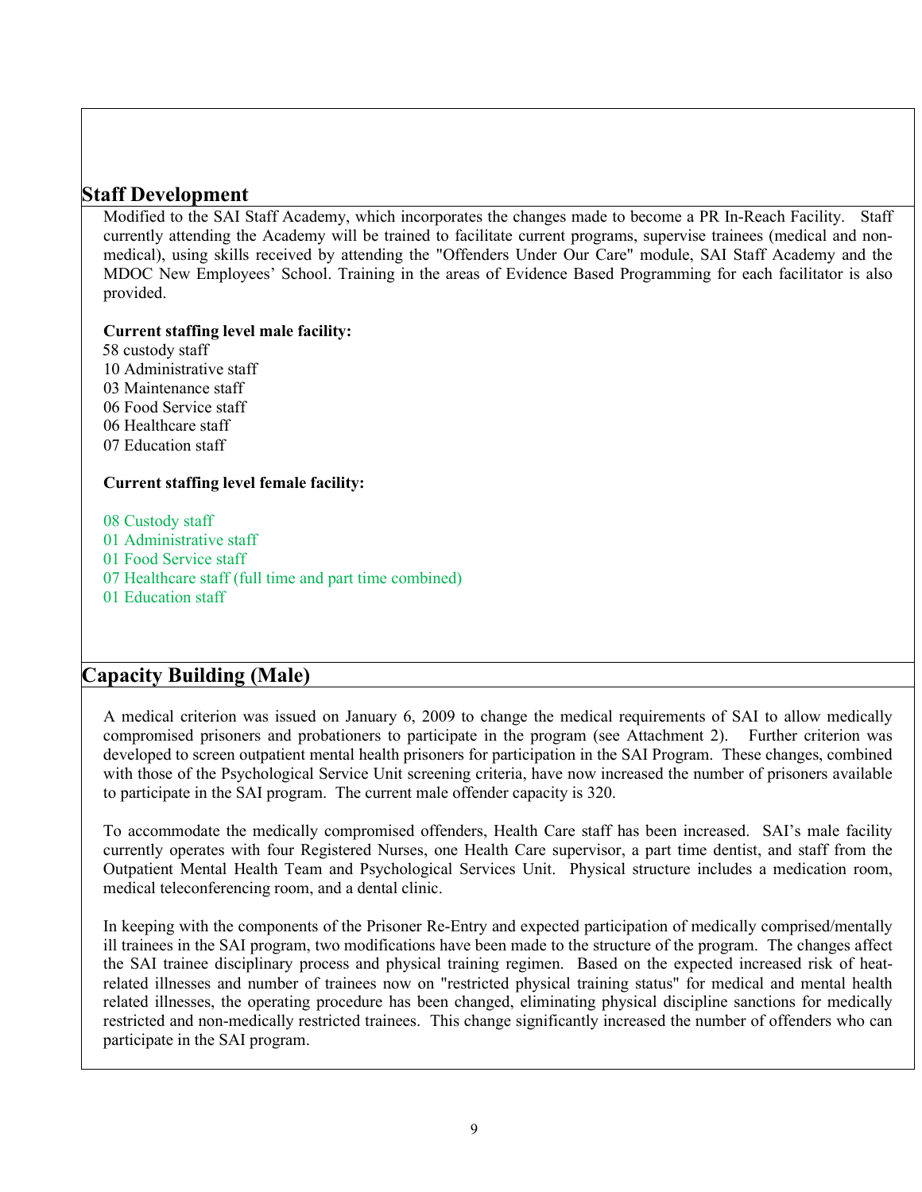## Staff Development

Modified to the SAI Staff Academy, which incorporates the changes made to become a PR In-Reach Facility. Staff currently attending the Academy will be trained to facilitate current programs, supervise trainees (medical and non-medical), using skills received by attending the "Offenders Under Our Care" module, SAI Staff Academy and the MDOC New Employees' School. Training in the areas of Evidence Based Programming for each facilitator is also provided.

**Current staffing level male facility:**

58 custody staff
10 Administrative staff
03 Maintenance staff
06 Food Service staff
06 Healthcare staff
07 Education staff

**Current staffing level female facility:**

08 Custody staff
01 Administrative staff
01 Food Service staff
07 Healthcare staff (full time and part time combined)
01 Education staff

## Capacity Building (Male)

A medical criterion was issued on January 6, 2009 to change the medical requirements of SAI to allow medically compromised prisoners and probationers to participate in the program (see Attachment 2). Further criterion was developed to screen outpatient mental health prisoners for participation in the SAI Program. These changes, combined with those of the Psychological Service Unit screening criteria, have now increased the number of prisoners available to participate in the SAI program. The current male offender capacity is 320.

To accommodate the medically compromised offenders, Health Care staff has been increased. SAI's male facility currently operates with four Registered Nurses, one Health Care supervisor, a part time dentist, and staff from the Outpatient Mental Health Team and Psychological Services Unit. Physical structure includes a medication room, medical teleconferencing room, and a dental clinic.

In keeping with the components of the Prisoner Re-Entry and expected participation of medically comprised/mentally ill trainees in the SAI program, two modifications have been made to the structure of the program. The changes affect the SAI trainee disciplinary process and physical training regimen. Based on the expected increased risk of heat-related illnesses and number of trainees now on "restricted physical training status" for medical and mental health related illnesses, the operating procedure has been changed, eliminating physical discipline sanctions for medically restricted and non-medically restricted trainees. This change significantly increased the number of offenders who can participate in the SAI program.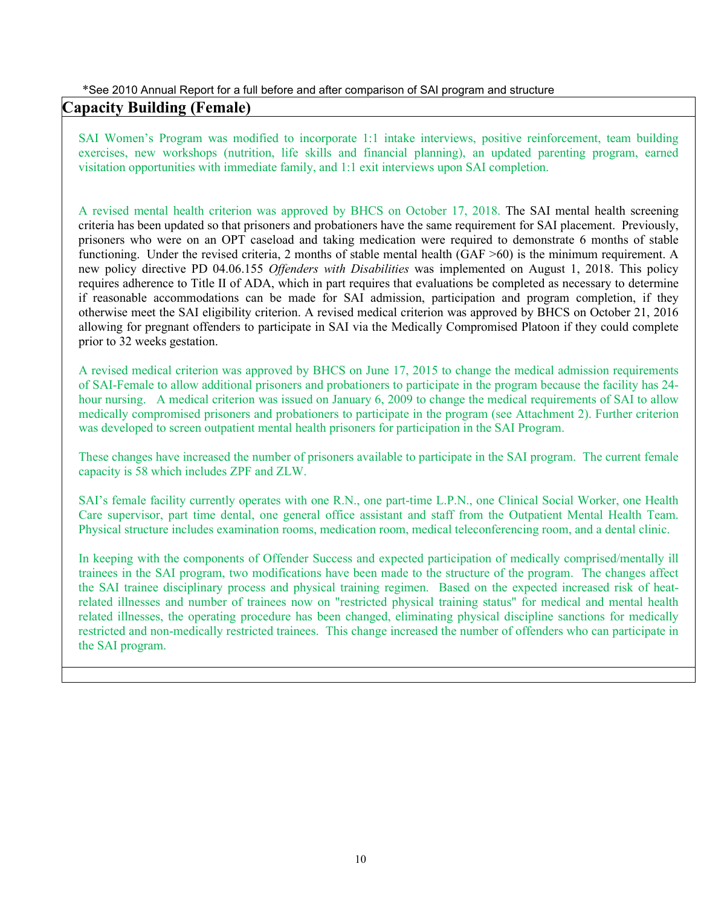*See 2010 Annual Report for a full before and after comparison of SAI program and structure

## Capacity Building (Female)

SAI Women's Program was modified to incorporate 1:1 intake interviews, positive reinforcement, team building exercises, new workshops (nutrition, life skills and financial planning), an updated parenting program, earned visitation opportunities with immediate family, and 1:1 exit interviews upon SAI completion.

A revised mental health criterion was approved by BHCS on October 17, 2018. The SAI mental health screening criteria has been updated so that prisoners and probationers have the same requirement for SAI placement. Previously, prisoners who were on an OPT caseload and taking medication were required to demonstrate 6 months of stable functioning. Under the revised criteria, 2 months of stable mental health (GAF >60) is the minimum requirement. A new policy directive PD 04.06.155 *Offenders with Disabilities* was implemented on August 1, 2018. This policy requires adherence to Title II of ADA, which in part requires that evaluations be completed as necessary to determine if reasonable accommodations can be made for SAI admission, participation and program completion, if they otherwise meet the SAI eligibility criterion. A revised medical criterion was approved by BHCS on October 21, 2016 allowing for pregnant offenders to participate in SAI via the Medically Compromised Platoon if they could complete prior to 32 weeks gestation.

A revised medical criterion was approved by BHCS on June 17, 2015 to change the medical admission requirements of SAI-Female to allow additional prisoners and probationers to participate in the program because the facility has 24-hour nursing. A medical criterion was issued on January 6, 2009 to change the medical requirements of SAI to allow medically compromised prisoners and probationers to participate in the program (see Attachment 2). Further criterion was developed to screen outpatient mental health prisoners for participation in the SAI Program.

These changes have increased the number of prisoners available to participate in the SAI program. The current female capacity is 58 which includes ZPF and ZLW.

SAI's female facility currently operates with one R.N., one part-time L.P.N., one Clinical Social Worker, one Health Care supervisor, part time dental, one general office assistant and staff from the Outpatient Mental Health Team. Physical structure includes examination rooms, medication room, medical teleconferencing room, and a dental clinic.

In keeping with the components of Offender Success and expected participation of medically comprised/mentally ill trainees in the SAI program, two modifications have been made to the structure of the program. The changes affect the SAI trainee disciplinary process and physical training regimen. Based on the expected increased risk of heat-related illnesses and number of trainees now on "restricted physical training status" for medical and mental health related illnesses, the operating procedure has been changed, eliminating physical discipline sanctions for medically restricted and non-medically restricted trainees. This change increased the number of offenders who can participate in the SAI program.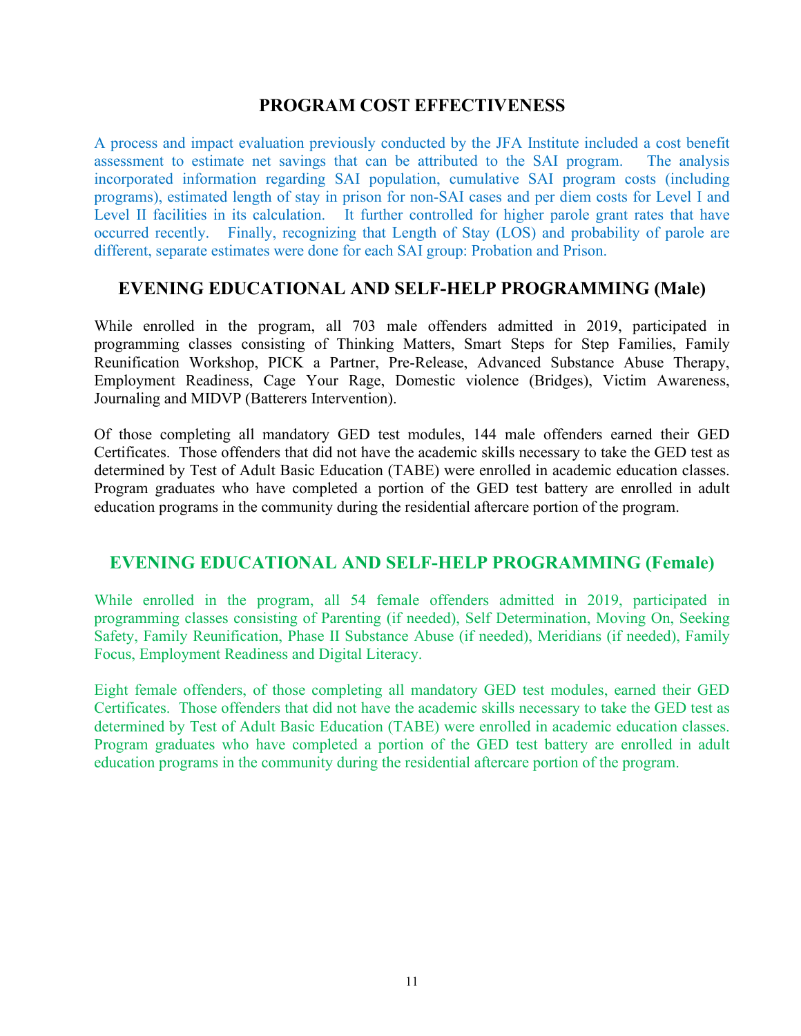## PROGRAM COST EFFECTIVENESS

A process and impact evaluation previously conducted by the JFA Institute included a cost benefit assessment to estimate net savings that can be attributed to the SAI program. The analysis incorporated information regarding SAI population, cumulative SAI program costs (including programs), estimated length of stay in prison for non-SAI cases and per diem costs for Level I and Level II facilities in its calculation. It further controlled for higher parole grant rates that have occurred recently. Finally, recognizing that Length of Stay (LOS) and probability of parole are different, separate estimates were done for each SAI group: Probation and Prison.

## EVENING EDUCATIONAL AND SELF-HELP PROGRAMMING (Male)

While enrolled in the program, all 703 male offenders admitted in 2019, participated in programming classes consisting of Thinking Matters, Smart Steps for Step Families, Family Reunification Workshop, PICK a Partner, Pre-Release, Advanced Substance Abuse Therapy, Employment Readiness, Cage Your Rage, Domestic violence (Bridges), Victim Awareness, Journaling and MIDVP (Batterers Intervention).

Of those completing all mandatory GED test modules, 144 male offenders earned their GED Certificates. Those offenders that did not have the academic skills necessary to take the GED test as determined by Test of Adult Basic Education (TABE) were enrolled in academic education classes. Program graduates who have completed a portion of the GED test battery are enrolled in adult education programs in the community during the residential aftercare portion of the program.

## EVENING EDUCATIONAL AND SELF-HELP PROGRAMMING (Female)

While enrolled in the program, all 54 female offenders admitted in 2019, participated in programming classes consisting of Parenting (if needed), Self Determination, Moving On, Seeking Safety, Family Reunification, Phase II Substance Abuse (if needed), Meridians (if needed), Family Focus, Employment Readiness and Digital Literacy.

Eight female offenders, of those completing all mandatory GED test modules, earned their GED Certificates. Those offenders that did not have the academic skills necessary to take the GED test as determined by Test of Adult Basic Education (TABE) were enrolled in academic education classes. Program graduates who have completed a portion of the GED test battery are enrolled in adult education programs in the community during the residential aftercare portion of the program.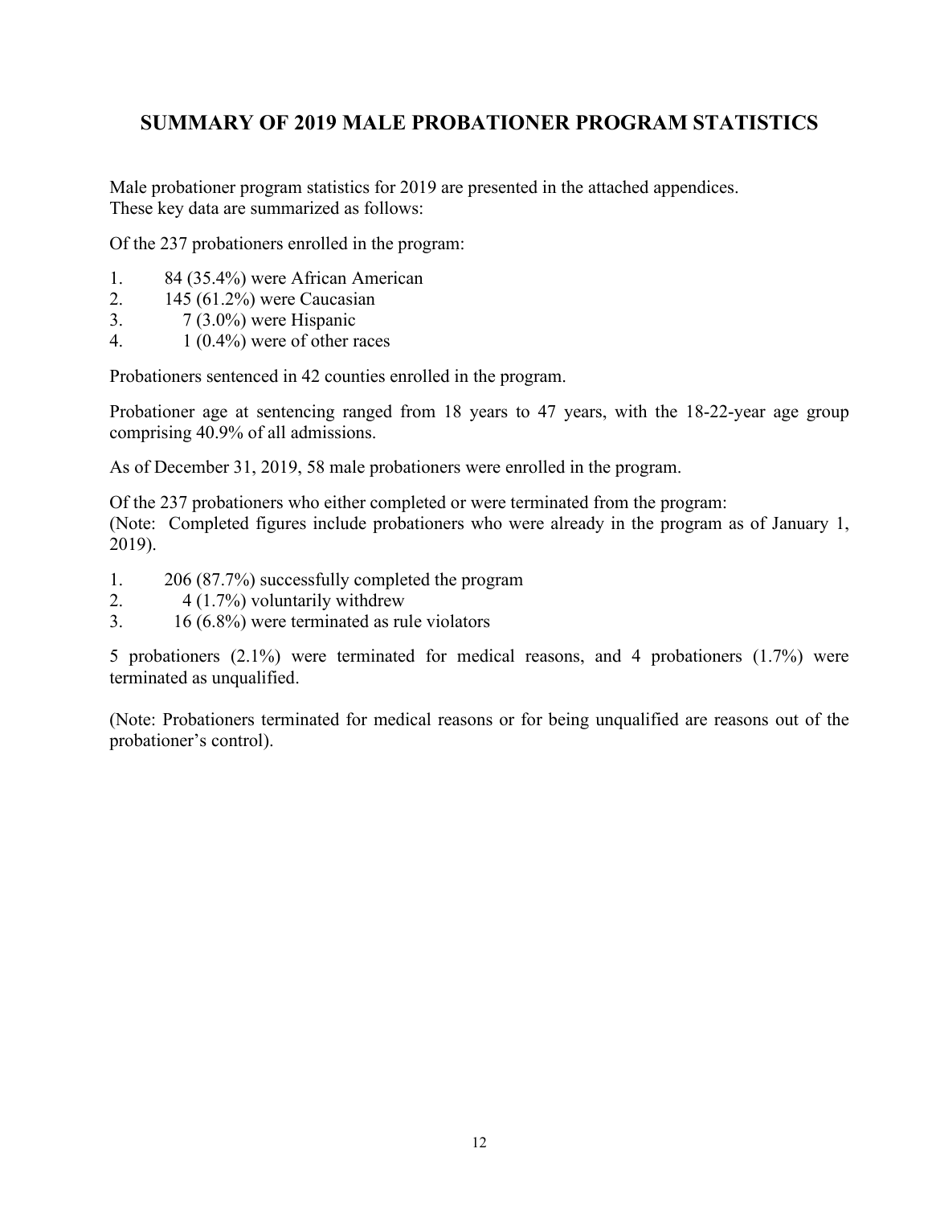## SUMMARY OF 2019 MALE PROBATIONER PROGRAM STATISTICS

Male probationer program statistics for 2019 are presented in the attached appendices. These key data are summarized as follows:

Of the 237 probationers enrolled in the program:

1. 84 (35.4%) were African American
2. 145 (61.2%) were Caucasian
3. 7 (3.0%) were Hispanic
4. 1 (0.4%) were of other races

Probationers sentenced in 42 counties enrolled in the program.

Probationer age at sentencing ranged from 18 years to 47 years, with the 18-22-year age group comprising 40.9% of all admissions.

As of December 31, 2019, 58 male probationers were enrolled in the program.

Of the 237 probationers who either completed or were terminated from the program:
(Note: Completed figures include probationers who were already in the program as of January 1, 2019).

1. 206 (87.7%) successfully completed the program
2. 4 (1.7%) voluntarily withdrew
3. 16 (6.8%) were terminated as rule violators

5 probationers (2.1%) were terminated for medical reasons, and 4 probationers (1.7%) were terminated as unqualified.

(Note: Probationers terminated for medical reasons or for being unqualified are reasons out of the probationer's control).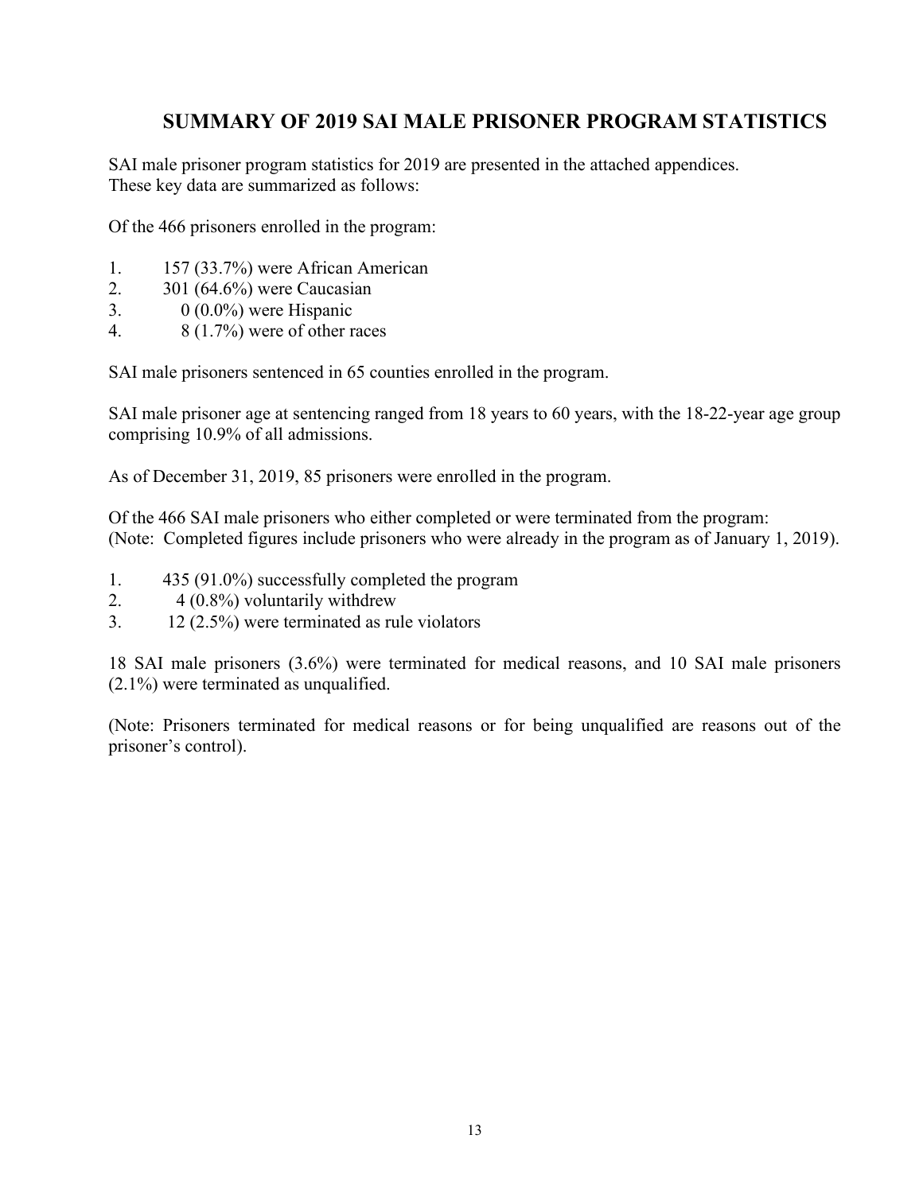## SUMMARY OF 2019 SAI MALE PRISONER PROGRAM STATISTICS

SAI male prisoner program statistics for 2019 are presented in the attached appendices. These key data are summarized as follows:

Of the 466 prisoners enrolled in the program:

1. 157 (33.7%) were African American
2. 301 (64.6%) were Caucasian
3. 0 (0.0%) were Hispanic
4. 8 (1.7%) were of other races

SAI male prisoners sentenced in 65 counties enrolled in the program.

SAI male prisoner age at sentencing ranged from 18 years to 60 years, with the 18-22-year age group comprising 10.9% of all admissions.

As of December 31, 2019, 85 prisoners were enrolled in the program.

Of the 466 SAI male prisoners who either completed or were terminated from the program:
(Note: Completed figures include prisoners who were already in the program as of January 1, 2019).

1. 435 (91.0%) successfully completed the program
2. 4 (0.8%) voluntarily withdrew
3. 12 (2.5%) were terminated as rule violators

18 SAI male prisoners (3.6%) were terminated for medical reasons, and 10 SAI male prisoners (2.1%) were terminated as unqualified.

(Note: Prisoners terminated for medical reasons or for being unqualified are reasons out of the prisoner's control).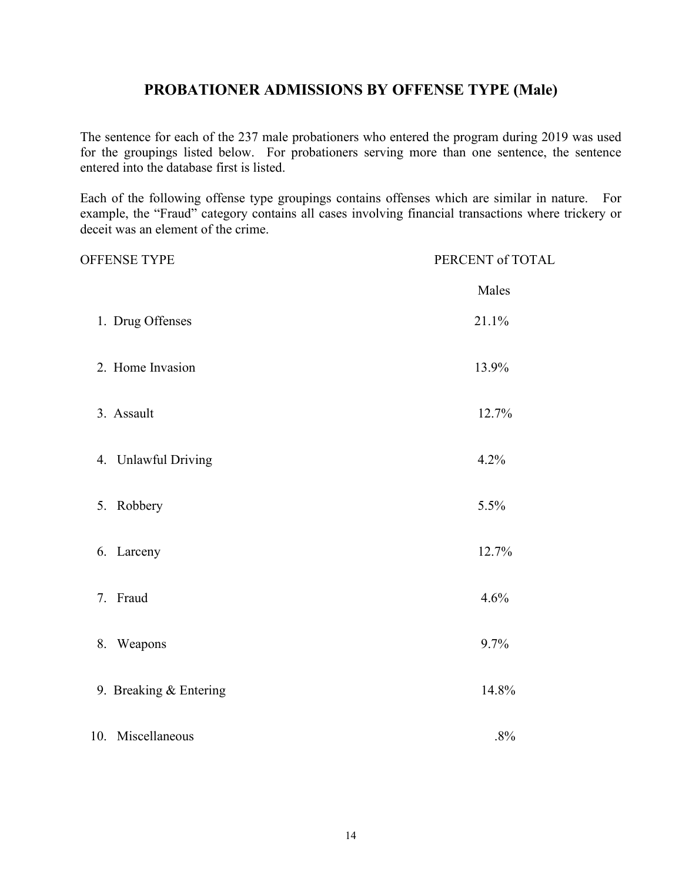## PROBATIONER ADMISSIONS BY OFFENSE TYPE (Male)

The sentence for each of the 237 male probationers who entered the program during 2019 was used for the groupings listed below. For probationers serving more than one sentence, the sentence entered into the database first is listed.

Each of the following offense type groupings contains offenses which are similar in nature. For example, the "Fraud" category contains all cases involving financial transactions where trickery or deceit was an element of the crime.

| OFFENSE TYPE | PERCENT of TOTAL |
|---|---|
| | Males |
| 1. Drug Offenses | 21.1% |
| 2. Home Invasion | 13.9% |
| 3. Assault | 12.7% |
| 4. Unlawful Driving | 4.2% |
| 5. Robbery | 5.5% |
| 6. Larceny | 12.7% |
| 7. Fraud | 4.6% |
| 8. Weapons | 9.7% |
| 9. Breaking & Entering | 14.8% |
| 10. Miscellaneous | .8% |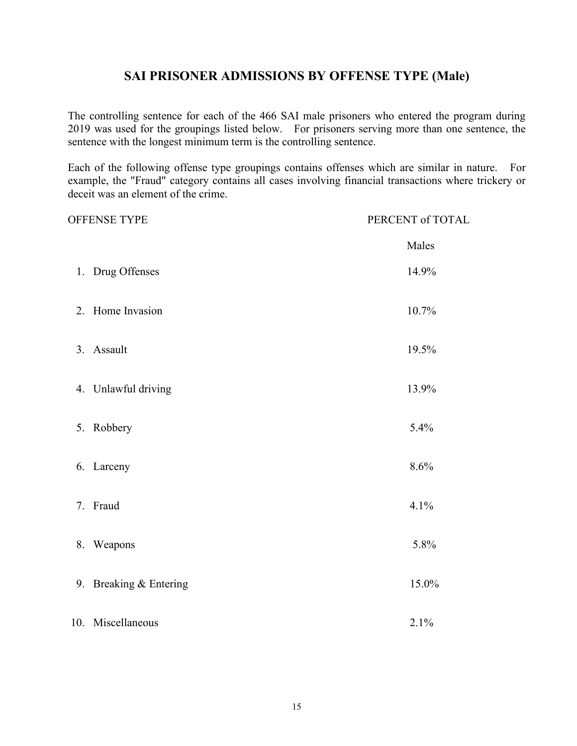## SAI PRISONER ADMISSIONS BY OFFENSE TYPE (Male)

The controlling sentence for each of the 466 SAI male prisoners who entered the program during 2019 was used for the groupings listed below. For prisoners serving more than one sentence, the sentence with the longest minimum term is the controlling sentence.

Each of the following offense type groupings contains offenses which are similar in nature. For example, the "Fraud" category contains all cases involving financial transactions where trickery or deceit was an element of the crime.

| OFFENSE TYPE | PERCENT of TOTAL |
|---|---|
| | Males |
| 1. Drug Offenses | 14.9% |
| 2. Home Invasion | 10.7% |
| 3. Assault | 19.5% |
| 4. Unlawful driving | 13.9% |
| 5. Robbery | 5.4% |
| 6. Larceny | 8.6% |
| 7. Fraud | 4.1% |
| 8. Weapons | 5.8% |
| 9. Breaking & Entering | 15.0% |
| 10. Miscellaneous | 2.1% |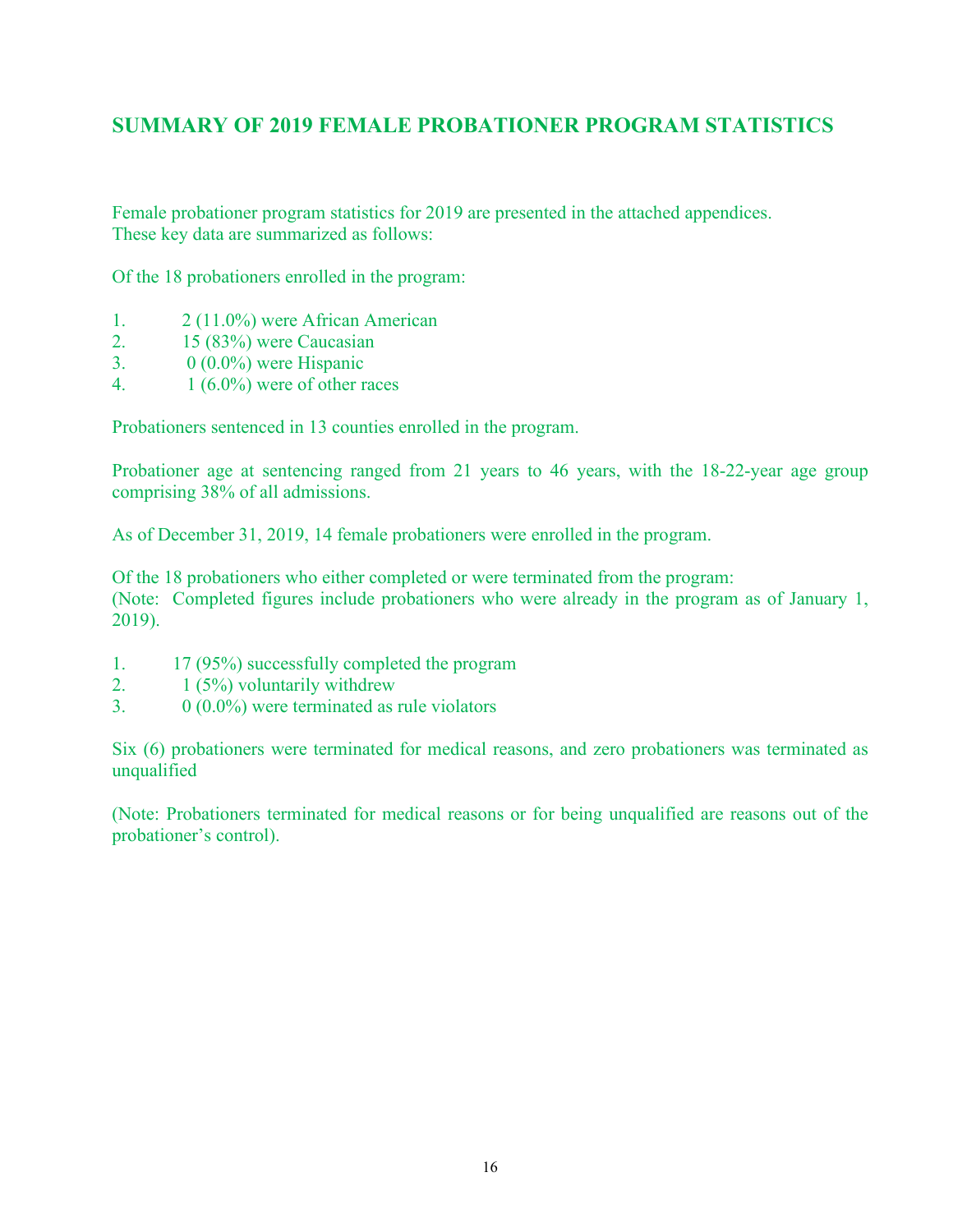## SUMMARY OF 2019 FEMALE PROBATIONER PROGRAM STATISTICS

Female probationer program statistics for 2019 are presented in the attached appendices. These key data are summarized as follows:

Of the 18 probationers enrolled in the program:

1. 2 (11.0%) were African American
2. 15 (83%) were Caucasian
3. 0 (0.0%) were Hispanic
4. 1 (6.0%) were of other races

Probationers sentenced in 13 counties enrolled in the program.

Probationer age at sentencing ranged from 21 years to 46 years, with the 18-22-year age group comprising 38% of all admissions.

As of December 31, 2019, 14 female probationers were enrolled in the program.

Of the 18 probationers who either completed or were terminated from the program:
(Note: Completed figures include probationers who were already in the program as of January 1, 2019).

1. 17 (95%) successfully completed the program
2. 1 (5%) voluntarily withdrew
3. 0 (0.0%) were terminated as rule violators

Six (6) probationers were terminated for medical reasons, and zero probationers was terminated as unqualified

(Note: Probationers terminated for medical reasons or for being unqualified are reasons out of the probationer's control).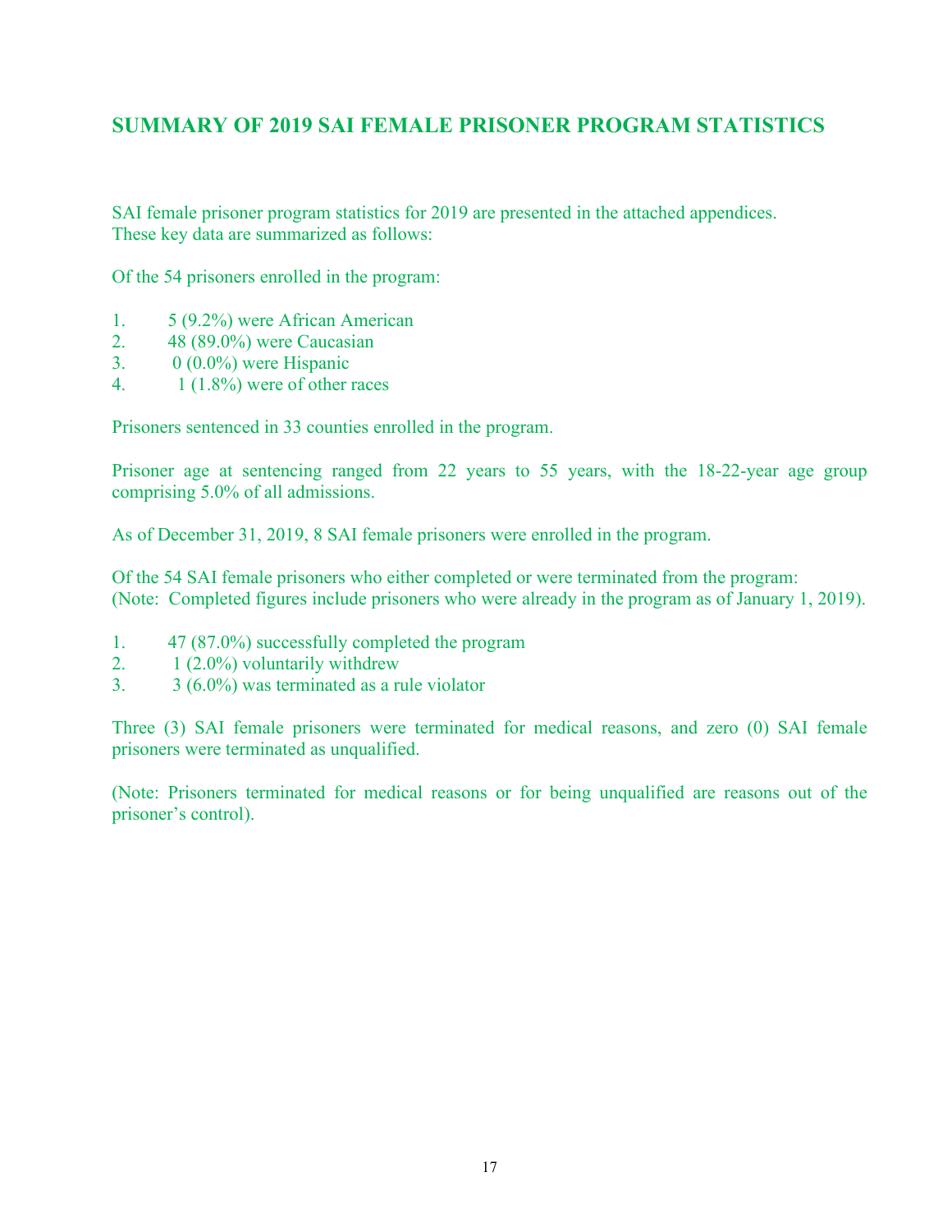## SUMMARY OF 2019 SAI FEMALE PRISONER PROGRAM STATISTICS

SAI female prisoner program statistics for 2019 are presented in the attached appendices. These key data are summarized as follows:

Of the 54 prisoners enrolled in the program:

1. 5 (9.2%) were African American
2. 48 (89.0%) were Caucasian
3. 0 (0.0%) were Hispanic
4. 1 (1.8%) were of other races

Prisoners sentenced in 33 counties enrolled in the program.

Prisoner age at sentencing ranged from 22 years to 55 years, with the 18-22-year age group comprising 5.0% of all admissions.

As of December 31, 2019, 8 SAI female prisoners were enrolled in the program.

Of the 54 SAI female prisoners who either completed or were terminated from the program:
(Note: Completed figures include prisoners who were already in the program as of January 1, 2019).

1. 47 (87.0%) successfully completed the program
2. 1 (2.0%) voluntarily withdrew
3. 3 (6.0%) was terminated as a rule violator

Three (3) SAI female prisoners were terminated for medical reasons, and zero (0) SAI female prisoners were terminated as unqualified.

(Note: Prisoners terminated for medical reasons or for being unqualified are reasons out of the prisoner's control).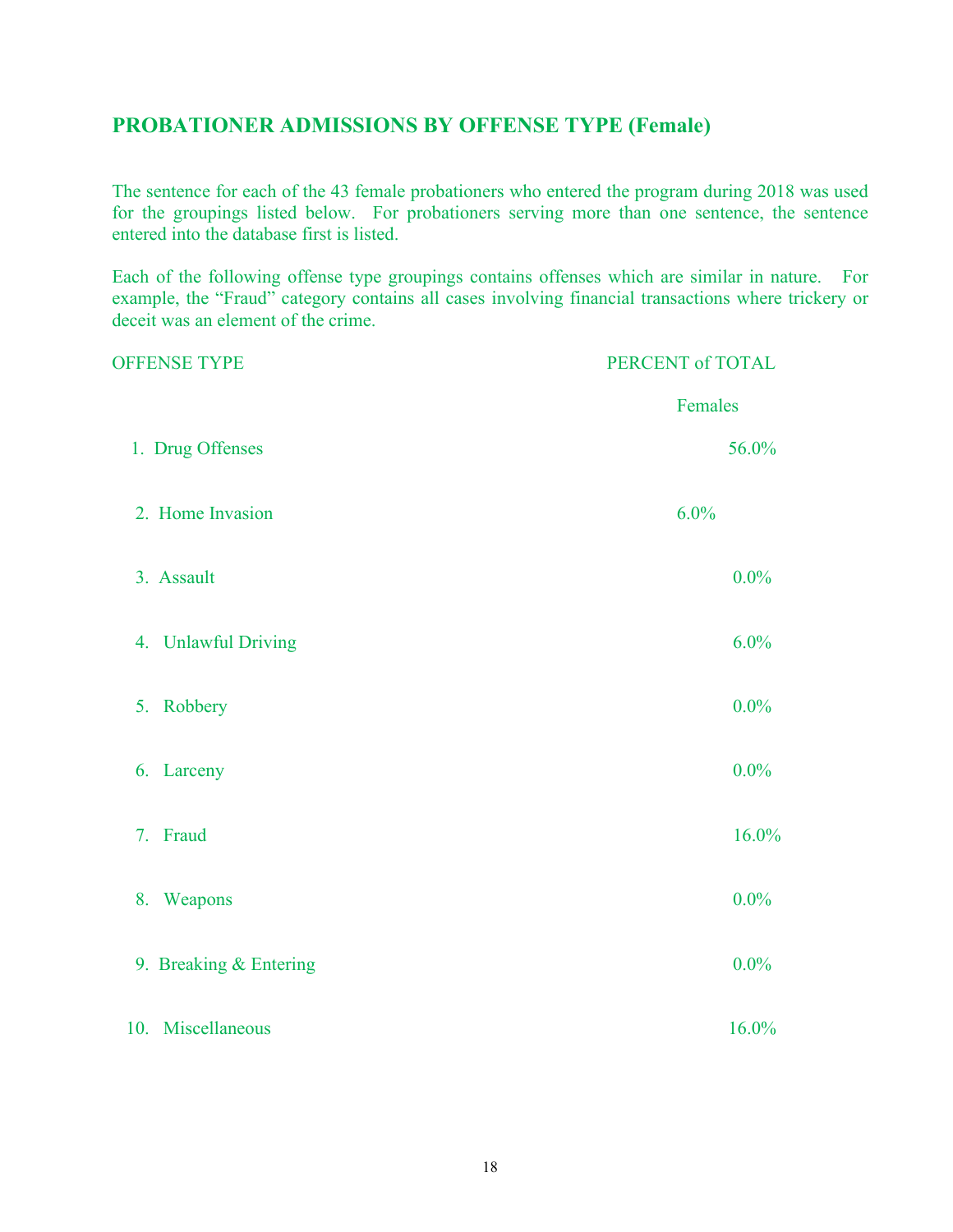## PROBATIONER ADMISSIONS BY OFFENSE TYPE (Female)

The sentence for each of the 43 female probationers who entered the program during 2018 was used for the groupings listed below. For probationers serving more than one sentence, the sentence entered into the database first is listed.

Each of the following offense type groupings contains offenses which are similar in nature. For example, the "Fraud" category contains all cases involving financial transactions where trickery or deceit was an element of the crime.

| OFFENSE TYPE | PERCENT of TOTAL |
|---|---|
| | Females |
| 1. Drug Offenses | 56.0% |
| 2. Home Invasion | 6.0% |
| 3. Assault | 0.0% |
| 4. Unlawful Driving | 6.0% |
| 5. Robbery | 0.0% |
| 6. Larceny | 0.0% |
| 7. Fraud | 16.0% |
| 8. Weapons | 0.0% |
| 9. Breaking & Entering | 0.0% |
| 10. Miscellaneous | 16.0% |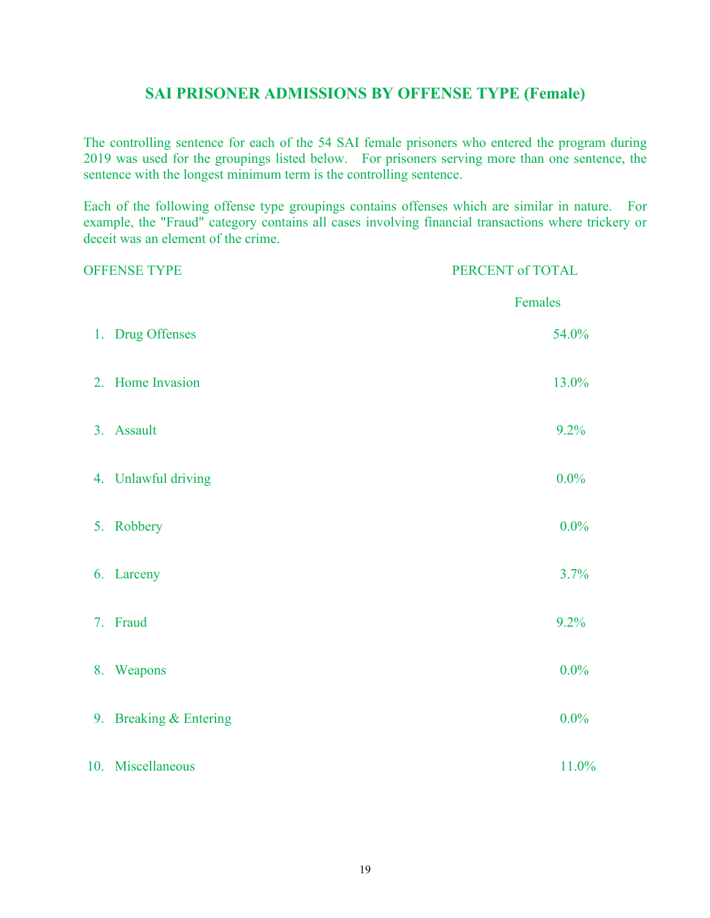## SAI PRISONER ADMISSIONS BY OFFENSE TYPE (Female)

The controlling sentence for each of the 54 SAI female prisoners who entered the program during 2019 was used for the groupings listed below. For prisoners serving more than one sentence, the sentence with the longest minimum term is the controlling sentence.

Each of the following offense type groupings contains offenses which are similar in nature. For example, the "Fraud" category contains all cases involving financial transactions where trickery or deceit was an element of the crime.

| OFFENSE TYPE | PERCENT of TOTAL |
|---|---|
| | Females |
| 1. Drug Offenses | 54.0% |
| 2. Home Invasion | 13.0% |
| 3. Assault | 9.2% |
| 4. Unlawful driving | 0.0% |
| 5. Robbery | 0.0% |
| 6. Larceny | 3.7% |
| 7. Fraud | 9.2% |
| 8. Weapons | 0.0% |
| 9. Breaking & Entering | 0.0% |
| 10. Miscellaneous | 11.0% |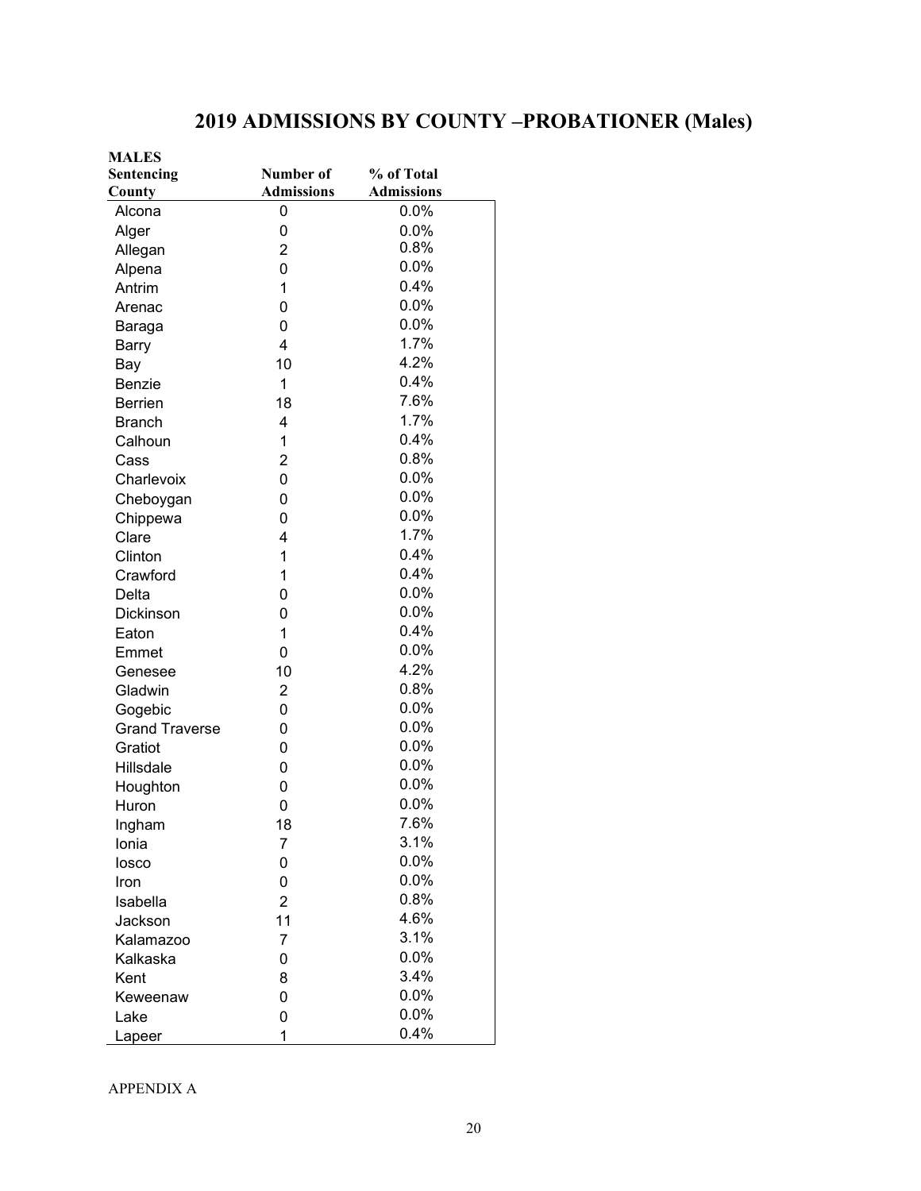# 2019 ADMISSIONS BY COUNTY –PROBATIONER (Males)

| MALES<br>Sentencing<br>County | Number of<br>Admissions | % of Total<br>Admissions |
|---|---|---|
| Alcona | 0 | 0.0% |
| Alger | 0 | 0.0% |
| Allegan | 2 | 0.8% |
| Alpena | 0 | 0.0% |
| Antrim | 1 | 0.4% |
| Arenac | 0 | 0.0% |
| Baraga | 0 | 0.0% |
| Barry | 4 | 1.7% |
| Bay | 10 | 4.2% |
| Benzie | 1 | 0.4% |
| Berrien | 18 | 7.6% |
| Branch | 4 | 1.7% |
| Calhoun | 1 | 0.4% |
| Cass | 2 | 0.8% |
| Charlevoix | 0 | 0.0% |
| Cheboygan | 0 | 0.0% |
| Chippewa | 0 | 0.0% |
| Clare | 4 | 1.7% |
| Clinton | 1 | 0.4% |
| Crawford | 1 | 0.4% |
| Delta | 0 | 0.0% |
| Dickinson | 0 | 0.0% |
| Eaton | 1 | 0.4% |
| Emmet | 0 | 0.0% |
| Genesee | 10 | 4.2% |
| Gladwin | 2 | 0.8% |
| Gogebic | 0 | 0.0% |
| Grand Traverse | 0 | 0.0% |
| Gratiot | 0 | 0.0% |
| Hillsdale | 0 | 0.0% |
| Houghton | 0 | 0.0% |
| Huron | 0 | 0.0% |
| Ingham | 18 | 7.6% |
| Ionia | 7 | 3.1% |
| Iosco | 0 | 0.0% |
| Iron | 0 | 0.0% |
| Isabella | 2 | 0.8% |
| Jackson | 11 | 4.6% |
| Kalamazoo | 7 | 3.1% |
| Kalkaska | 0 | 0.0% |
| Kent | 8 | 3.4% |
| Keweenaw | 0 | 0.0% |
| Lake | 0 | 0.0% |
| Lapeer | 1 | 0.4% |

APPENDIX A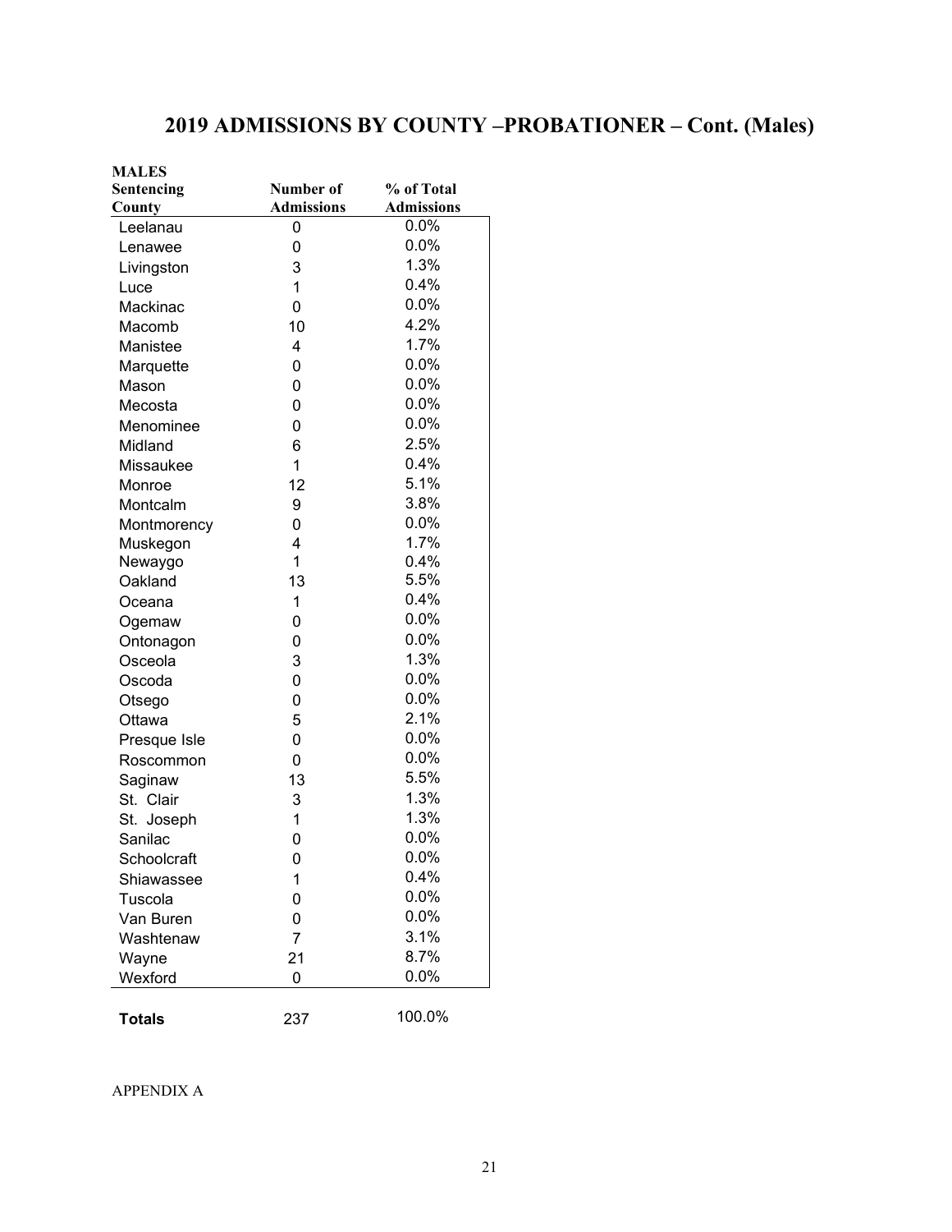# 2019 ADMISSIONS BY COUNTY –PROBATIONER – Cont. (Males)

| MALES Sentencing County | Number of Admissions | % of Total Admissions |
|---|---|---|
| Leelanau | 0 | 0.0% |
| Lenawee | 0 | 0.0% |
| Livingston | 3 | 1.3% |
| Luce | 1 | 0.4% |
| Mackinac | 0 | 0.0% |
| Macomb | 10 | 4.2% |
| Manistee | 4 | 1.7% |
| Marquette | 0 | 0.0% |
| Mason | 0 | 0.0% |
| Mecosta | 0 | 0.0% |
| Menominee | 0 | 0.0% |
| Midland | 6 | 2.5% |
| Missaukee | 1 | 0.4% |
| Monroe | 12 | 5.1% |
| Montcalm | 9 | 3.8% |
| Montmorency | 0 | 0.0% |
| Muskegon | 4 | 1.7% |
| Newaygo | 1 | 0.4% |
| Oakland | 13 | 5.5% |
| Oceana | 1 | 0.4% |
| Ogemaw | 0 | 0.0% |
| Ontonagon | 0 | 0.0% |
| Osceola | 3 | 1.3% |
| Oscoda | 0 | 0.0% |
| Otsego | 0 | 0.0% |
| Ottawa | 5 | 2.1% |
| Presque Isle | 0 | 0.0% |
| Roscommon | 0 | 0.0% |
| Saginaw | 13 | 5.5% |
| St. Clair | 3 | 1.3% |
| St. Joseph | 1 | 1.3% |
| Sanilac | 0 | 0.0% |
| Schoolcraft | 0 | 0.0% |
| Shiawassee | 1 | 0.4% |
| Tuscola | 0 | 0.0% |
| Van Buren | 0 | 0.0% |
| Washtenaw | 7 | 3.1% |
| Wayne | 21 | 8.7% |
| Wexford | 0 | 0.0% |
| **Totals** | 237 | 100.0% |

APPENDIX A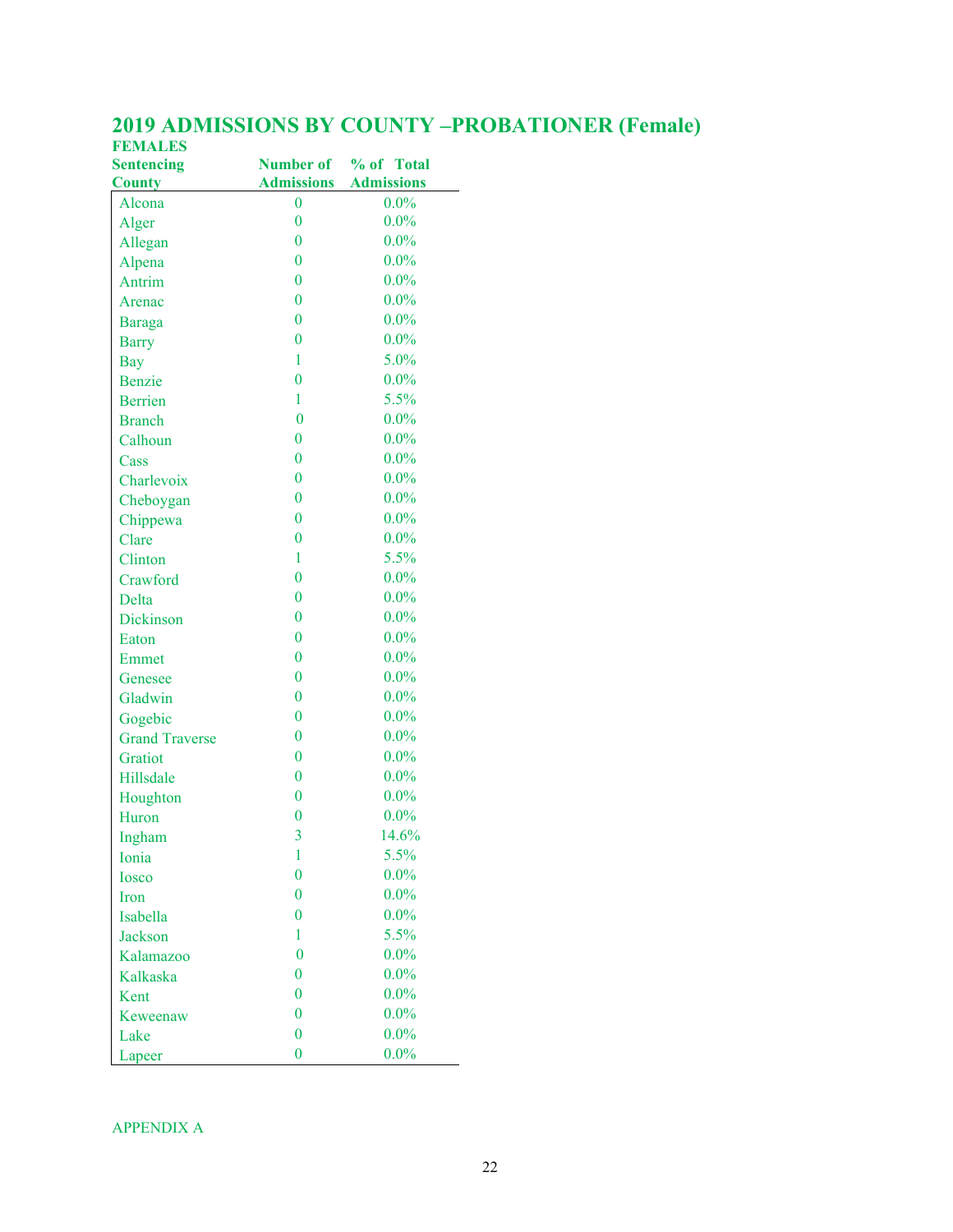## 2019 ADMISSIONS BY COUNTY –PROBATIONER (Female)

**FEMALES**

| Sentencing County | Number of Admissions | % of Total Admissions |
|---|---|---|
| Alcona | 0 | 0.0% |
| Alger | 0 | 0.0% |
| Allegan | 0 | 0.0% |
| Alpena | 0 | 0.0% |
| Antrim | 0 | 0.0% |
| Arenac | 0 | 0.0% |
| Baraga | 0 | 0.0% |
| Barry | 0 | 0.0% |
| Bay | 1 | 5.0% |
| Benzie | 0 | 0.0% |
| Berrien | 1 | 5.5% |
| Branch | 0 | 0.0% |
| Calhoun | 0 | 0.0% |
| Cass | 0 | 0.0% |
| Charlevoix | 0 | 0.0% |
| Cheboygan | 0 | 0.0% |
| Chippewa | 0 | 0.0% |
| Clare | 0 | 0.0% |
| Clinton | 1 | 5.5% |
| Crawford | 0 | 0.0% |
| Delta | 0 | 0.0% |
| Dickinson | 0 | 0.0% |
| Eaton | 0 | 0.0% |
| Emmet | 0 | 0.0% |
| Genesee | 0 | 0.0% |
| Gladwin | 0 | 0.0% |
| Gogebic | 0 | 0.0% |
| Grand Traverse | 0 | 0.0% |
| Gratiot | 0 | 0.0% |
| Hillsdale | 0 | 0.0% |
| Houghton | 0 | 0.0% |
| Huron | 0 | 0.0% |
| Ingham | 3 | 14.6% |
| Ionia | 1 | 5.5% |
| Iosco | 0 | 0.0% |
| Iron | 0 | 0.0% |
| Isabella | 0 | 0.0% |
| Jackson | 1 | 5.5% |
| Kalamazoo | 0 | 0.0% |
| Kalkaska | 0 | 0.0% |
| Kent | 0 | 0.0% |
| Keweenaw | 0 | 0.0% |
| Lake | 0 | 0.0% |
| Lapeer | 0 | 0.0% |

APPENDIX A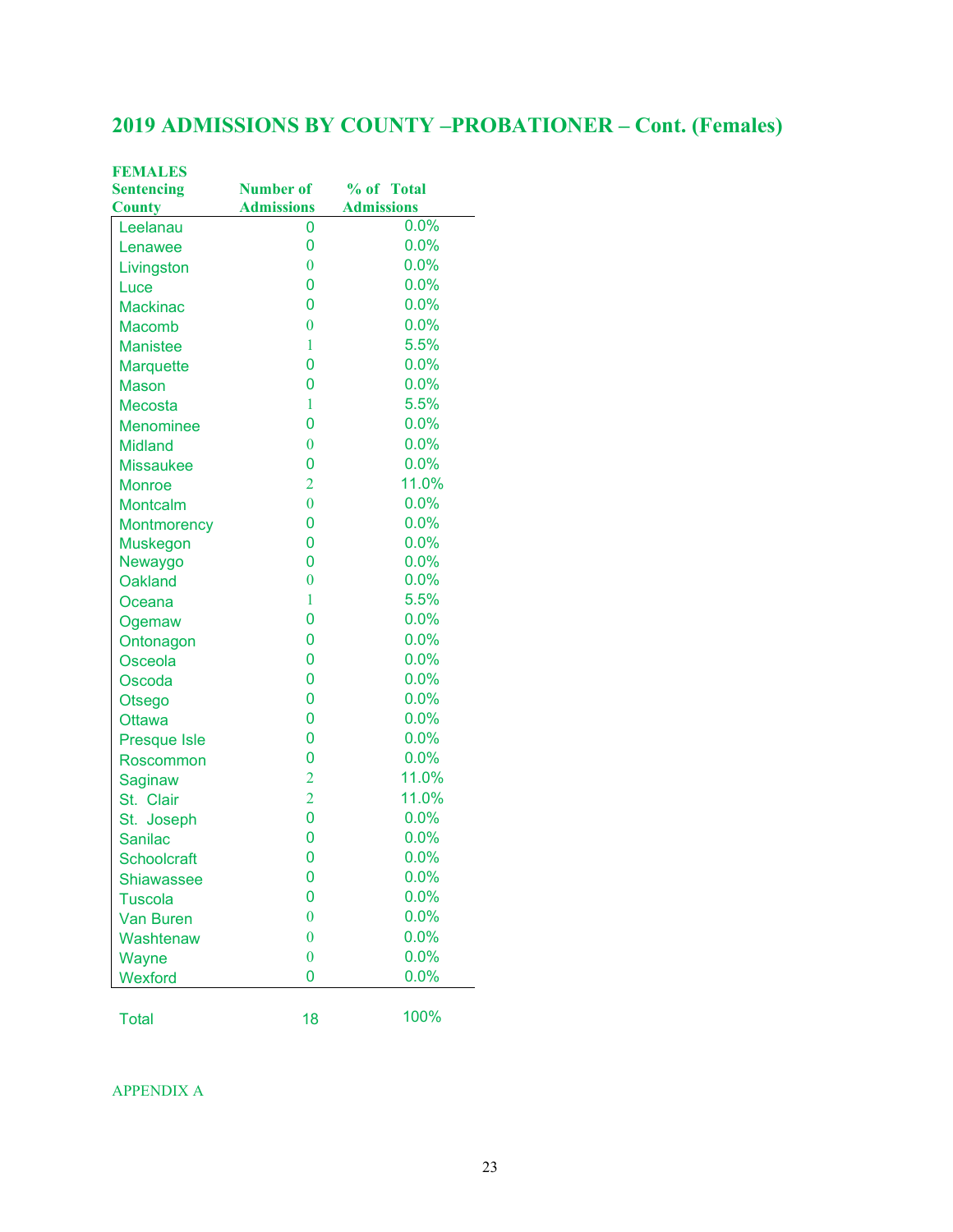## 2019 ADMISSIONS BY COUNTY –PROBATIONER – Cont. (Females)

**FEMALES**

| Sentencing County | Number of Admissions | % of Total Admissions |
|---|---|---|
| Leelanau | 0 | 0.0% |
| Lenawee | 0 | 0.0% |
| Livingston | 0 | 0.0% |
| Luce | 0 | 0.0% |
| Mackinac | 0 | 0.0% |
| Macomb | 0 | 0.0% |
| Manistee | 1 | 5.5% |
| Marquette | 0 | 0.0% |
| Mason | 0 | 0.0% |
| Mecosta | 1 | 5.5% |
| Menominee | 0 | 0.0% |
| Midland | 0 | 0.0% |
| Missaukee | 0 | 0.0% |
| Monroe | 2 | 11.0% |
| Montcalm | 0 | 0.0% |
| Montmorency | 0 | 0.0% |
| Muskegon | 0 | 0.0% |
| Newaygo | 0 | 0.0% |
| Oakland | 0 | 0.0% |
| Oceana | 1 | 5.5% |
| Ogemaw | 0 | 0.0% |
| Ontonagon | 0 | 0.0% |
| Osceola | 0 | 0.0% |
| Oscoda | 0 | 0.0% |
| Otsego | 0 | 0.0% |
| Ottawa | 0 | 0.0% |
| Presque Isle | 0 | 0.0% |
| Roscommon | 0 | 0.0% |
| Saginaw | 2 | 11.0% |
| St. Clair | 2 | 11.0% |
| St. Joseph | 0 | 0.0% |
| Sanilac | 0 | 0.0% |
| Schoolcraft | 0 | 0.0% |
| Shiawassee | 0 | 0.0% |
| Tuscola | 0 | 0.0% |
| Van Buren | 0 | 0.0% |
| Washtenaw | 0 | 0.0% |
| Wayne | 0 | 0.0% |
| Wexford | 0 | 0.0% |
| Total | 18 | 100% |

APPENDIX A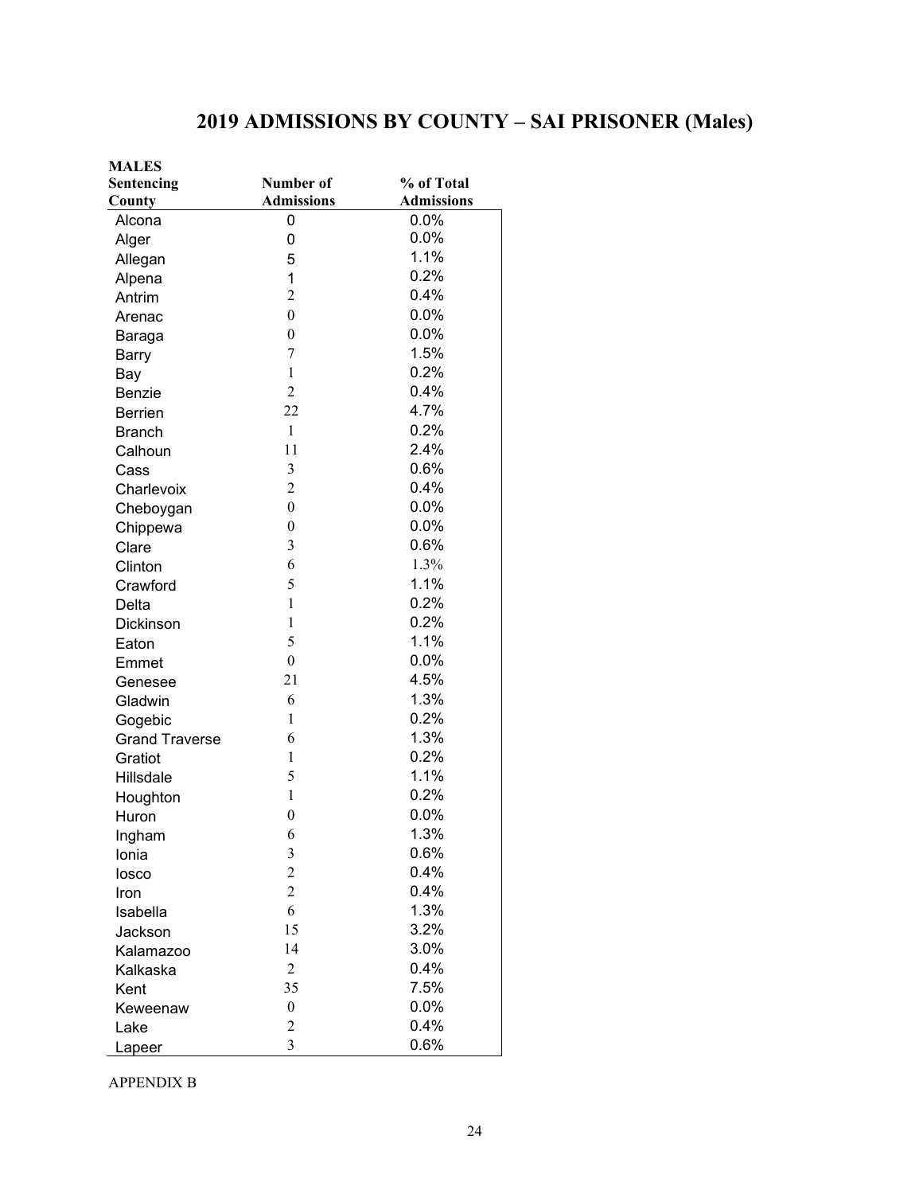# 2019 ADMISSIONS BY COUNTY – SAI PRISONER (Males)

| MALES Sentencing County | Number of Admissions | % of Total Admissions |
|---|---|---|
| Alcona | 0 | 0.0% |
| Alger | 0 | 0.0% |
| Allegan | 5 | 1.1% |
| Alpena | 1 | 0.2% |
| Antrim | 2 | 0.4% |
| Arenac | 0 | 0.0% |
| Baraga | 0 | 0.0% |
| Barry | 7 | 1.5% |
| Bay | 1 | 0.2% |
| Benzie | 2 | 0.4% |
| Berrien | 22 | 4.7% |
| Branch | 1 | 0.2% |
| Calhoun | 11 | 2.4% |
| Cass | 3 | 0.6% |
| Charlevoix | 2 | 0.4% |
| Cheboygan | 0 | 0.0% |
| Chippewa | 0 | 0.0% |
| Clare | 3 | 0.6% |
| Clinton | 6 | 1.3% |
| Crawford | 5 | 1.1% |
| Delta | 1 | 0.2% |
| Dickinson | 1 | 0.2% |
| Eaton | 5 | 1.1% |
| Emmet | 0 | 0.0% |
| Genesee | 21 | 4.5% |
| Gladwin | 6 | 1.3% |
| Gogebic | 1 | 0.2% |
| Grand Traverse | 6 | 1.3% |
| Gratiot | 1 | 0.2% |
| Hillsdale | 5 | 1.1% |
| Houghton | 1 | 0.2% |
| Huron | 0 | 0.0% |
| Ingham | 6 | 1.3% |
| Ionia | 3 | 0.6% |
| Iosco | 2 | 0.4% |
| Iron | 2 | 0.4% |
| Isabella | 6 | 1.3% |
| Jackson | 15 | 3.2% |
| Kalamazoo | 14 | 3.0% |
| Kalkaska | 2 | 0.4% |
| Kent | 35 | 7.5% |
| Keweenaw | 0 | 0.0% |
| Lake | 2 | 0.4% |
| Lapeer | 3 | 0.6% |

APPENDIX B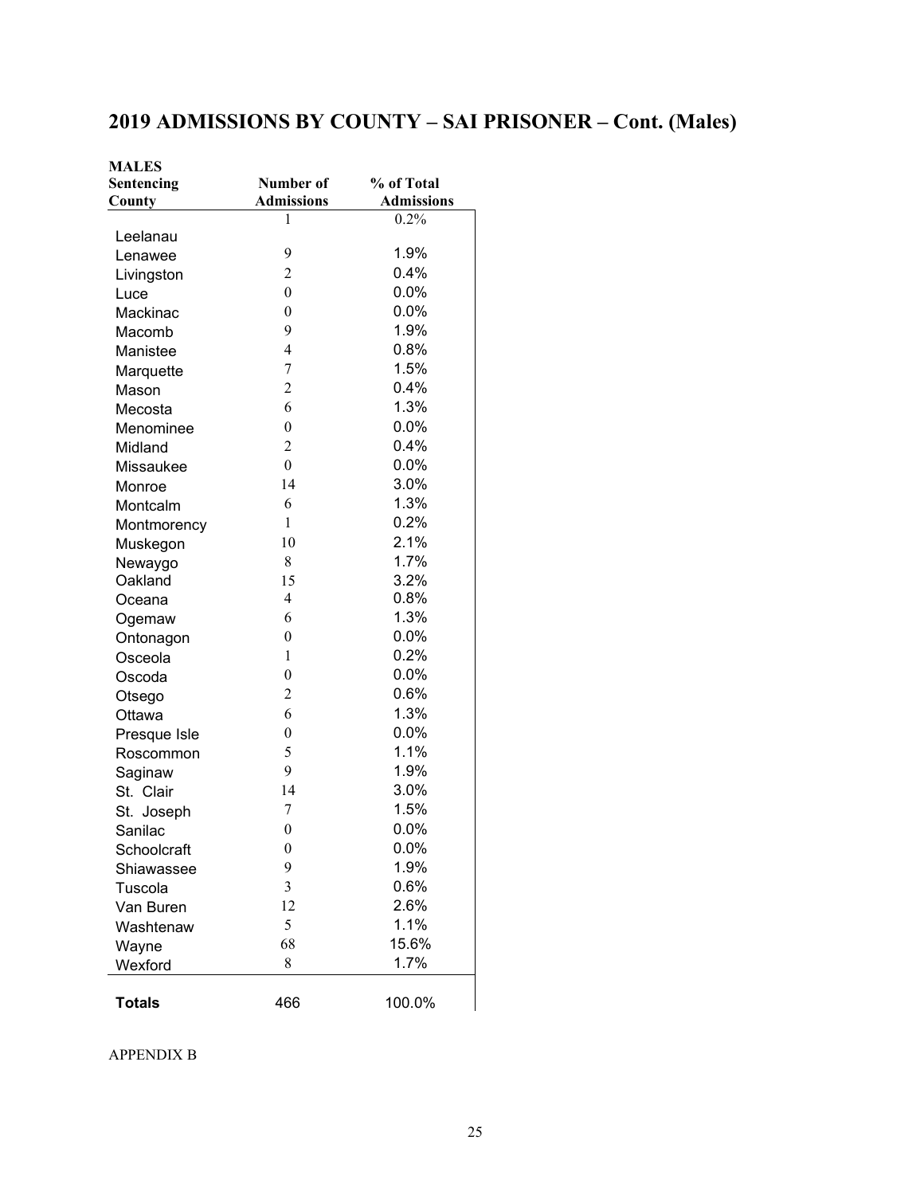# 2019 ADMISSIONS BY COUNTY – SAI PRISONER – Cont. (Males)

| MALES<br>Sentencing County | Number of Admissions | % of Total Admissions |
|---|---|---|
| Leelanau | 1 | 0.2% |
| Lenawee | 9 | 1.9% |
| Livingston | 2 | 0.4% |
| Luce | 0 | 0.0% |
| Mackinac | 0 | 0.0% |
| Macomb | 9 | 1.9% |
| Manistee | 4 | 0.8% |
| Marquette | 7 | 1.5% |
| Mason | 2 | 0.4% |
| Mecosta | 6 | 1.3% |
| Menominee | 0 | 0.0% |
| Midland | 2 | 0.4% |
| Missaukee | 0 | 0.0% |
| Monroe | 14 | 3.0% |
| Montcalm | 6 | 1.3% |
| Montmorency | 1 | 0.2% |
| Muskegon | 10 | 2.1% |
| Newaygo | 8 | 1.7% |
| Oakland | 15 | 3.2% |
| Oceana | 4 | 0.8% |
| Ogemaw | 6 | 1.3% |
| Ontonagon | 0 | 0.0% |
| Osceola | 1 | 0.2% |
| Oscoda | 0 | 0.0% |
| Otsego | 2 | 0.6% |
| Ottawa | 6 | 1.3% |
| Presque Isle | 0 | 0.0% |
| Roscommon | 5 | 1.1% |
| Saginaw | 9 | 1.9% |
| St. Clair | 14 | 3.0% |
| St. Joseph | 7 | 1.5% |
| Sanilac | 0 | 0.0% |
| Schoolcraft | 0 | 0.0% |
| Shiawassee | 9 | 1.9% |
| Tuscola | 3 | 0.6% |
| Van Buren | 12 | 2.6% |
| Washtenaw | 5 | 1.1% |
| Wayne | 68 | 15.6% |
| Wexford | 8 | 1.7% |
| **Totals** | 466 | 100.0% |

APPENDIX B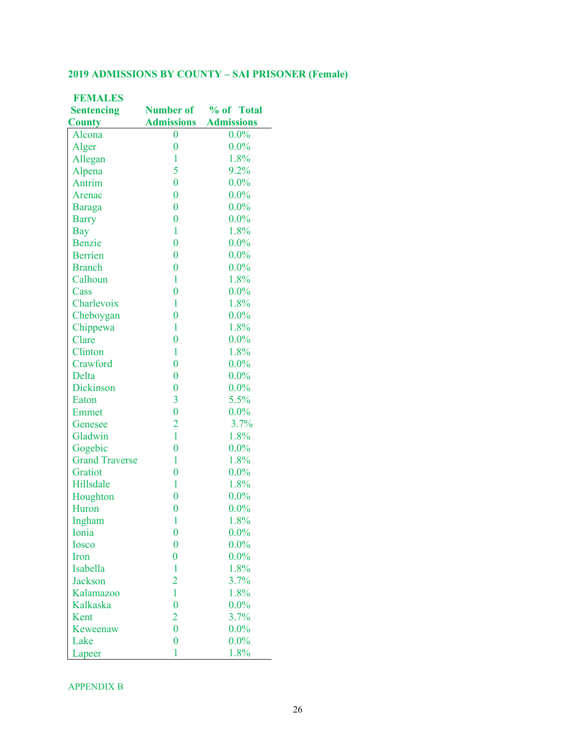**2019 ADMISSIONS BY COUNTY – SAI PRISONER (Female)**

| FEMALES Sentencing County | Number of Admissions | % of Total Admissions |
|---|---|---|
| Alcona | 0 | 0.0% |
| Alger | 0 | 0.0% |
| Allegan | 1 | 1.8% |
| Alpena | 5 | 9.2% |
| Antrim | 0 | 0.0% |
| Arenac | 0 | 0.0% |
| Baraga | 0 | 0.0% |
| Barry | 0 | 0.0% |
| Bay | 1 | 1.8% |
| Benzie | 0 | 0.0% |
| Berrien | 0 | 0.0% |
| Branch | 0 | 0.0% |
| Calhoun | 1 | 1.8% |
| Cass | 0 | 0.0% |
| Charlevoix | 1 | 1.8% |
| Cheboygan | 0 | 0.0% |
| Chippewa | 1 | 1.8% |
| Clare | 0 | 0.0% |
| Clinton | 1 | 1.8% |
| Crawford | 0 | 0.0% |
| Delta | 0 | 0.0% |
| Dickinson | 0 | 0.0% |
| Eaton | 3 | 5.5% |
| Emmet | 0 | 0.0% |
| Genesee | 2 | 3.7% |
| Gladwin | 1 | 1.8% |
| Gogebic | 0 | 0.0% |
| Grand Traverse | 1 | 1.8% |
| Gratiot | 0 | 0.0% |
| Hillsdale | 1 | 1.8% |
| Houghton | 0 | 0.0% |
| Huron | 0 | 0.0% |
| Ingham | 1 | 1.8% |
| Ionia | 0 | 0.0% |
| Iosco | 0 | 0.0% |
| Iron | 0 | 0.0% |
| Isabella | 1 | 1.8% |
| Jackson | 2 | 3.7% |
| Kalamazoo | 1 | 1.8% |
| Kalkaska | 0 | 0.0% |
| Kent | 2 | 3.7% |
| Keweenaw | 0 | 0.0% |
| Lake | 0 | 0.0% |
| Lapeer | 1 | 1.8% |

APPENDIX B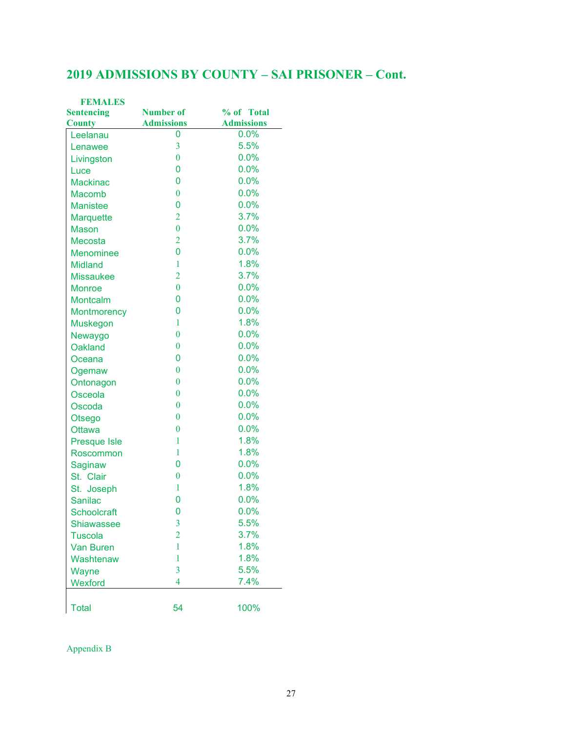## 2019 ADMISSIONS BY COUNTY – SAI PRISONER – Cont.

**FEMALES**

| Sentencing County | Number of Admissions | % of Total Admissions |
|---|---|---|
| Leelanau | 0 | 0.0% |
| Lenawee | 3 | 5.5% |
| Livingston | 0 | 0.0% |
| Luce | 0 | 0.0% |
| Mackinac | 0 | 0.0% |
| Macomb | 0 | 0.0% |
| Manistee | 0 | 0.0% |
| Marquette | 2 | 3.7% |
| Mason | 0 | 0.0% |
| Mecosta | 2 | 3.7% |
| Menominee | 0 | 0.0% |
| Midland | 1 | 1.8% |
| Missaukee | 2 | 3.7% |
| Monroe | 0 | 0.0% |
| Montcalm | 0 | 0.0% |
| Montmorency | 0 | 0.0% |
| Muskegon | 1 | 1.8% |
| Newaygo | 0 | 0.0% |
| Oakland | 0 | 0.0% |
| Oceana | 0 | 0.0% |
| Ogemaw | 0 | 0.0% |
| Ontonagon | 0 | 0.0% |
| Osceola | 0 | 0.0% |
| Oscoda | 0 | 0.0% |
| Otsego | 0 | 0.0% |
| Ottawa | 0 | 0.0% |
| Presque Isle | 1 | 1.8% |
| Roscommon | 1 | 1.8% |
| Saginaw | 0 | 0.0% |
| St. Clair | 0 | 0.0% |
| St. Joseph | 1 | 1.8% |
| Sanilac | 0 | 0.0% |
| Schoolcraft | 0 | 0.0% |
| Shiawassee | 3 | 5.5% |
| Tuscola | 2 | 3.7% |
| Van Buren | 1 | 1.8% |
| Washtenaw | 1 | 1.8% |
| Wayne | 3 | 5.5% |
| Wexford | 4 | 7.4% |
| Total | 54 | 100% |

Appendix B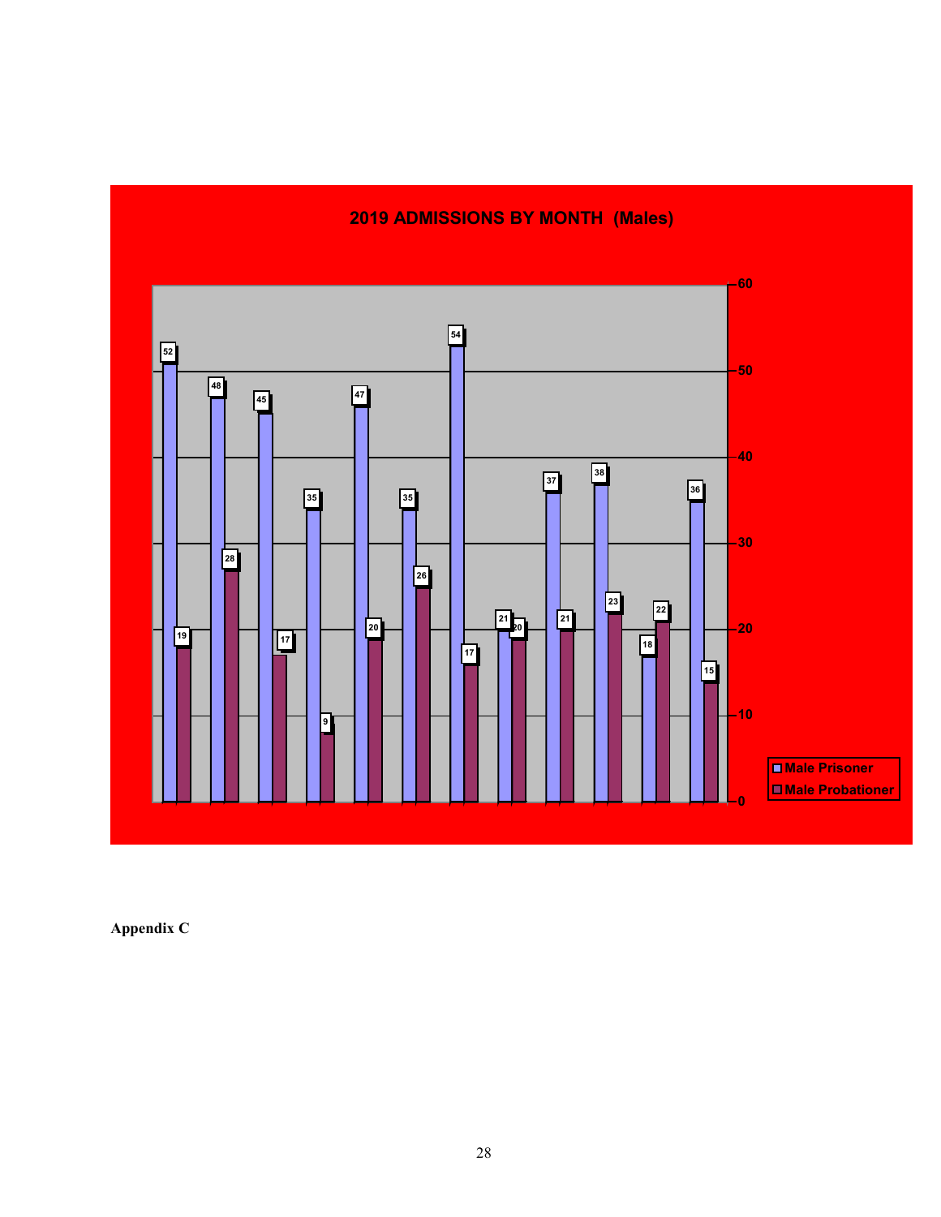## 2019 ADMISSIONS BY MONTH (Males)

| Month | Male Prisoner | Male Probationer |
|---|---|---|
| 1 | 52 | 19 |
| 2 | 48 | 28 |
| 3 | 45 | 17 |
| 4 | 35 | 9 |
| 5 | 47 | 20 |
| 6 | 35 | 26 |
| 7 | 54 | 17 |
| 8 | 21 | 20 |
| 9 | 37 | 21 |
| 10 | 38 | 23 |
| 11 | 18 | 22 |
| 12 | 36 | 15 |

**Appendix C**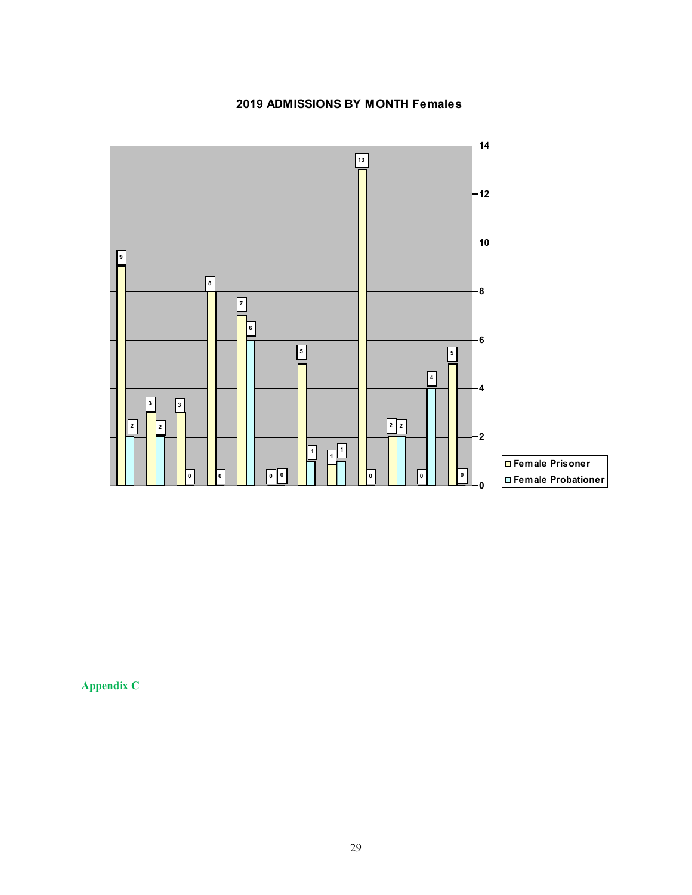**2019 ADMISSIONS BY MONTH Females**

| Female Prisoner | Female Probationer |
|---|---|
| 9 | 2 |
| 3 | 2 |
| 3 | 0 |
| 8 | 0 |
| 7 | 6 |
| 0 | 0 |
| 5 | 1 |
| 1 | 1 |
| 13 | 0 |
| 2 | 2 |
| 0 | 4 |
| 5 | 0 |

**Appendix C**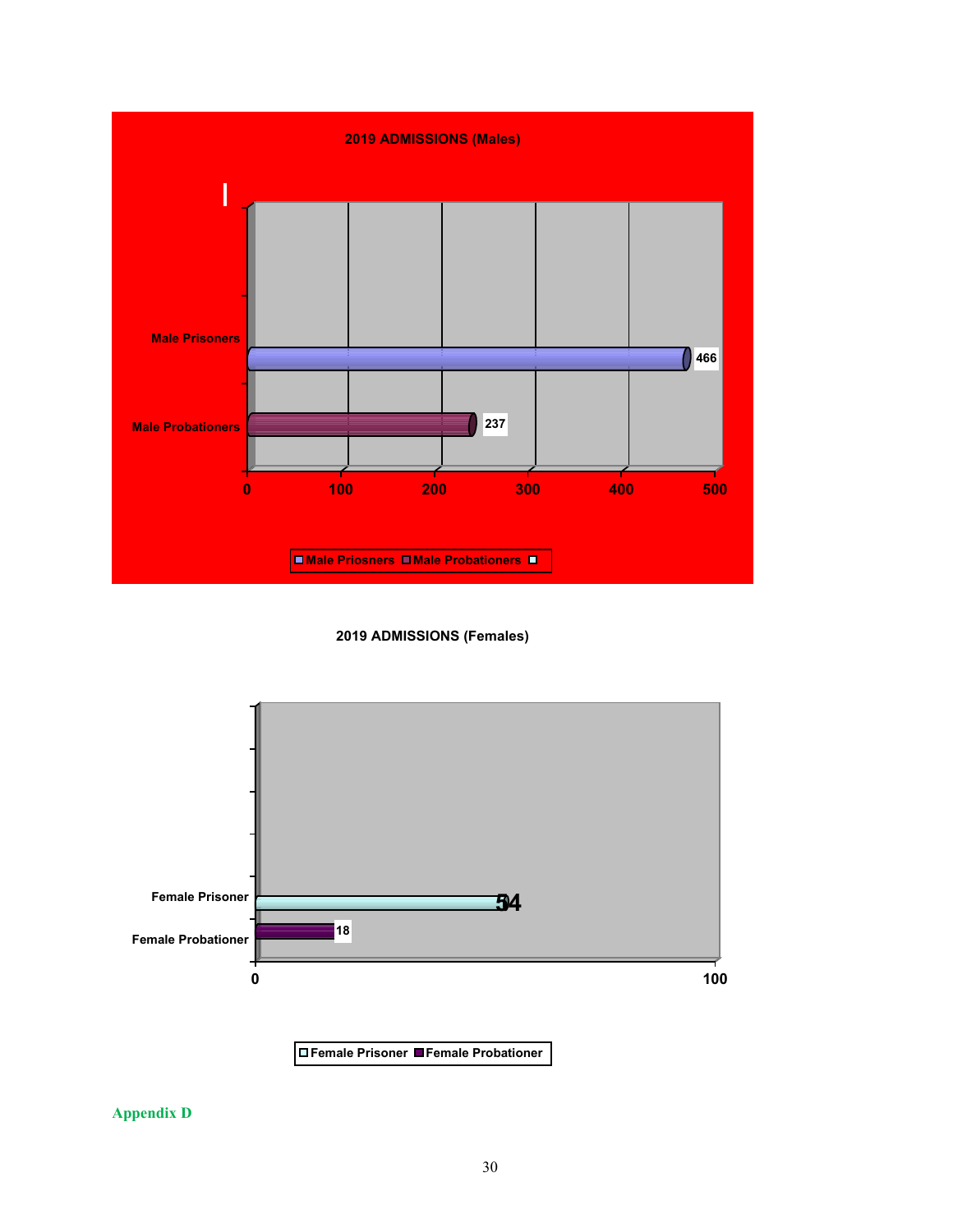**2019 ADMISSIONS (Males)**

| Category | Admissions |
|---|---|
| Male Prisoners | 466 |
| Male Probationers | 237 |

Male Priosners, Male Probationers

**2019 ADMISSIONS (Females)**

| Category | Admissions |
|---|---|
| Female Prisoner | 54 |
| Female Probationer | 18 |

Female Prisoner, Female Probationer

Appendix D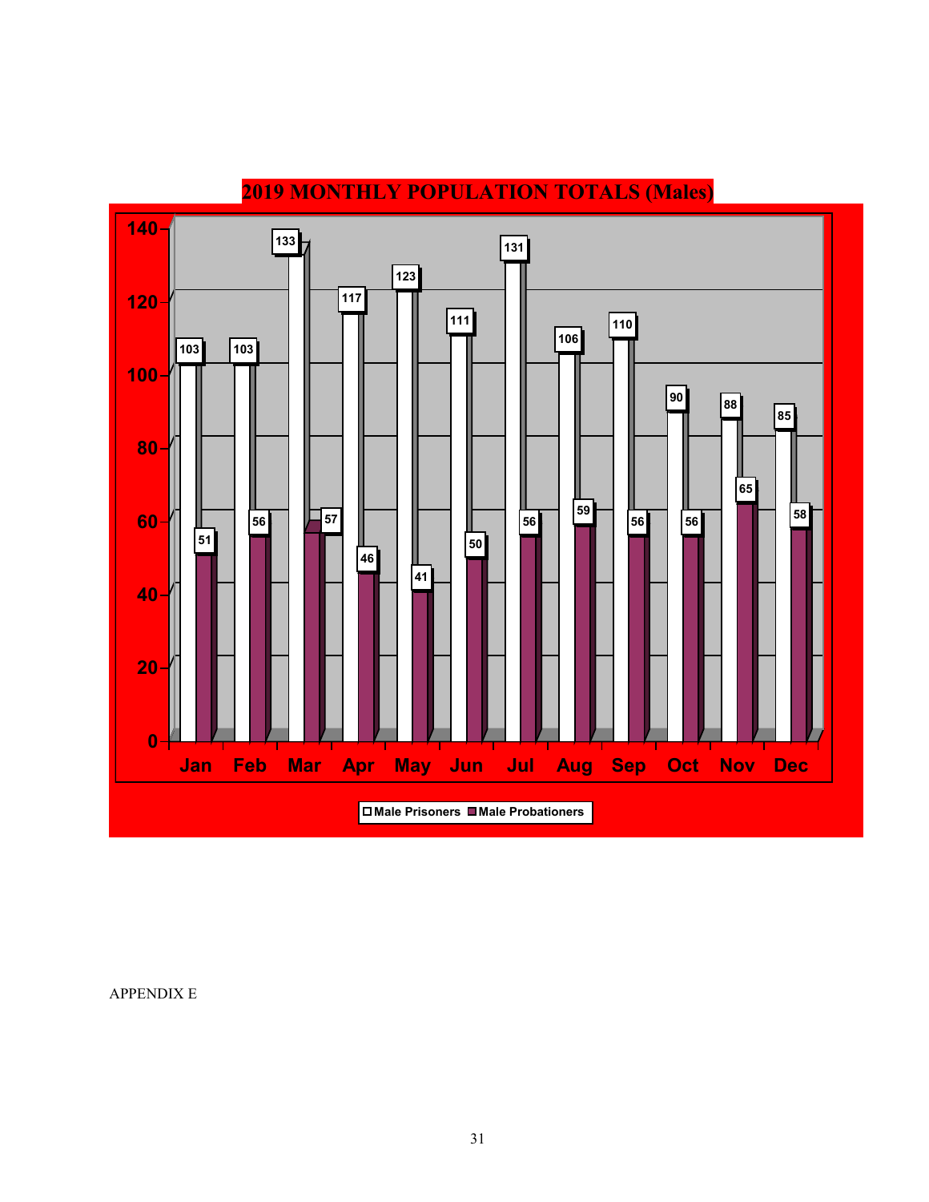## 2019 MONTHLY POPULATION TOTALS (Males)

| Month | Male Prisoners | Male Probationers |
|---|---|---|
| Jan | 103 | 51 |
| Feb | 103 | 56 |
| Mar | 133 | 57 |
| Apr | 117 | 46 |
| May | 123 | 41 |
| Jun | 111 | 50 |
| Jul | 131 | 56 |
| Aug | 106 | 59 |
| Sep | 110 | 56 |
| Oct | 90 | 56 |
| Nov | 88 | 65 |
| Dec | 85 | 58 |

APPENDIX E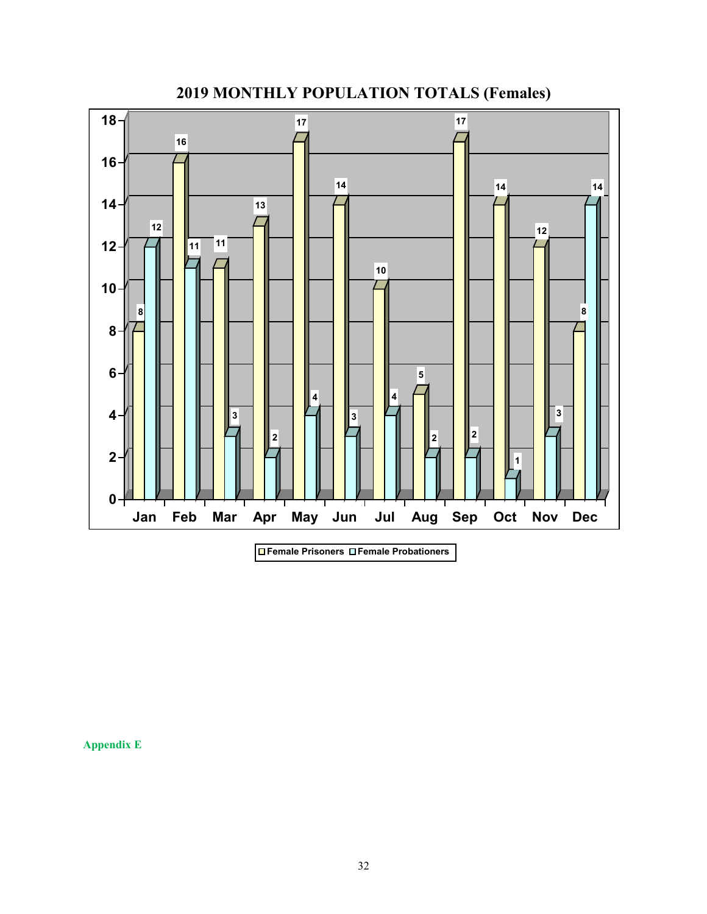## 2019 MONTHLY POPULATION TOTALS (Females)

| Month | Female Prisoners | Female Probationers |
|---|---|---|
| Jan | 8 | 12 |
| Feb | 16 | 11 |
| Mar | 11 | 3 |
| Apr | 13 | 2 |
| May | 17 | 4 |
| Jun | 14 | 3 |
| Jul | 10 | 4 |
| Aug | 5 | 2 |
| Sep | 17 | 2 |
| Oct | 14 | 1 |
| Nov | 12 | 3 |
| Dec | 8 | 14 |

Appendix E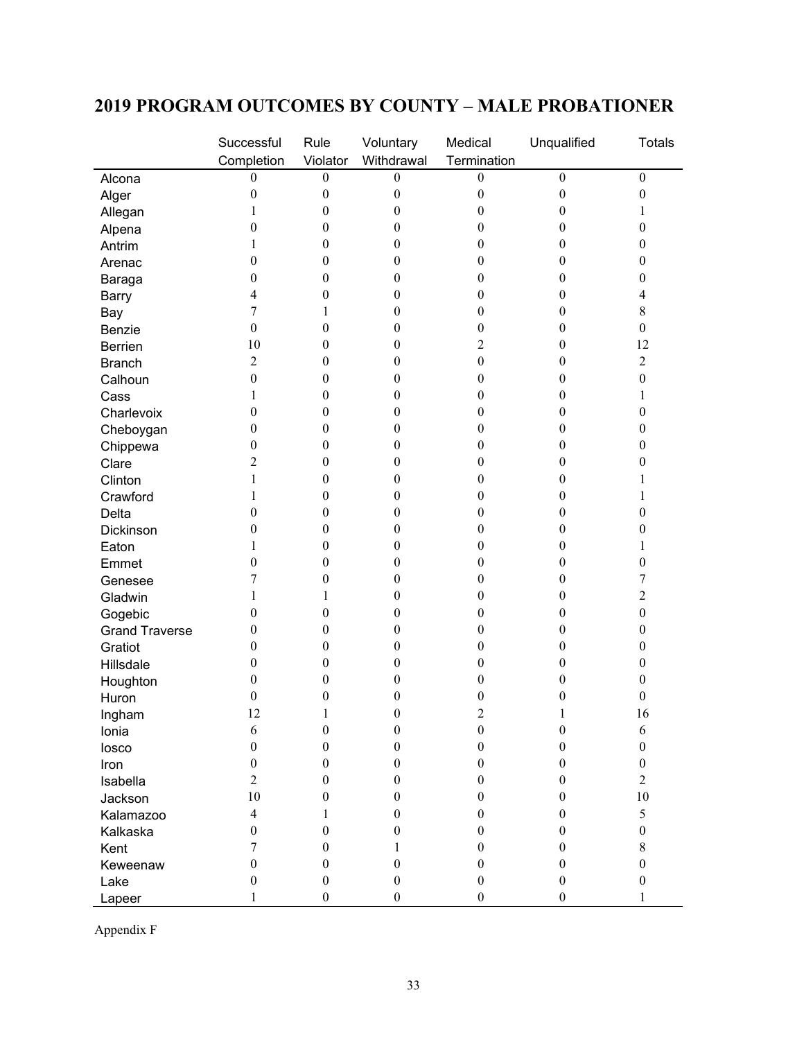## 2019 PROGRAM OUTCOMES BY COUNTY – MALE PROBATIONER

| | Successful Completion | Rule Violator | Voluntary Withdrawal | Medical Termination | Unqualified | Totals |
|---|---|---|---|---|---|---|
| Alcona | 0 | 0 | 0 | 0 | 0 | 0 |
| Alger | 0 | 0 | 0 | 0 | 0 | 0 |
| Allegan | 1 | 0 | 0 | 0 | 0 | 1 |
| Alpena | 0 | 0 | 0 | 0 | 0 | 0 |
| Antrim | 1 | 0 | 0 | 0 | 0 | 0 |
| Arenac | 0 | 0 | 0 | 0 | 0 | 0 |
| Baraga | 0 | 0 | 0 | 0 | 0 | 0 |
| Barry | 4 | 0 | 0 | 0 | 0 | 4 |
| Bay | 7 | 1 | 0 | 0 | 0 | 8 |
| Benzie | 0 | 0 | 0 | 0 | 0 | 0 |
| Berrien | 10 | 0 | 0 | 2 | 0 | 12 |
| Branch | 2 | 0 | 0 | 0 | 0 | 2 |
| Calhoun | 0 | 0 | 0 | 0 | 0 | 0 |
| Cass | 1 | 0 | 0 | 0 | 0 | 1 |
| Charlevoix | 0 | 0 | 0 | 0 | 0 | 0 |
| Cheboygan | 0 | 0 | 0 | 0 | 0 | 0 |
| Chippewa | 0 | 0 | 0 | 0 | 0 | 0 |
| Clare | 2 | 0 | 0 | 0 | 0 | 0 |
| Clinton | 1 | 0 | 0 | 0 | 0 | 1 |
| Crawford | 1 | 0 | 0 | 0 | 0 | 1 |
| Delta | 0 | 0 | 0 | 0 | 0 | 0 |
| Dickinson | 0 | 0 | 0 | 0 | 0 | 0 |
| Eaton | 1 | 0 | 0 | 0 | 0 | 1 |
| Emmet | 0 | 0 | 0 | 0 | 0 | 0 |
| Genesee | 7 | 0 | 0 | 0 | 0 | 7 |
| Gladwin | 1 | 1 | 0 | 0 | 0 | 2 |
| Gogebic | 0 | 0 | 0 | 0 | 0 | 0 |
| Grand Traverse | 0 | 0 | 0 | 0 | 0 | 0 |
| Gratiot | 0 | 0 | 0 | 0 | 0 | 0 |
| Hillsdale | 0 | 0 | 0 | 0 | 0 | 0 |
| Houghton | 0 | 0 | 0 | 0 | 0 | 0 |
| Huron | 0 | 0 | 0 | 0 | 0 | 0 |
| Ingham | 12 | 1 | 0 | 2 | 1 | 16 |
| Ionia | 6 | 0 | 0 | 0 | 0 | 6 |
| Iosco | 0 | 0 | 0 | 0 | 0 | 0 |
| Iron | 0 | 0 | 0 | 0 | 0 | 0 |
| Isabella | 2 | 0 | 0 | 0 | 0 | 2 |
| Jackson | 10 | 0 | 0 | 0 | 0 | 10 |
| Kalamazoo | 4 | 1 | 0 | 0 | 0 | 5 |
| Kalkaska | 0 | 0 | 0 | 0 | 0 | 0 |
| Kent | 7 | 0 | 1 | 0 | 0 | 8 |
| Keweenaw | 0 | 0 | 0 | 0 | 0 | 0 |
| Lake | 0 | 0 | 0 | 0 | 0 | 0 |
| Lapeer | 1 | 0 | 0 | 0 | 0 | 1 |

Appendix F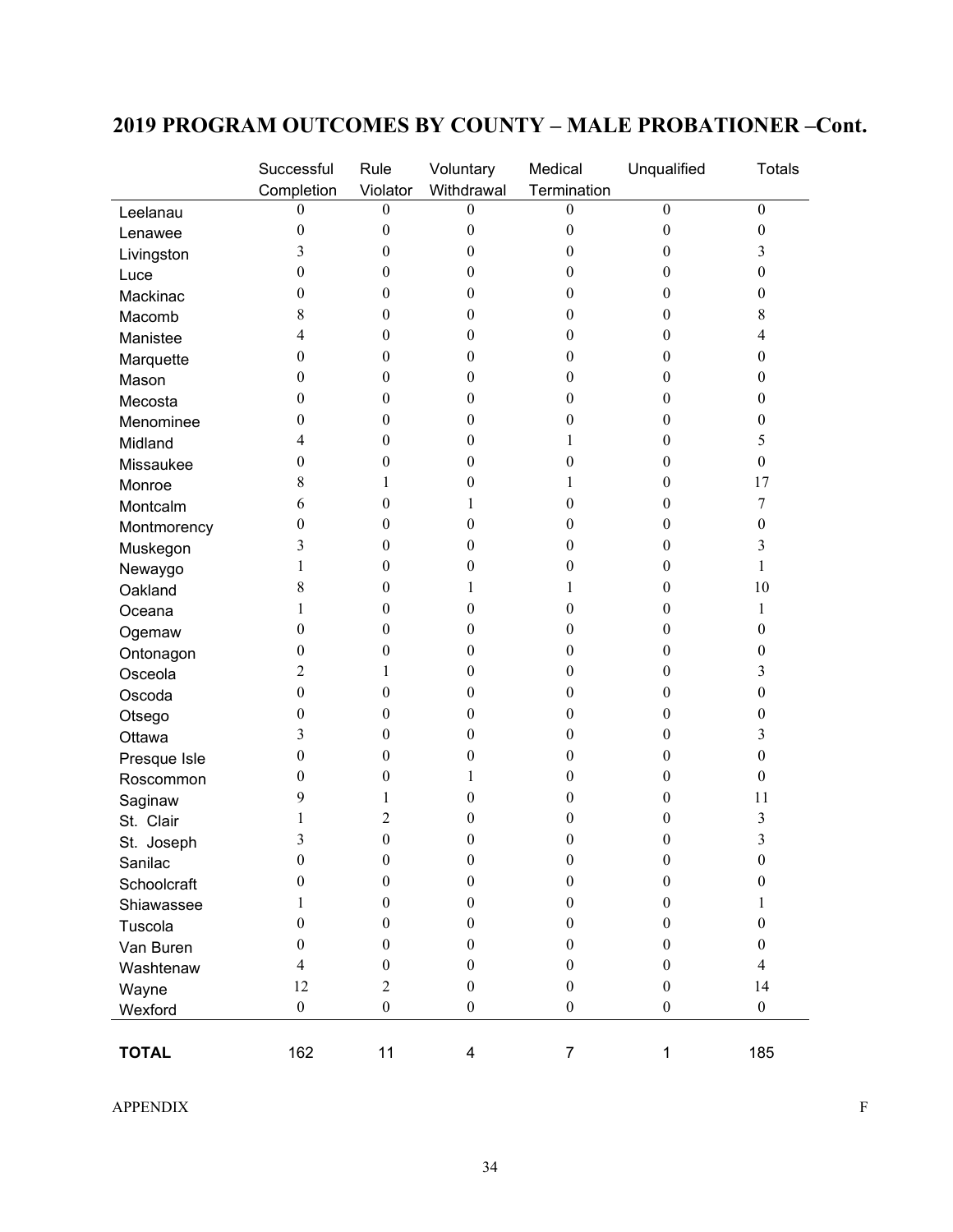## 2019 PROGRAM OUTCOMES BY COUNTY – MALE PROBATIONER –Cont.

| | Successful Completion | Rule Violator | Voluntary Withdrawal | Medical Termination | Unqualified | Totals |
|---|---|---|---|---|---|---|
| Leelanau | 0 | 0 | 0 | 0 | 0 | 0 |
| Lenawee | 0 | 0 | 0 | 0 | 0 | 0 |
| Livingston | 3 | 0 | 0 | 0 | 0 | 3 |
| Luce | 0 | 0 | 0 | 0 | 0 | 0 |
| Mackinac | 0 | 0 | 0 | 0 | 0 | 0 |
| Macomb | 8 | 0 | 0 | 0 | 0 | 8 |
| Manistee | 4 | 0 | 0 | 0 | 0 | 4 |
| Marquette | 0 | 0 | 0 | 0 | 0 | 0 |
| Mason | 0 | 0 | 0 | 0 | 0 | 0 |
| Mecosta | 0 | 0 | 0 | 0 | 0 | 0 |
| Menominee | 0 | 0 | 0 | 0 | 0 | 0 |
| Midland | 4 | 0 | 0 | 1 | 0 | 5 |
| Missaukee | 0 | 0 | 0 | 0 | 0 | 0 |
| Monroe | 8 | 1 | 0 | 1 | 0 | 17 |
| Montcalm | 6 | 0 | 1 | 0 | 0 | 7 |
| Montmorency | 0 | 0 | 0 | 0 | 0 | 0 |
| Muskegon | 3 | 0 | 0 | 0 | 0 | 3 |
| Newaygo | 1 | 0 | 0 | 0 | 0 | 1 |
| Oakland | 8 | 0 | 1 | 1 | 0 | 10 |
| Oceana | 1 | 0 | 0 | 0 | 0 | 1 |
| Ogemaw | 0 | 0 | 0 | 0 | 0 | 0 |
| Ontonagon | 0 | 0 | 0 | 0 | 0 | 0 |
| Osceola | 2 | 1 | 0 | 0 | 0 | 3 |
| Oscoda | 0 | 0 | 0 | 0 | 0 | 0 |
| Otsego | 0 | 0 | 0 | 0 | 0 | 0 |
| Ottawa | 3 | 0 | 0 | 0 | 0 | 3 |
| Presque Isle | 0 | 0 | 0 | 0 | 0 | 0 |
| Roscommon | 0 | 0 | 1 | 0 | 0 | 0 |
| Saginaw | 9 | 1 | 0 | 0 | 0 | 11 |
| St. Clair | 1 | 2 | 0 | 0 | 0 | 3 |
| St. Joseph | 3 | 0 | 0 | 0 | 0 | 3 |
| Sanilac | 0 | 0 | 0 | 0 | 0 | 0 |
| Schoolcraft | 0 | 0 | 0 | 0 | 0 | 0 |
| Shiawassee | 1 | 0 | 0 | 0 | 0 | 1 |
| Tuscola | 0 | 0 | 0 | 0 | 0 | 0 |
| Van Buren | 0 | 0 | 0 | 0 | 0 | 0 |
| Washtenaw | 4 | 0 | 0 | 0 | 0 | 4 |
| Wayne | 12 | 2 | 0 | 0 | 0 | 14 |
| Wexford | 0 | 0 | 0 | 0 | 0 | 0 |
| **TOTAL** | 162 | 11 | 4 | 7 | 1 | 185 |

APPENDIX F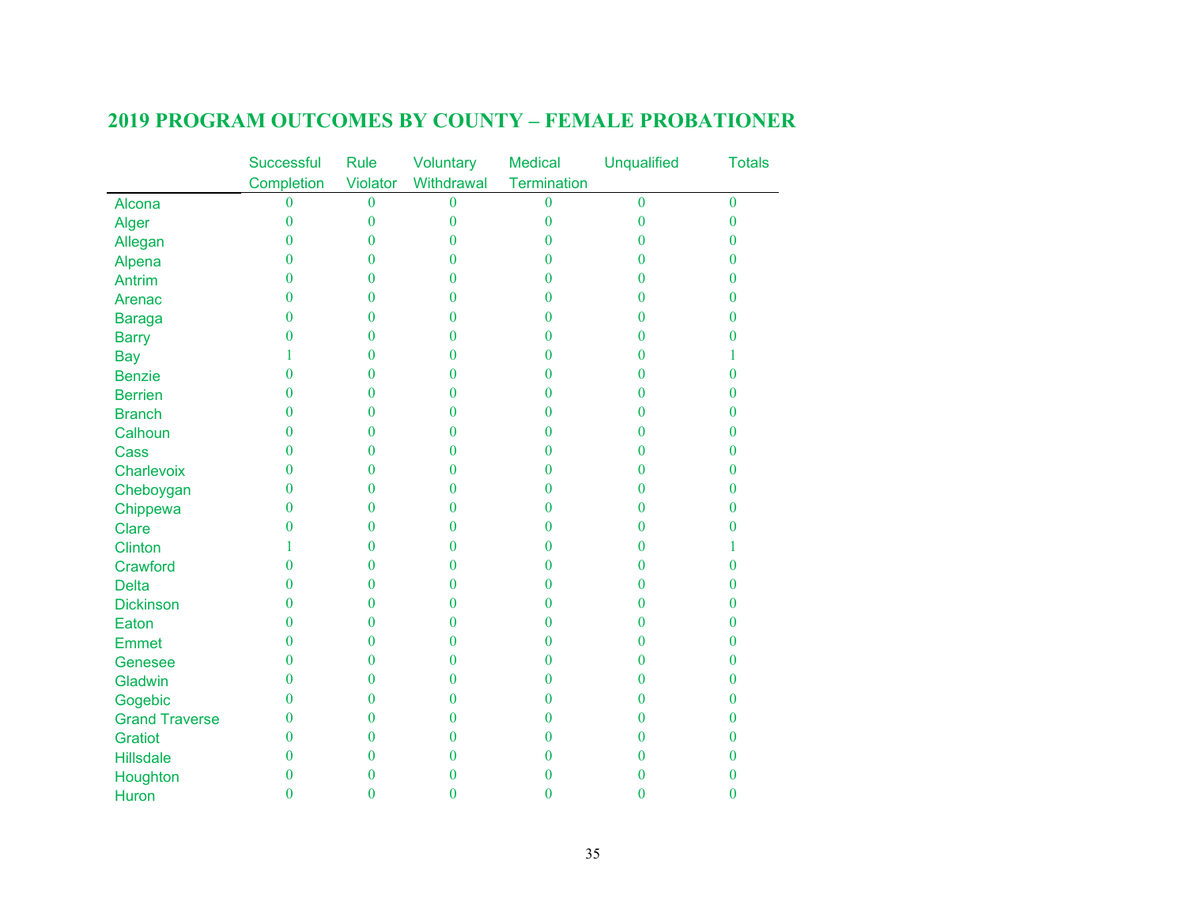## 2019 PROGRAM OUTCOMES BY COUNTY – FEMALE PROBATIONER

| | Successful Completion | Rule Violator | Voluntary Withdrawal | Medical Termination | Unqualified | Totals |
|---|---|---|---|---|---|---|
| Alcona | 0 | 0 | 0 | 0 | 0 | 0 |
| Alger | 0 | 0 | 0 | 0 | 0 | 0 |
| Allegan | 0 | 0 | 0 | 0 | 0 | 0 |
| Alpena | 0 | 0 | 0 | 0 | 0 | 0 |
| Antrim | 0 | 0 | 0 | 0 | 0 | 0 |
| Arenac | 0 | 0 | 0 | 0 | 0 | 0 |
| Baraga | 0 | 0 | 0 | 0 | 0 | 0 |
| Barry | 0 | 0 | 0 | 0 | 0 | 0 |
| Bay | 1 | 0 | 0 | 0 | 0 | 1 |
| Benzie | 0 | 0 | 0 | 0 | 0 | 0 |
| Berrien | 0 | 0 | 0 | 0 | 0 | 0 |
| Branch | 0 | 0 | 0 | 0 | 0 | 0 |
| Calhoun | 0 | 0 | 0 | 0 | 0 | 0 |
| Cass | 0 | 0 | 0 | 0 | 0 | 0 |
| Charlevoix | 0 | 0 | 0 | 0 | 0 | 0 |
| Cheboygan | 0 | 0 | 0 | 0 | 0 | 0 |
| Chippewa | 0 | 0 | 0 | 0 | 0 | 0 |
| Clare | 0 | 0 | 0 | 0 | 0 | 0 |
| Clinton | 1 | 0 | 0 | 0 | 0 | 1 |
| Crawford | 0 | 0 | 0 | 0 | 0 | 0 |
| Delta | 0 | 0 | 0 | 0 | 0 | 0 |
| Dickinson | 0 | 0 | 0 | 0 | 0 | 0 |
| Eaton | 0 | 0 | 0 | 0 | 0 | 0 |
| Emmet | 0 | 0 | 0 | 0 | 0 | 0 |
| Genesee | 0 | 0 | 0 | 0 | 0 | 0 |
| Gladwin | 0 | 0 | 0 | 0 | 0 | 0 |
| Gogebic | 0 | 0 | 0 | 0 | 0 | 0 |
| Grand Traverse | 0 | 0 | 0 | 0 | 0 | 0 |
| Gratiot | 0 | 0 | 0 | 0 | 0 | 0 |
| Hillsdale | 0 | 0 | 0 | 0 | 0 | 0 |
| Houghton | 0 | 0 | 0 | 0 | 0 | 0 |
| Huron | 0 | 0 | 0 | 0 | 0 | 0 |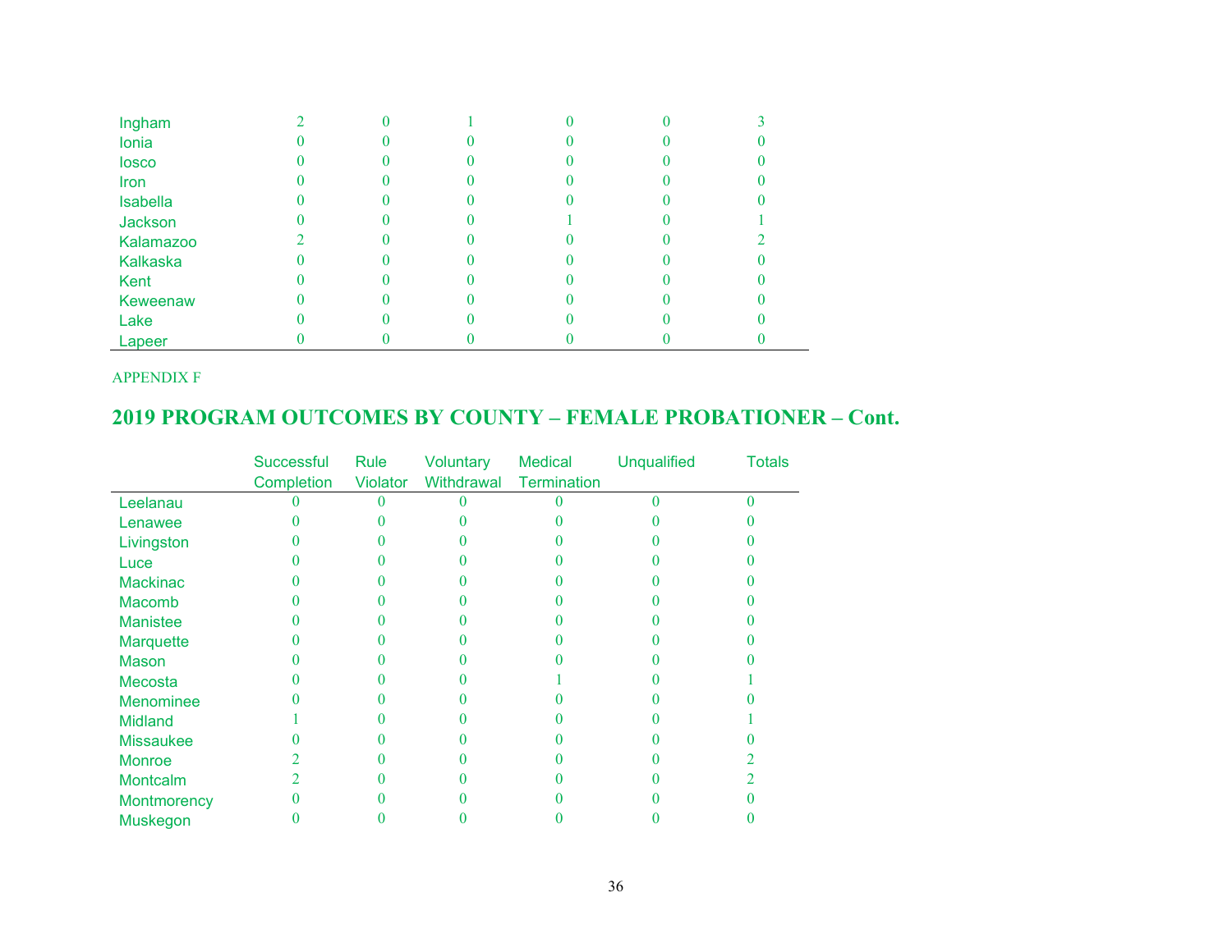| | | | | | | |
|---|---|---|---|---|---|---|
| Ingham | 2 | 0 | 1 | 0 | 0 | 3 |
| Ionia | 0 | 0 | 0 | 0 | 0 | 0 |
| Iosco | 0 | 0 | 0 | 0 | 0 | 0 |
| Iron | 0 | 0 | 0 | 0 | 0 | 0 |
| Isabella | 0 | 0 | 0 | 0 | 0 | 0 |
| Jackson | 0 | 0 | 0 | 1 | 0 | 1 |
| Kalamazoo | 2 | 0 | 0 | 0 | 0 | 2 |
| Kalkaska | 0 | 0 | 0 | 0 | 0 | 0 |
| Kent | 0 | 0 | 0 | 0 | 0 | 0 |
| Keweenaw | 0 | 0 | 0 | 0 | 0 | 0 |
| Lake | 0 | 0 | 0 | 0 | 0 | 0 |
| Lapeer | 0 | 0 | 0 | 0 | 0 | 0 |

APPENDIX F

## 2019 PROGRAM OUTCOMES BY COUNTY – FEMALE PROBATIONER – Cont.

| | Successful Completion | Rule Violator | Voluntary Withdrawal | Medical Termination | Unqualified | Totals |
|---|---|---|---|---|---|---|
| Leelanau | 0 | 0 | 0 | 0 | 0 | 0 |
| Lenawee | 0 | 0 | 0 | 0 | 0 | 0 |
| Livingston | 0 | 0 | 0 | 0 | 0 | 0 |
| Luce | 0 | 0 | 0 | 0 | 0 | 0 |
| Mackinac | 0 | 0 | 0 | 0 | 0 | 0 |
| Macomb | 0 | 0 | 0 | 0 | 0 | 0 |
| Manistee | 0 | 0 | 0 | 0 | 0 | 0 |
| Marquette | 0 | 0 | 0 | 0 | 0 | 0 |
| Mason | 0 | 0 | 0 | 0 | 0 | 0 |
| Mecosta | 0 | 0 | 0 | 1 | 0 | 1 |
| Menominee | 0 | 0 | 0 | 0 | 0 | 0 |
| Midland | 1 | 0 | 0 | 0 | 0 | 1 |
| Missaukee | 0 | 0 | 0 | 0 | 0 | 0 |
| Monroe | 2 | 0 | 0 | 0 | 0 | 2 |
| Montcalm | 2 | 0 | 0 | 0 | 0 | 2 |
| Montmorency | 0 | 0 | 0 | 0 | 0 | 0 |
| Muskegon | 0 | 0 | 0 | 0 | 0 | 0 |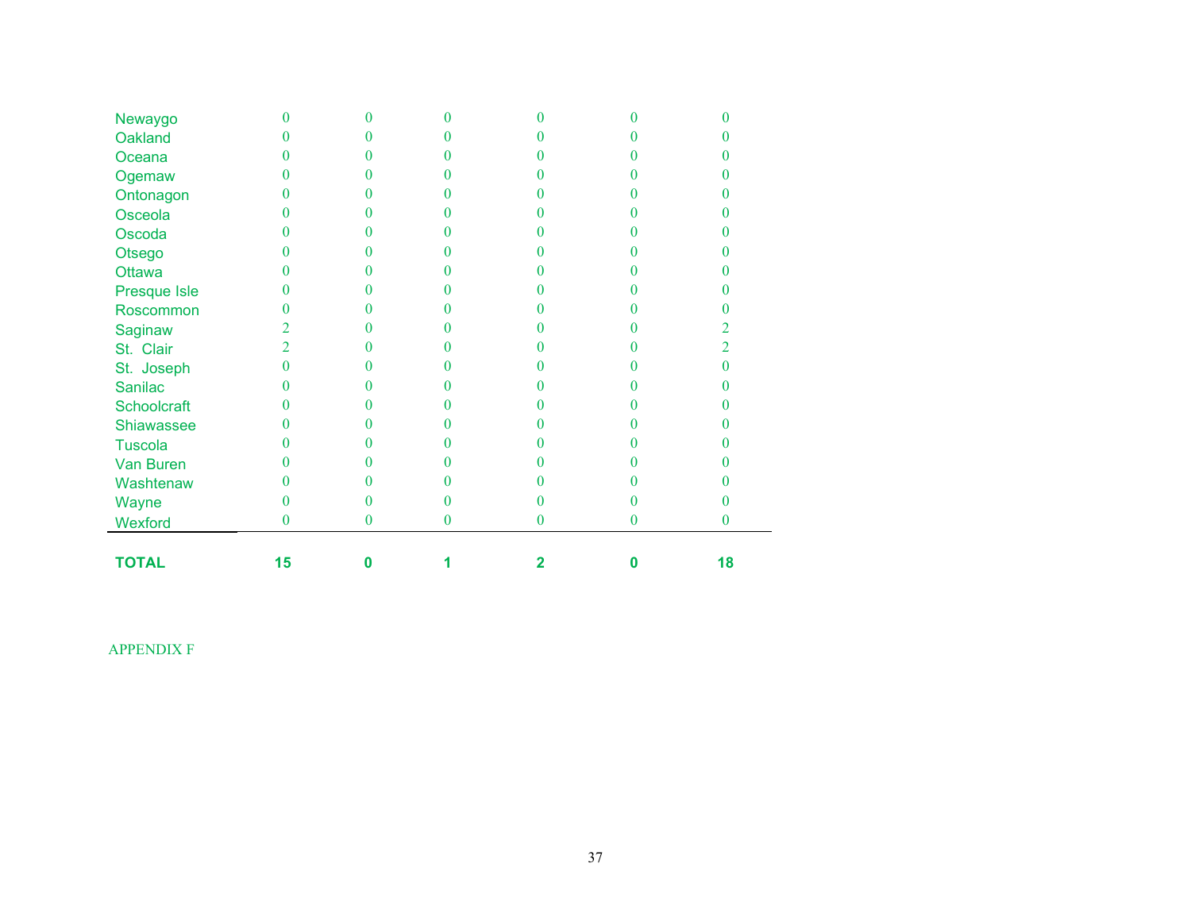| | | | | | | |
|---|---|---|---|---|---|---|
| Newaygo | 0 | 0 | 0 | 0 | 0 | 0 |
| Oakland | 0 | 0 | 0 | 0 | 0 | 0 |
| Oceana | 0 | 0 | 0 | 0 | 0 | 0 |
| Ogemaw | 0 | 0 | 0 | 0 | 0 | 0 |
| Ontonagon | 0 | 0 | 0 | 0 | 0 | 0 |
| Osceola | 0 | 0 | 0 | 0 | 0 | 0 |
| Oscoda | 0 | 0 | 0 | 0 | 0 | 0 |
| Otsego | 0 | 0 | 0 | 0 | 0 | 0 |
| Ottawa | 0 | 0 | 0 | 0 | 0 | 0 |
| Presque Isle | 0 | 0 | 0 | 0 | 0 | 0 |
| Roscommon | 0 | 0 | 0 | 0 | 0 | 0 |
| Saginaw | 2 | 0 | 0 | 0 | 0 | 2 |
| St. Clair | 2 | 0 | 0 | 0 | 0 | 2 |
| St. Joseph | 0 | 0 | 0 | 0 | 0 | 0 |
| Sanilac | 0 | 0 | 0 | 0 | 0 | 0 |
| Schoolcraft | 0 | 0 | 0 | 0 | 0 | 0 |
| Shiawassee | 0 | 0 | 0 | 0 | 0 | 0 |
| Tuscola | 0 | 0 | 0 | 0 | 0 | 0 |
| Van Buren | 0 | 0 | 0 | 0 | 0 | 0 |
| Washtenaw | 0 | 0 | 0 | 0 | 0 | 0 |
| Wayne | 0 | 0 | 0 | 0 | 0 | 0 |
| Wexford | 0 | 0 | 0 | 0 | 0 | 0 |
| **TOTAL** | **15** | **0** | **1** | **2** | **0** | **18** |

APPENDIX F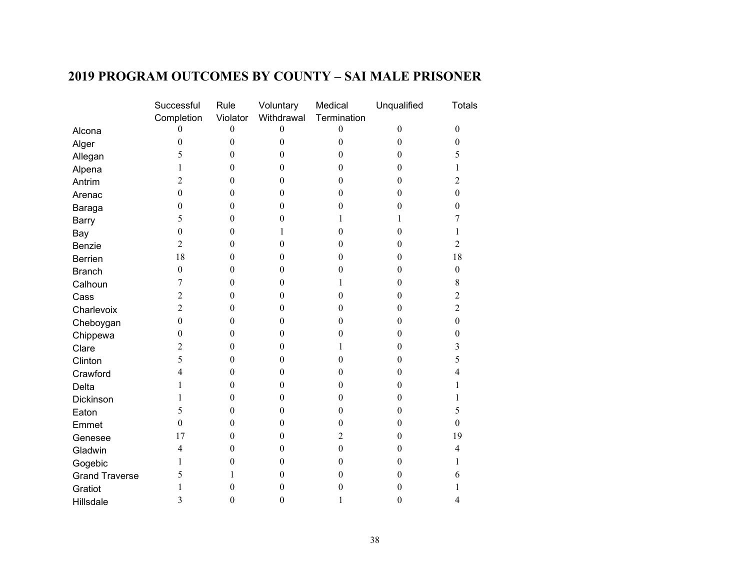## 2019 PROGRAM OUTCOMES BY COUNTY – SAI MALE PRISONER

| | Successful Completion | Rule Violator | Voluntary Withdrawal | Medical Termination | Unqualified | Totals |
|---|---|---|---|---|---|---|
| Alcona | 0 | 0 | 0 | 0 | 0 | 0 |
| Alger | 0 | 0 | 0 | 0 | 0 | 0 |
| Allegan | 5 | 0 | 0 | 0 | 0 | 5 |
| Alpena | 1 | 0 | 0 | 0 | 0 | 1 |
| Antrim | 2 | 0 | 0 | 0 | 0 | 2 |
| Arenac | 0 | 0 | 0 | 0 | 0 | 0 |
| Baraga | 0 | 0 | 0 | 0 | 0 | 0 |
| Barry | 5 | 0 | 0 | 1 | 1 | 7 |
| Bay | 0 | 0 | 1 | 0 | 0 | 1 |
| Benzie | 2 | 0 | 0 | 0 | 0 | 2 |
| Berrien | 18 | 0 | 0 | 0 | 0 | 18 |
| Branch | 0 | 0 | 0 | 0 | 0 | 0 |
| Calhoun | 7 | 0 | 0 | 1 | 0 | 8 |
| Cass | 2 | 0 | 0 | 0 | 0 | 2 |
| Charlevoix | 2 | 0 | 0 | 0 | 0 | 2 |
| Cheboygan | 0 | 0 | 0 | 0 | 0 | 0 |
| Chippewa | 0 | 0 | 0 | 0 | 0 | 0 |
| Clare | 2 | 0 | 0 | 1 | 0 | 3 |
| Clinton | 5 | 0 | 0 | 0 | 0 | 5 |
| Crawford | 4 | 0 | 0 | 0 | 0 | 4 |
| Delta | 1 | 0 | 0 | 0 | 0 | 1 |
| Dickinson | 1 | 0 | 0 | 0 | 0 | 1 |
| Eaton | 5 | 0 | 0 | 0 | 0 | 5 |
| Emmet | 0 | 0 | 0 | 0 | 0 | 0 |
| Genesee | 17 | 0 | 0 | 2 | 0 | 19 |
| Gladwin | 4 | 0 | 0 | 0 | 0 | 4 |
| Gogebic | 1 | 0 | 0 | 0 | 0 | 1 |
| Grand Traverse | 5 | 1 | 0 | 0 | 0 | 6 |
| Gratiot | 1 | 0 | 0 | 0 | 0 | 1 |
| Hillsdale | 3 | 0 | 0 | 1 | 0 | 4 |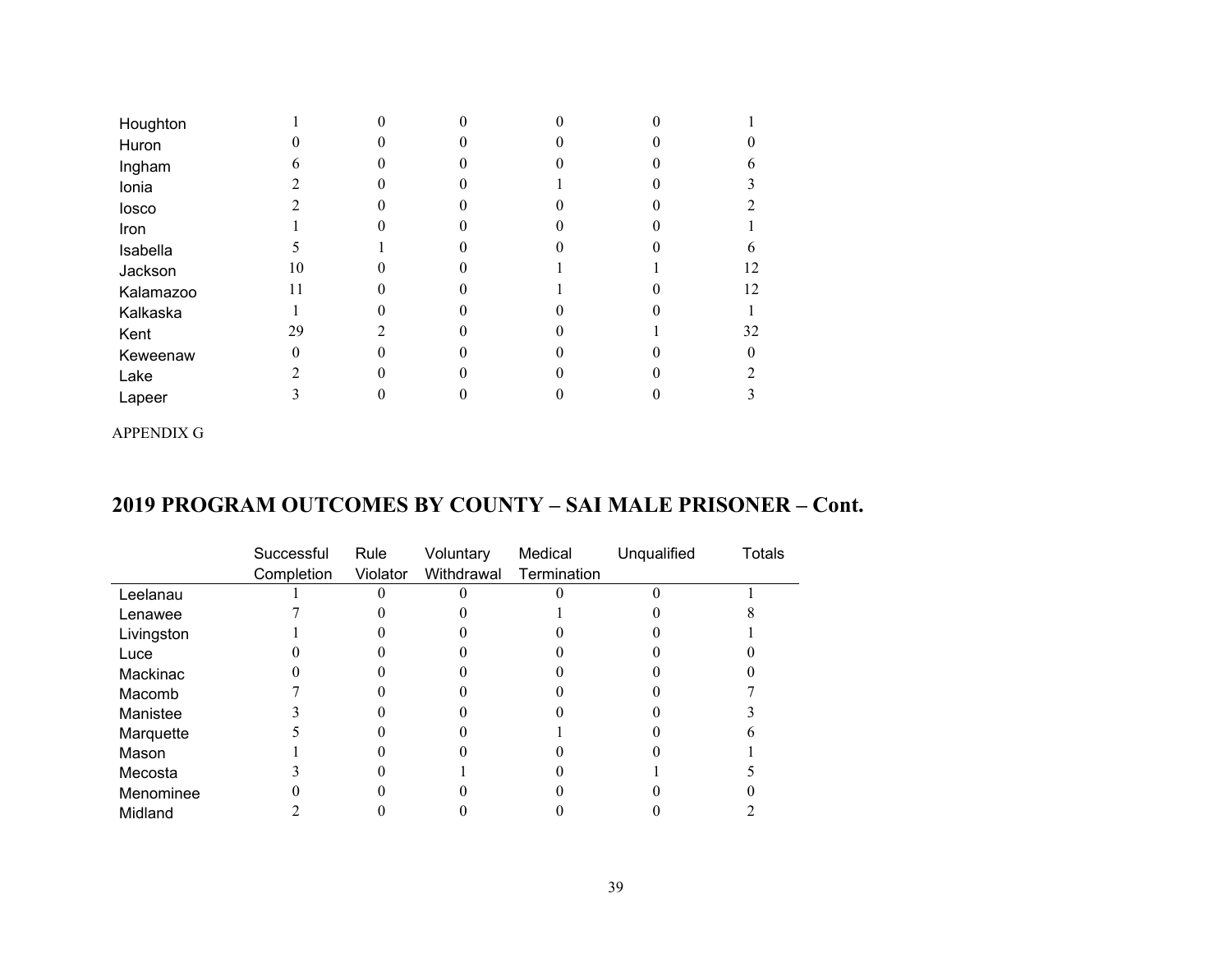| | | | | | |
|---|---|---|---|---|---|
| Houghton | 1 | 0 | 0 | 0 | 0 | 1 |
| Huron | 0 | 0 | 0 | 0 | 0 | 0 |
| Ingham | 6 | 0 | 0 | 0 | 0 | 6 |
| Ionia | 2 | 0 | 0 | 1 | 0 | 3 |
| Iosco | 2 | 0 | 0 | 0 | 0 | 2 |
| Iron | 1 | 0 | 0 | 0 | 0 | 1 |
| Isabella | 5 | 1 | 0 | 0 | 0 | 6 |
| Jackson | 10 | 0 | 0 | 1 | 1 | 12 |
| Kalamazoo | 11 | 0 | 0 | 1 | 0 | 12 |
| Kalkaska | 1 | 0 | 0 | 0 | 0 | 1 |
| Kent | 29 | 2 | 0 | 0 | 1 | 32 |
| Keweenaw | 0 | 0 | 0 | 0 | 0 | 0 |
| Lake | 2 | 0 | 0 | 0 | 0 | 2 |
| Lapeer | 3 | 0 | 0 | 0 | 0 | 3 |

APPENDIX G

## 2019 PROGRAM OUTCOMES BY COUNTY – SAI MALE PRISONER – Cont.

| | Successful Completion | Rule Violator | Voluntary Withdrawal | Medical Termination | Unqualified | Totals |
|---|---|---|---|---|---|---|
| Leelanau | 1 | 0 | 0 | 0 | 0 | 1 |
| Lenawee | 7 | 0 | 0 | 1 | 0 | 8 |
| Livingston | 1 | 0 | 0 | 0 | 0 | 1 |
| Luce | 0 | 0 | 0 | 0 | 0 | 0 |
| Mackinac | 0 | 0 | 0 | 0 | 0 | 0 |
| Macomb | 7 | 0 | 0 | 0 | 0 | 7 |
| Manistee | 3 | 0 | 0 | 0 | 0 | 3 |
| Marquette | 5 | 0 | 0 | 1 | 0 | 6 |
| Mason | 1 | 0 | 0 | 0 | 0 | 1 |
| Mecosta | 3 | 0 | 1 | 0 | 1 | 5 |
| Menominee | 0 | 0 | 0 | 0 | 0 | 0 |
| Midland | 2 | 0 | 0 | 0 | 0 | 2 |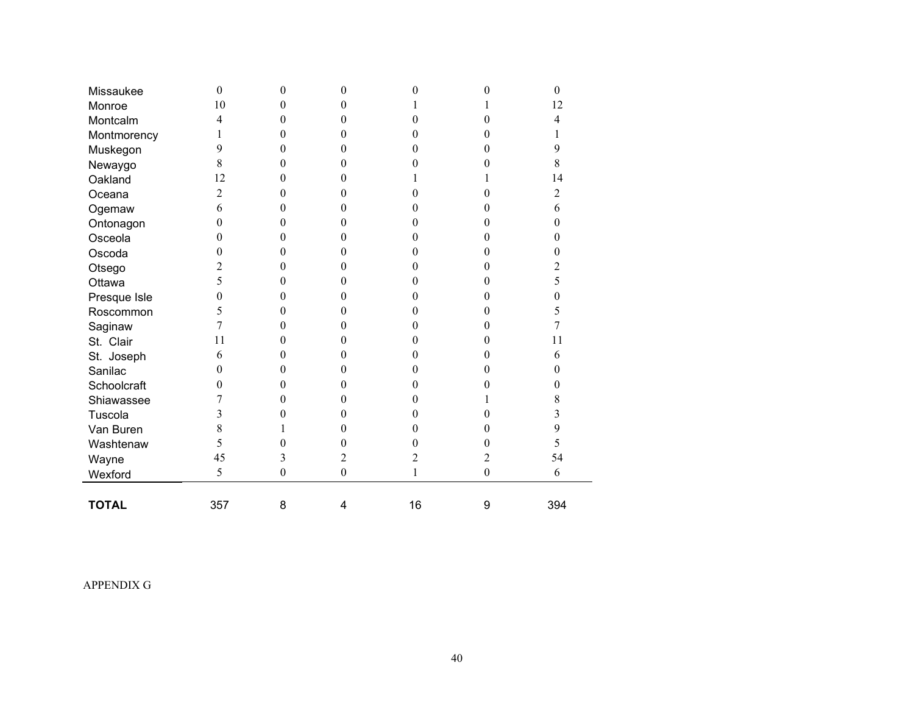| | | | | | | |
|---|---|---|---|---|---|---|
| Missaukee | 0 | 0 | 0 | 0 | 0 | 0 |
| Monroe | 10 | 0 | 0 | 1 | 1 | 12 |
| Montcalm | 4 | 0 | 0 | 0 | 0 | 4 |
| Montmorency | 1 | 0 | 0 | 0 | 0 | 1 |
| Muskegon | 9 | 0 | 0 | 0 | 0 | 9 |
| Newaygo | 8 | 0 | 0 | 0 | 0 | 8 |
| Oakland | 12 | 0 | 0 | 1 | 1 | 14 |
| Oceana | 2 | 0 | 0 | 0 | 0 | 2 |
| Ogemaw | 6 | 0 | 0 | 0 | 0 | 6 |
| Ontonagon | 0 | 0 | 0 | 0 | 0 | 0 |
| Osceola | 0 | 0 | 0 | 0 | 0 | 0 |
| Oscoda | 0 | 0 | 0 | 0 | 0 | 0 |
| Otsego | 2 | 0 | 0 | 0 | 0 | 2 |
| Ottawa | 5 | 0 | 0 | 0 | 0 | 5 |
| Presque Isle | 0 | 0 | 0 | 0 | 0 | 0 |
| Roscommon | 5 | 0 | 0 | 0 | 0 | 5 |
| Saginaw | 7 | 0 | 0 | 0 | 0 | 7 |
| St. Clair | 11 | 0 | 0 | 0 | 0 | 11 |
| St. Joseph | 6 | 0 | 0 | 0 | 0 | 6 |
| Sanilac | 0 | 0 | 0 | 0 | 0 | 0 |
| Schoolcraft | 0 | 0 | 0 | 0 | 0 | 0 |
| Shiawassee | 7 | 0 | 0 | 0 | 1 | 8 |
| Tuscola | 3 | 0 | 0 | 0 | 0 | 3 |
| Van Buren | 8 | 1 | 0 | 0 | 0 | 9 |
| Washtenaw | 5 | 0 | 0 | 0 | 0 | 5 |
| Wayne | 45 | 3 | 2 | 2 | 2 | 54 |
| Wexford | 5 | 0 | 0 | 1 | 0 | 6 |
| **TOTAL** | 357 | 8 | 4 | 16 | 9 | 394 |

APPENDIX G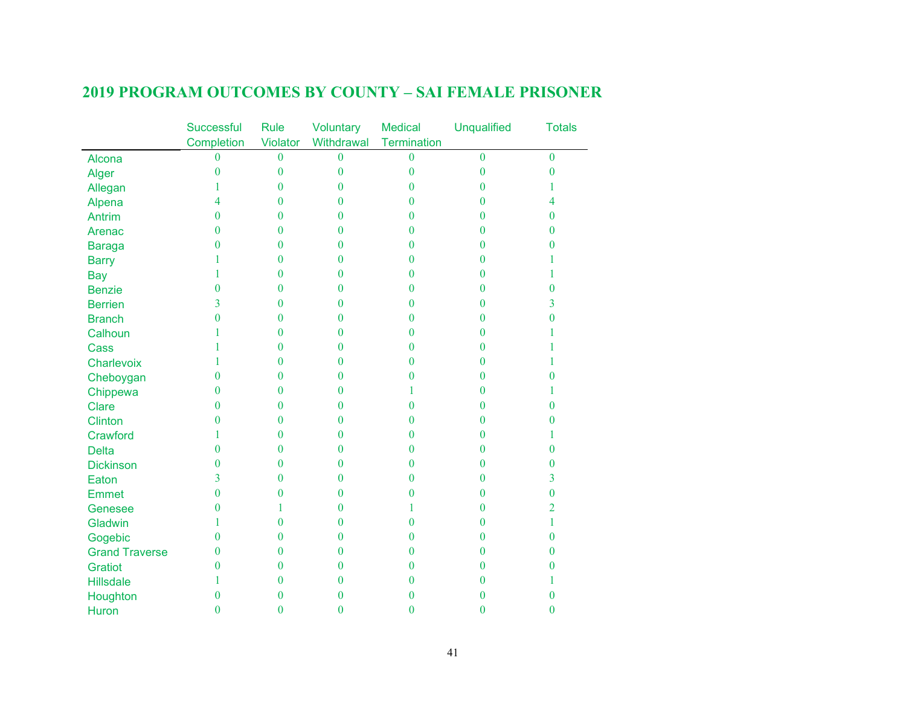## 2019 PROGRAM OUTCOMES BY COUNTY – SAI FEMALE PRISONER

| | Successful Completion | Rule Violator | Voluntary Withdrawal | Medical Termination | Unqualified | Totals |
|---|---|---|---|---|---|---|
| Alcona | 0 | 0 | 0 | 0 | 0 | 0 |
| Alger | 0 | 0 | 0 | 0 | 0 | 0 |
| Allegan | 1 | 0 | 0 | 0 | 0 | 1 |
| Alpena | 4 | 0 | 0 | 0 | 0 | 4 |
| Antrim | 0 | 0 | 0 | 0 | 0 | 0 |
| Arenac | 0 | 0 | 0 | 0 | 0 | 0 |
| Baraga | 0 | 0 | 0 | 0 | 0 | 0 |
| Barry | 1 | 0 | 0 | 0 | 0 | 1 |
| Bay | 1 | 0 | 0 | 0 | 0 | 1 |
| Benzie | 0 | 0 | 0 | 0 | 0 | 0 |
| Berrien | 3 | 0 | 0 | 0 | 0 | 3 |
| Branch | 0 | 0 | 0 | 0 | 0 | 0 |
| Calhoun | 1 | 0 | 0 | 0 | 0 | 1 |
| Cass | 1 | 0 | 0 | 0 | 0 | 1 |
| Charlevoix | 1 | 0 | 0 | 0 | 0 | 1 |
| Cheboygan | 0 | 0 | 0 | 0 | 0 | 0 |
| Chippewa | 0 | 0 | 0 | 1 | 0 | 1 |
| Clare | 0 | 0 | 0 | 0 | 0 | 0 |
| Clinton | 0 | 0 | 0 | 0 | 0 | 0 |
| Crawford | 1 | 0 | 0 | 0 | 0 | 1 |
| Delta | 0 | 0 | 0 | 0 | 0 | 0 |
| Dickinson | 0 | 0 | 0 | 0 | 0 | 0 |
| Eaton | 3 | 0 | 0 | 0 | 0 | 3 |
| Emmet | 0 | 0 | 0 | 0 | 0 | 0 |
| Genesee | 0 | 1 | 0 | 1 | 0 | 2 |
| Gladwin | 1 | 0 | 0 | 0 | 0 | 1 |
| Gogebic | 0 | 0 | 0 | 0 | 0 | 0 |
| Grand Traverse | 0 | 0 | 0 | 0 | 0 | 0 |
| Gratiot | 0 | 0 | 0 | 0 | 0 | 0 |
| Hillsdale | 1 | 0 | 0 | 0 | 0 | 1 |
| Houghton | 0 | 0 | 0 | 0 | 0 | 0 |
| Huron | 0 | 0 | 0 | 0 | 0 | 0 |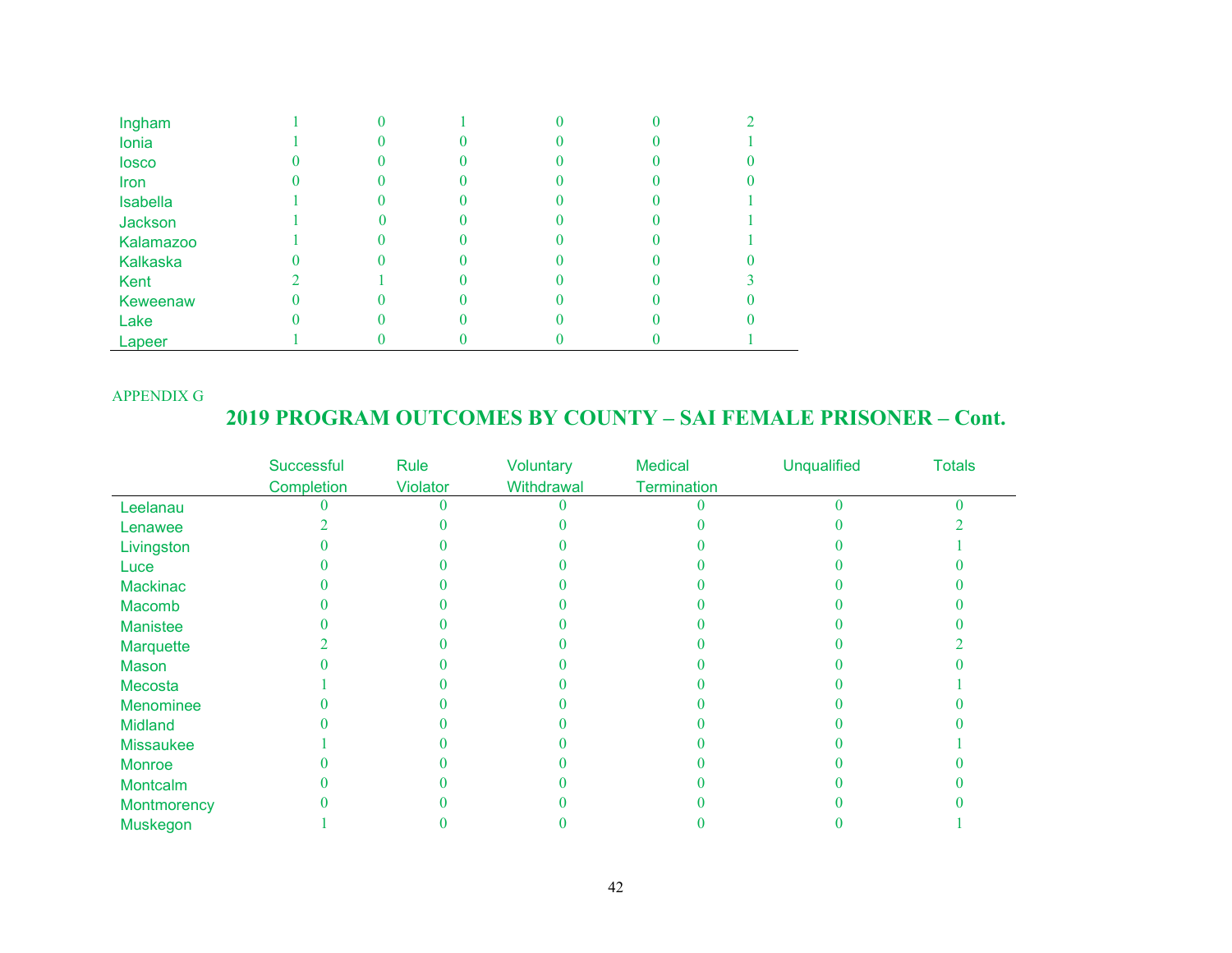| | | | | | | |
|---|---|---|---|---|---|---|
| Ingham | 1 | 0 | 1 | 0 | 0 | 2 |
| Ionia | 1 | 0 | 0 | 0 | 0 | 1 |
| Iosco | 0 | 0 | 0 | 0 | 0 | 0 |
| Iron | 0 | 0 | 0 | 0 | 0 | 0 |
| Isabella | 1 | 0 | 0 | 0 | 0 | 1 |
| Jackson | 1 | 0 | 0 | 0 | 0 | 1 |
| Kalamazoo | 1 | 0 | 0 | 0 | 0 | 1 |
| Kalkaska | 0 | 0 | 0 | 0 | 0 | 0 |
| Kent | 2 | 1 | 0 | 0 | 0 | 3 |
| Keweenaw | 0 | 0 | 0 | 0 | 0 | 0 |
| Lake | 0 | 0 | 0 | 0 | 0 | 0 |
| Lapeer | 1 | 0 | 0 | 0 | 0 | 1 |

APPENDIX G

## 2019 PROGRAM OUTCOMES BY COUNTY – SAI FEMALE PRISONER – Cont.

| | Successful Completion | Rule Violator | Voluntary Withdrawal | Medical Termination | Unqualified | Totals |
|---|---|---|---|---|---|---|
| Leelanau | 0 | 0 | 0 | 0 | 0 | 0 |
| Lenawee | 2 | 0 | 0 | 0 | 0 | 2 |
| Livingston | 0 | 0 | 0 | 0 | 0 | 1 |
| Luce | 0 | 0 | 0 | 0 | 0 | 0 |
| Mackinac | 0 | 0 | 0 | 0 | 0 | 0 |
| Macomb | 0 | 0 | 0 | 0 | 0 | 0 |
| Manistee | 0 | 0 | 0 | 0 | 0 | 0 |
| Marquette | 2 | 0 | 0 | 0 | 0 | 2 |
| Mason | 0 | 0 | 0 | 0 | 0 | 0 |
| Mecosta | 1 | 0 | 0 | 0 | 0 | 1 |
| Menominee | 0 | 0 | 0 | 0 | 0 | 0 |
| Midland | 0 | 0 | 0 | 0 | 0 | 0 |
| Missaukee | 1 | 0 | 0 | 0 | 0 | 1 |
| Monroe | 0 | 0 | 0 | 0 | 0 | 0 |
| Montcalm | 0 | 0 | 0 | 0 | 0 | 0 |
| Montmorency | 0 | 0 | 0 | 0 | 0 | 0 |
| Muskegon | 1 | 0 | 0 | 0 | 0 | 1 |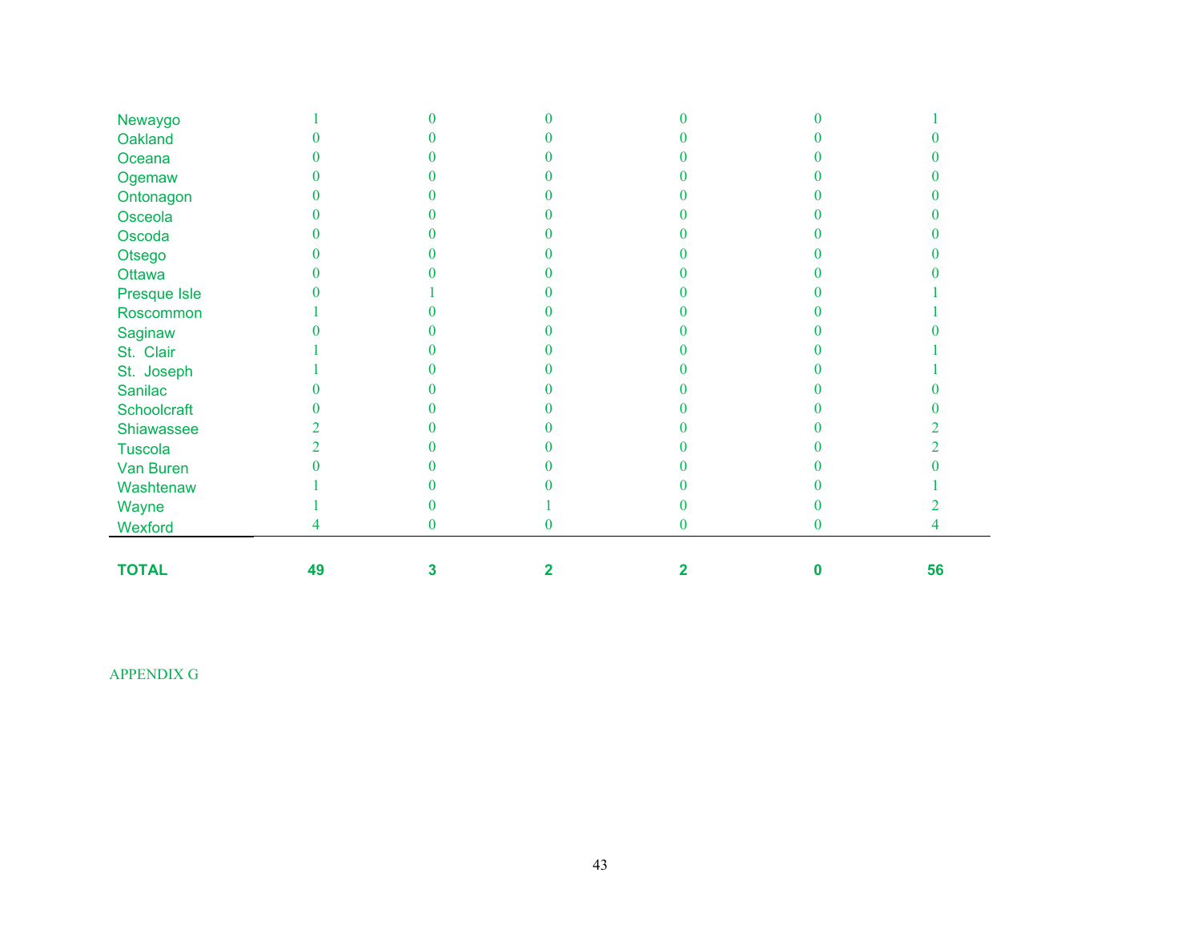| | | | | | | |
|---|---|---|---|---|---|---|
| Newaygo | 1 | 0 | 0 | 0 | 0 | 1 |
| Oakland | 0 | 0 | 0 | 0 | 0 | 0 |
| Oceana | 0 | 0 | 0 | 0 | 0 | 0 |
| Ogemaw | 0 | 0 | 0 | 0 | 0 | 0 |
| Ontonagon | 0 | 0 | 0 | 0 | 0 | 0 |
| Osceola | 0 | 0 | 0 | 0 | 0 | 0 |
| Oscoda | 0 | 0 | 0 | 0 | 0 | 0 |
| Otsego | 0 | 0 | 0 | 0 | 0 | 0 |
| Ottawa | 0 | 0 | 0 | 0 | 0 | 0 |
| Presque Isle | 0 | 1 | 0 | 0 | 0 | 1 |
| Roscommon | 1 | 0 | 0 | 0 | 0 | 1 |
| Saginaw | 0 | 0 | 0 | 0 | 0 | 0 |
| St. Clair | 1 | 0 | 0 | 0 | 0 | 1 |
| St. Joseph | 1 | 0 | 0 | 0 | 0 | 1 |
| Sanilac | 0 | 0 | 0 | 0 | 0 | 0 |
| Schoolcraft | 0 | 0 | 0 | 0 | 0 | 0 |
| Shiawassee | 2 | 0 | 0 | 0 | 0 | 2 |
| Tuscola | 2 | 0 | 0 | 0 | 0 | 2 |
| Van Buren | 0 | 0 | 0 | 0 | 0 | 0 |
| Washtenaw | 1 | 0 | 0 | 0 | 0 | 1 |
| Wayne | 1 | 0 | 1 | 0 | 0 | 2 |
| Wexford | 4 | 0 | 0 | 0 | 0 | 4 |
| **TOTAL** | **49** | **3** | **2** | **2** | **0** | **56** |

APPENDIX G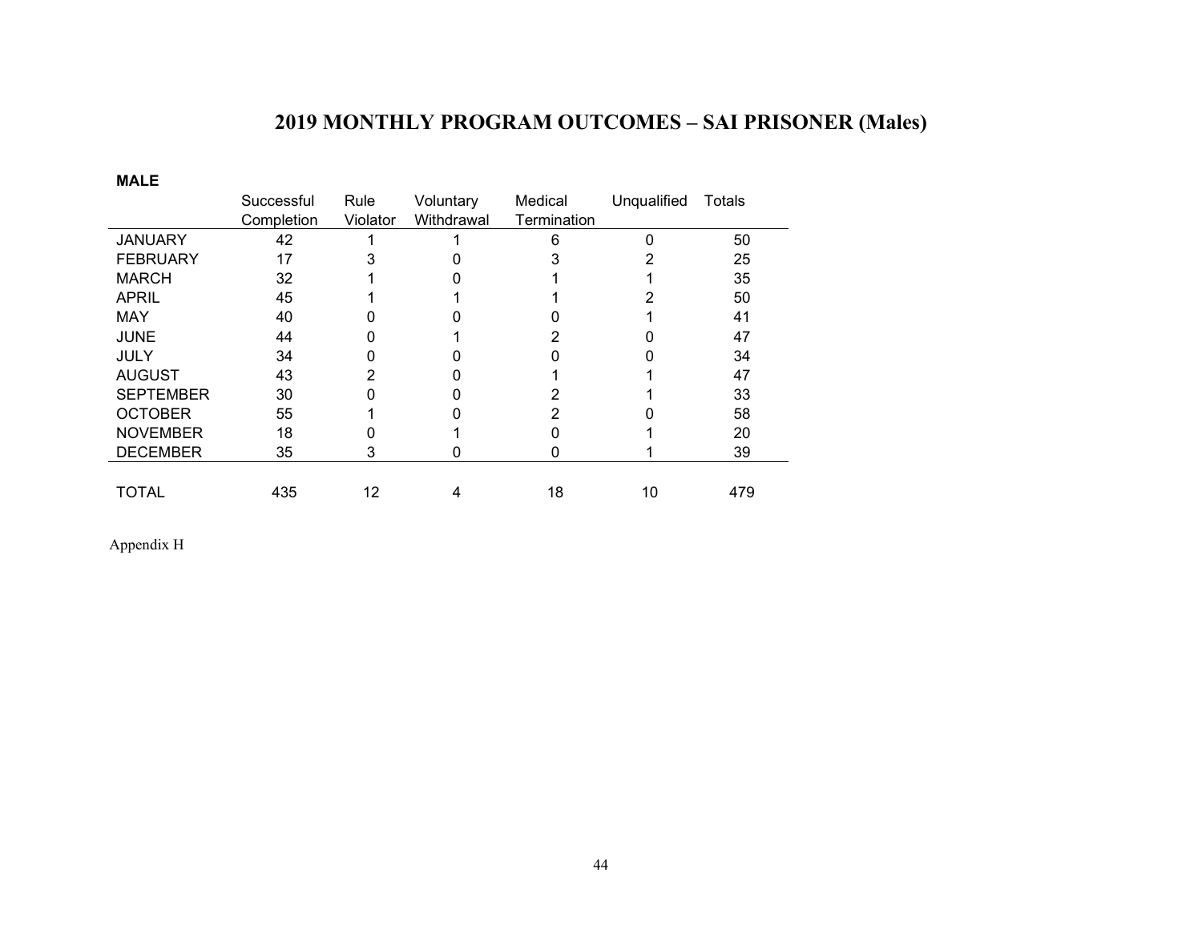# 2019 MONTHLY PROGRAM OUTCOMES – SAI PRISONER (Males)

**MALE**

| | Successful Completion | Rule Violator | Voluntary Withdrawal | Medical Termination | Unqualified | Totals |
|---|---|---|---|---|---|---|
| JANUARY | 42 | 1 | 1 | 6 | 0 | 50 |
| FEBRUARY | 17 | 3 | 0 | 3 | 2 | 25 |
| MARCH | 32 | 1 | 0 | 1 | 1 | 35 |
| APRIL | 45 | 1 | 1 | 1 | 2 | 50 |
| MAY | 40 | 0 | 0 | 0 | 1 | 41 |
| JUNE | 44 | 0 | 1 | 2 | 0 | 47 |
| JULY | 34 | 0 | 0 | 0 | 0 | 34 |
| AUGUST | 43 | 2 | 0 | 1 | 1 | 47 |
| SEPTEMBER | 30 | 0 | 0 | 2 | 1 | 33 |
| OCTOBER | 55 | 1 | 0 | 2 | 0 | 58 |
| NOVEMBER | 18 | 0 | 1 | 0 | 1 | 20 |
| DECEMBER | 35 | 3 | 0 | 0 | 1 | 39 |
| TOTAL | 435 | 12 | 4 | 18 | 10 | 479 |

Appendix H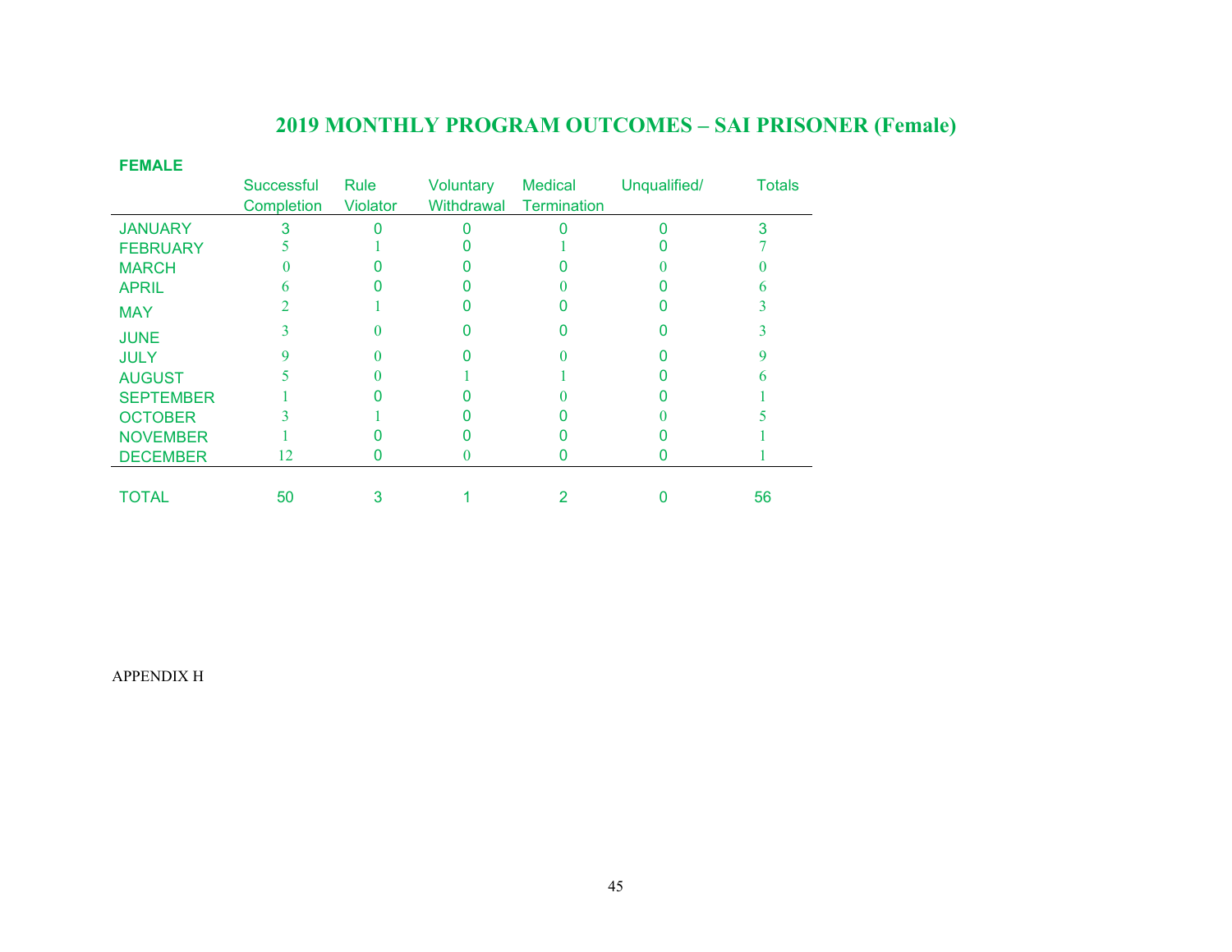# 2019 MONTHLY PROGRAM OUTCOMES – SAI PRISONER (Female)

**FEMALE**

| | Successful Completion | Rule Violator | Voluntary Withdrawal | Medical Termination | Unqualified/ | Totals |
|---|---|---|---|---|---|---|
| JANUARY | 3 | 0 | 0 | 0 | 0 | 3 |
| FEBRUARY | 5 | 1 | 0 | 1 | 0 | 7 |
| MARCH | 0 | 0 | 0 | 0 | 0 | 0 |
| APRIL | 6 | 0 | 0 | 0 | 0 | 6 |
| MAY | 2 | 1 | 0 | 0 | 0 | 3 |
| JUNE | 3 | 0 | 0 | 0 | 0 | 3 |
| JULY | 9 | 0 | 0 | 0 | 0 | 9 |
| AUGUST | 5 | 0 | 1 | 1 | 0 | 6 |
| SEPTEMBER | 1 | 0 | 0 | 0 | 0 | 1 |
| OCTOBER | 3 | 1 | 0 | 0 | 0 | 5 |
| NOVEMBER | 1 | 0 | 0 | 0 | 0 | 1 |
| DECEMBER | 12 | 0 | 0 | 0 | 0 | 1 |
| TOTAL | 50 | 3 | 1 | 2 | 0 | 56 |

APPENDIX H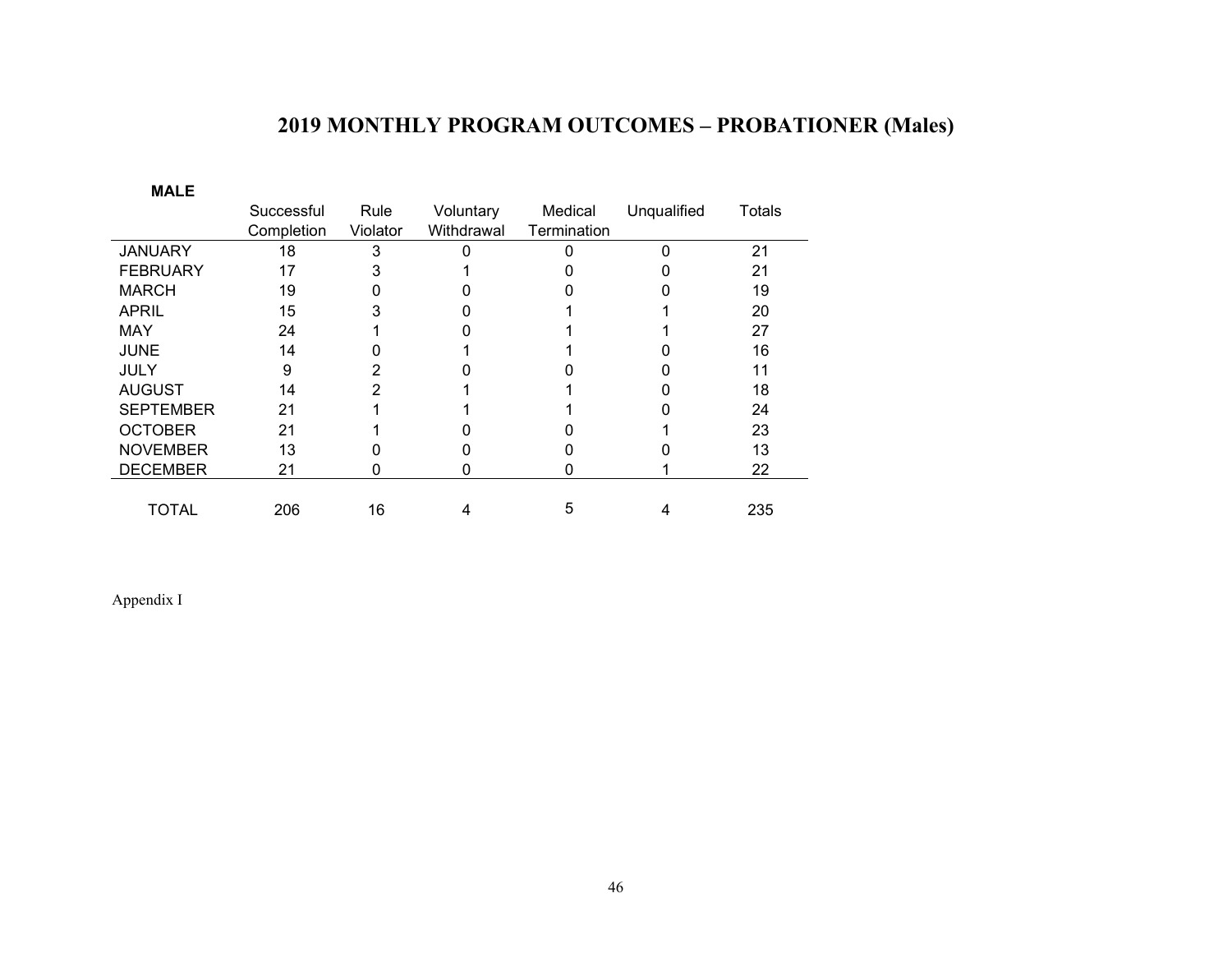# 2019 MONTHLY PROGRAM OUTCOMES – PROBATIONER (Males)

**MALE**

| | Successful Completion | Rule Violator | Voluntary Withdrawal | Medical Termination | Unqualified | Totals |
|---|---|---|---|---|---|---|
| JANUARY | 18 | 3 | 0 | 0 | 0 | 21 |
| FEBRUARY | 17 | 3 | 1 | 0 | 0 | 21 |
| MARCH | 19 | 0 | 0 | 0 | 0 | 19 |
| APRIL | 15 | 3 | 0 | 1 | 1 | 20 |
| MAY | 24 | 1 | 0 | 1 | 1 | 27 |
| JUNE | 14 | 0 | 1 | 1 | 0 | 16 |
| JULY | 9 | 2 | 0 | 0 | 0 | 11 |
| AUGUST | 14 | 2 | 1 | 1 | 0 | 18 |
| SEPTEMBER | 21 | 1 | 1 | 1 | 0 | 24 |
| OCTOBER | 21 | 1 | 0 | 0 | 1 | 23 |
| NOVEMBER | 13 | 0 | 0 | 0 | 0 | 13 |
| DECEMBER | 21 | 0 | 0 | 0 | 1 | 22 |
| TOTAL | 206 | 16 | 4 | 5 | 4 | 235 |

Appendix I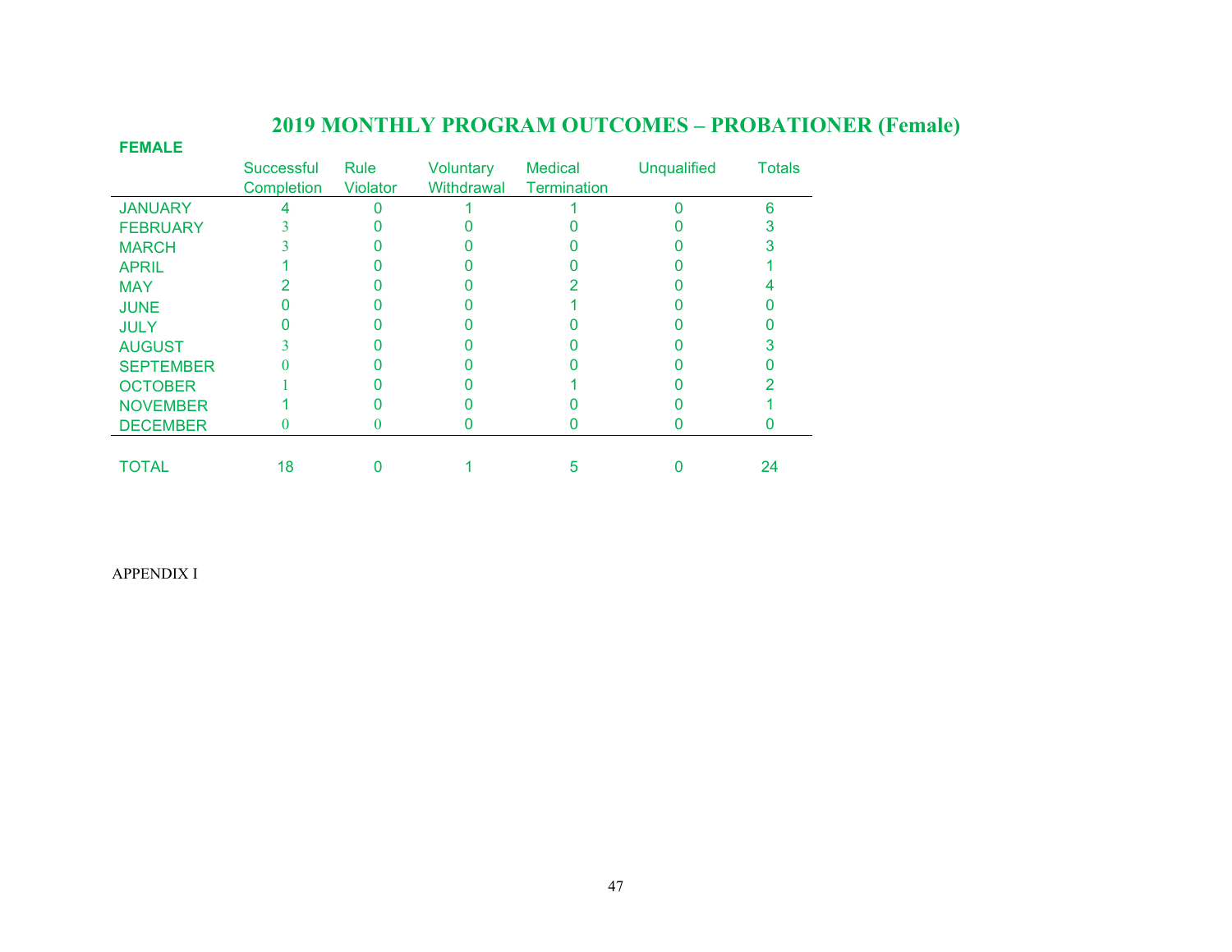## 2019 MONTHLY PROGRAM OUTCOMES – PROBATIONER (Female)

**FEMALE**

| | Successful Completion | Rule Violator | Voluntary Withdrawal | Medical Termination | Unqualified | Totals |
|---|---|---|---|---|---|---|
| JANUARY | 4 | 0 | 1 | 1 | 0 | 6 |
| FEBRUARY | 3 | 0 | 0 | 0 | 0 | 3 |
| MARCH | 3 | 0 | 0 | 0 | 0 | 3 |
| APRIL | 1 | 0 | 0 | 0 | 0 | 1 |
| MAY | 2 | 0 | 0 | 2 | 0 | 4 |
| JUNE | 0 | 0 | 0 | 1 | 0 | 0 |
| JULY | 0 | 0 | 0 | 0 | 0 | 0 |
| AUGUST | 3 | 0 | 0 | 0 | 0 | 3 |
| SEPTEMBER | 0 | 0 | 0 | 0 | 0 | 0 |
| OCTOBER | 1 | 0 | 0 | 1 | 0 | 2 |
| NOVEMBER | 1 | 0 | 0 | 0 | 0 | 1 |
| DECEMBER | 0 | 0 | 0 | 0 | 0 | 0 |
| TOTAL | 18 | 0 | 1 | 5 | 0 | 24 |

APPENDIX I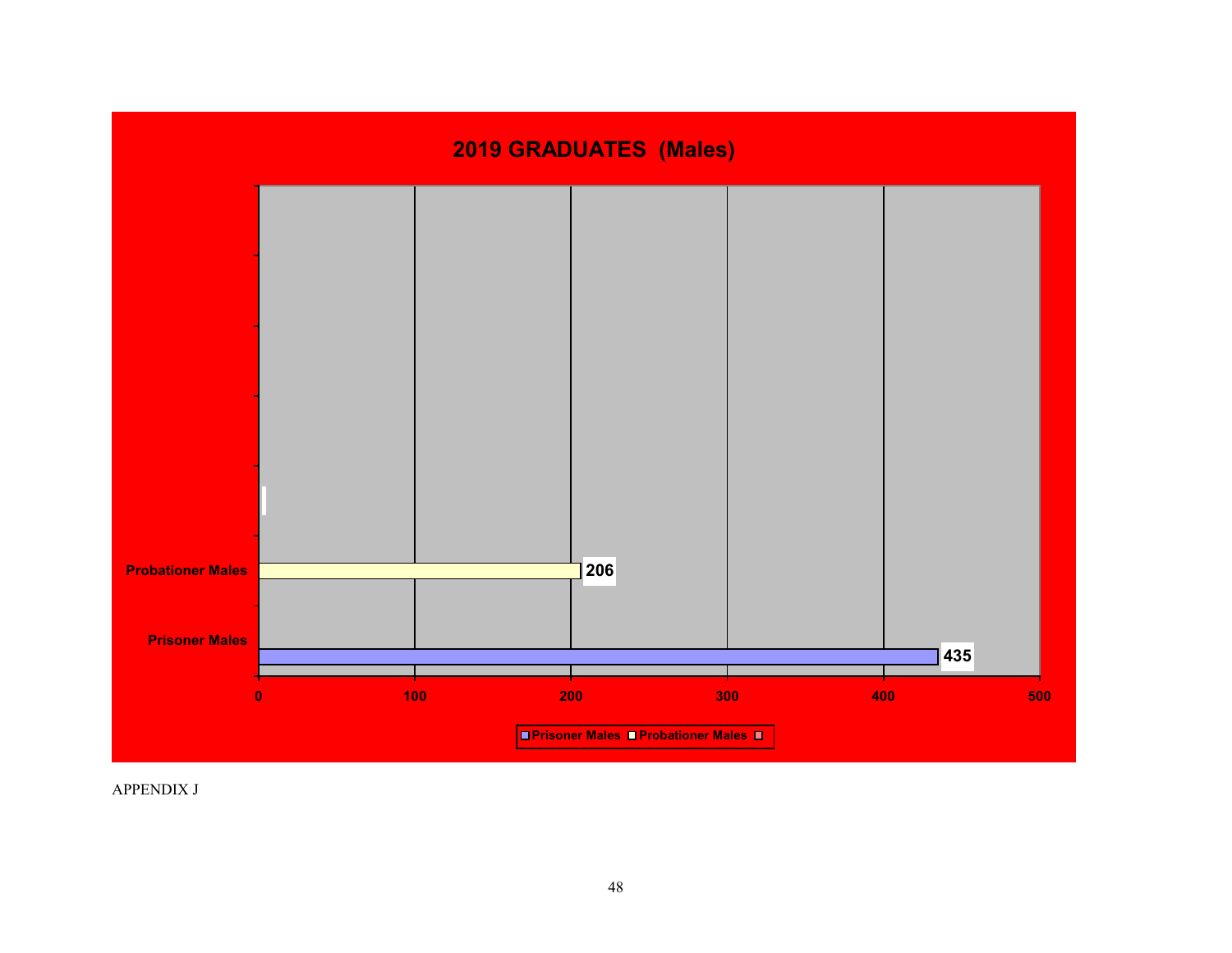## 2019 GRADUATES (Males)

| Category | Graduates |
| --- | --- |
| Probationer Males | 206 |
| Prisoner Males | 435 |

APPENDIX J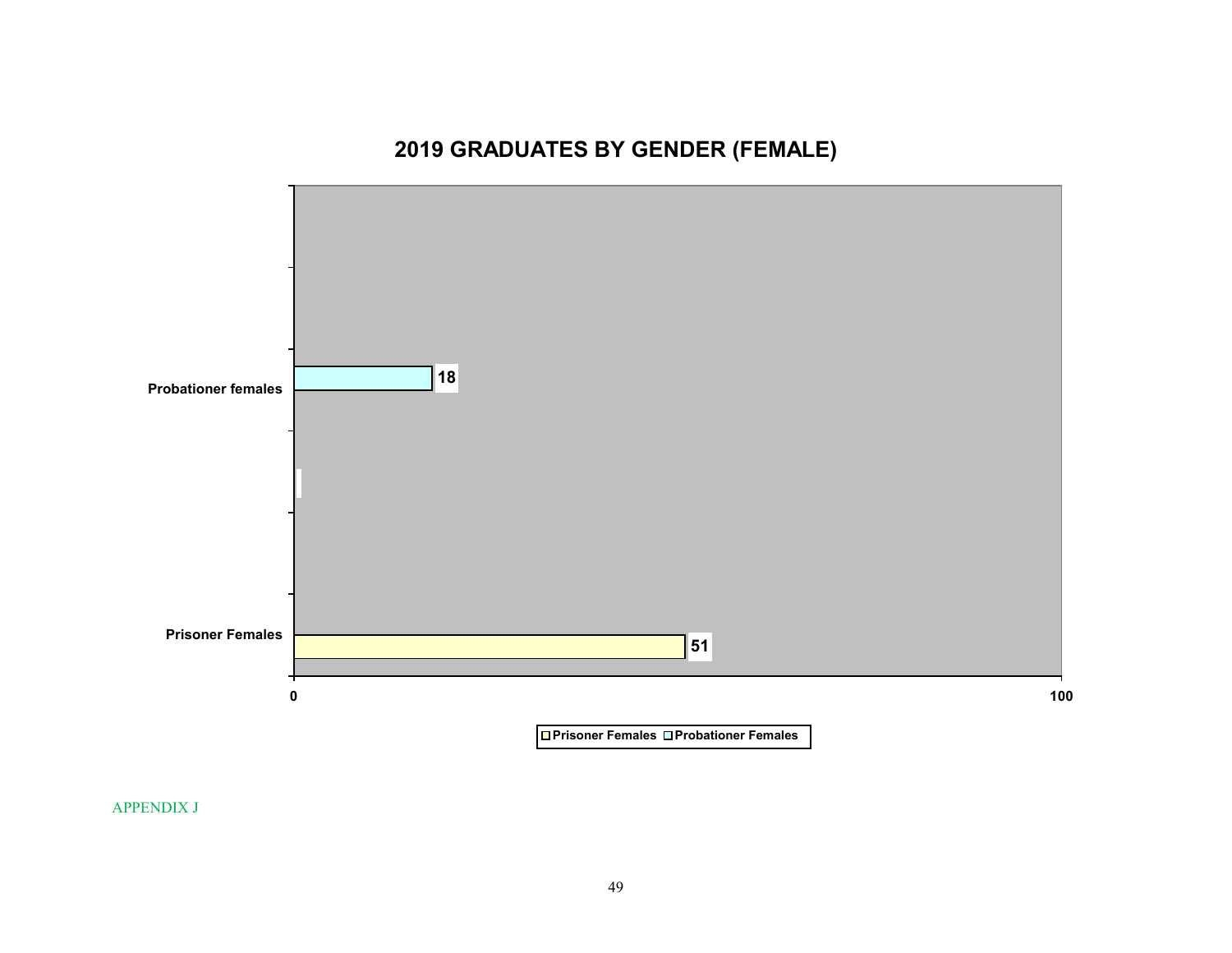## 2019 GRADUATES BY GENDER (FEMALE)

| Category | Graduates |
| --- | --- |
| Probationer females | 18 |
| Prisoner Females | 51 |

APPENDIX J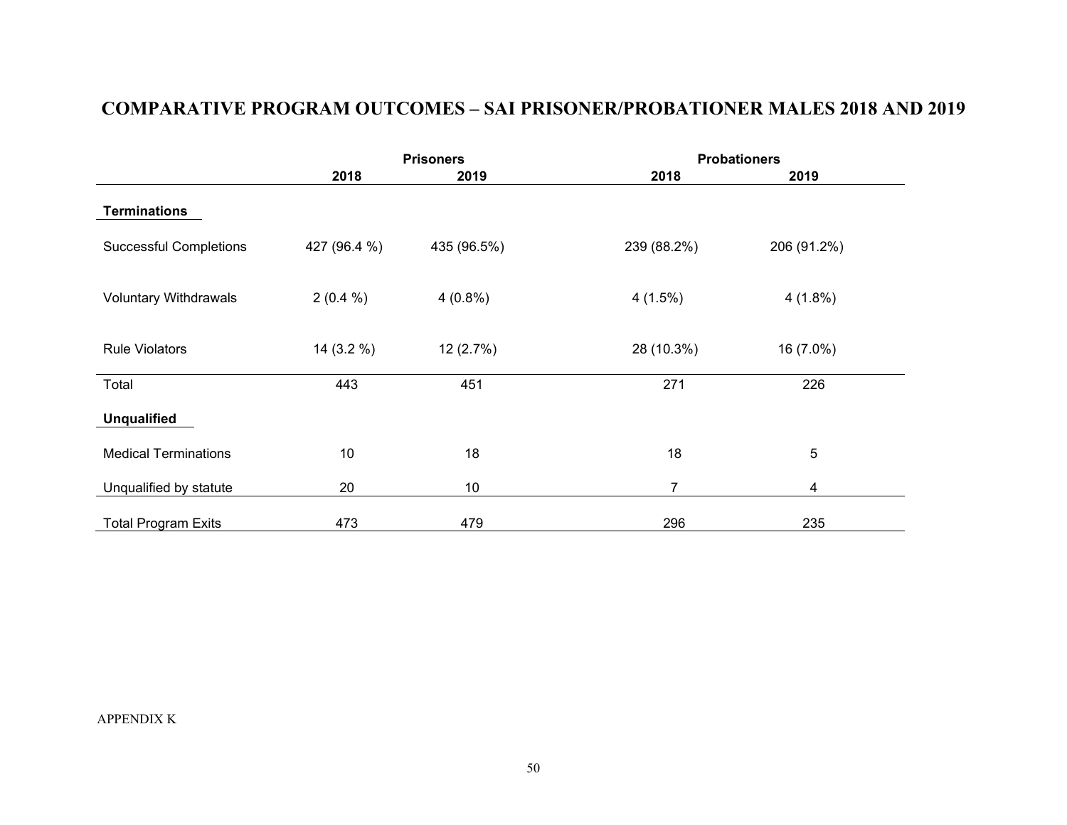# COMPARATIVE PROGRAM OUTCOMES – SAI PRISONER/PROBATIONER MALES 2018 AND 2019

| | Prisoners | | Probationers | |
|---|---|---|---|---|
| | 2018 | 2019 | 2018 | 2019 |
| **Terminations** | | | | |
| Successful Completions | 427 (96.4 %) | 435 (96.5%) | 239 (88.2%) | 206 (91.2%) |
| Voluntary Withdrawals | 2 (0.4 %) | 4 (0.8%) | 4 (1.5%) | 4 (1.8%) |
| Rule Violators | 14 (3.2 %) | 12 (2.7%) | 28 (10.3%) | 16 (7.0%) |
| Total | 443 | 451 | 271 | 226 |
| **Unqualified** | | | | |
| Medical Terminations | 10 | 18 | 18 | 5 |
| Unqualified by statute | 20 | 10 | 7 | 4 |
| Total Program Exits | 473 | 479 | 296 | 235 |

APPENDIX K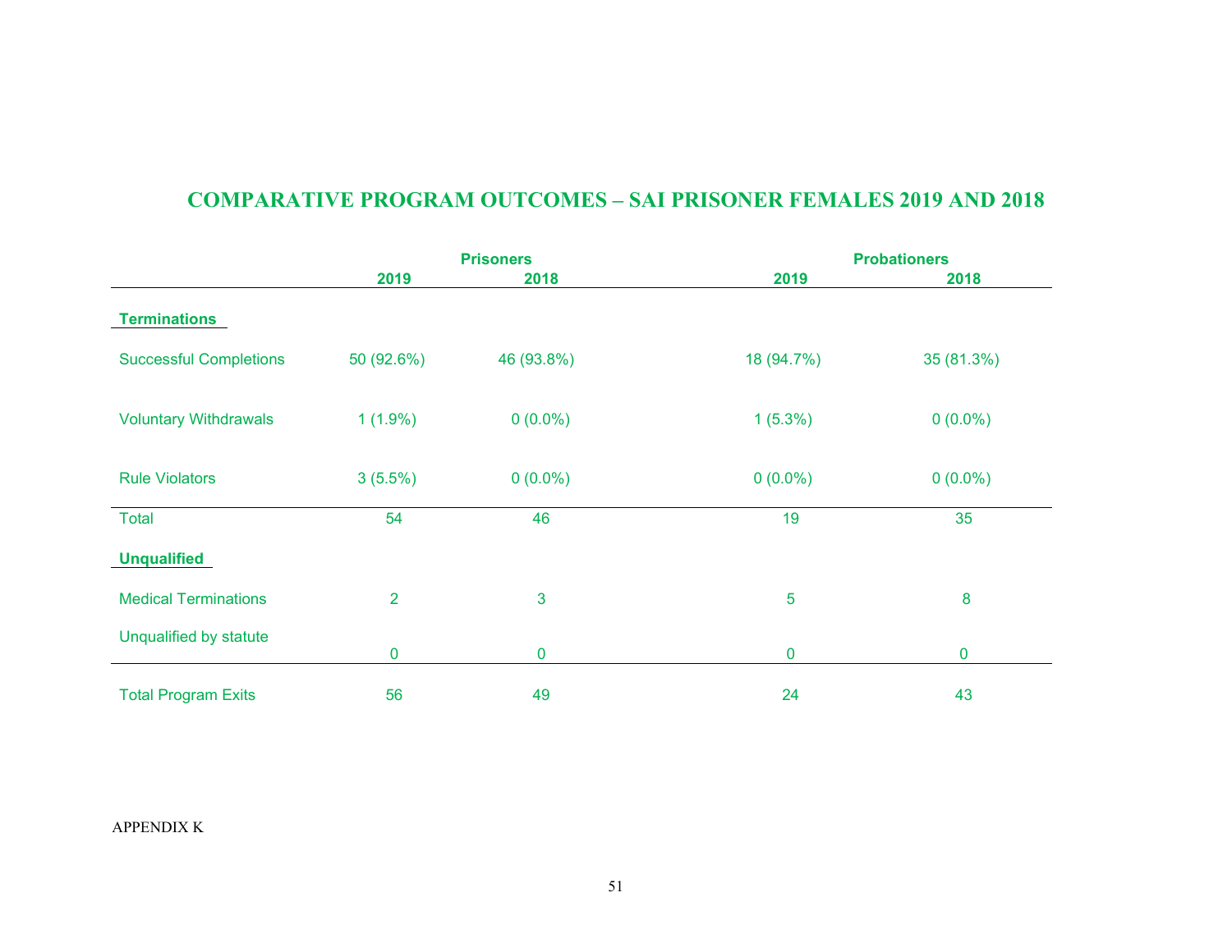# COMPARATIVE PROGRAM OUTCOMES – SAI PRISONER FEMALES 2019 AND 2018

| | Prisoners | | Probationers | |
|---|---|---|---|---|
| | 2019 | 2018 | 2019 | 2018 |
| **Terminations** | | | | |
| Successful Completions | 50 (92.6%) | 46 (93.8%) | 18 (94.7%) | 35 (81.3%) |
| Voluntary Withdrawals | 1 (1.9%) | 0 (0.0%) | 1 (5.3%) | 0 (0.0%) |
| Rule Violators | 3 (5.5%) | 0 (0.0%) | 0 (0.0%) | 0 (0.0%) |
| Total | 54 | 46 | 19 | 35 |
| **Unqualified** | | | | |
| Medical Terminations | 2 | 3 | 5 | 8 |
| Unqualified by statute | 0 | 0 | 0 | 0 |
| Total Program Exits | 56 | 49 | 24 | 43 |

APPENDIX K